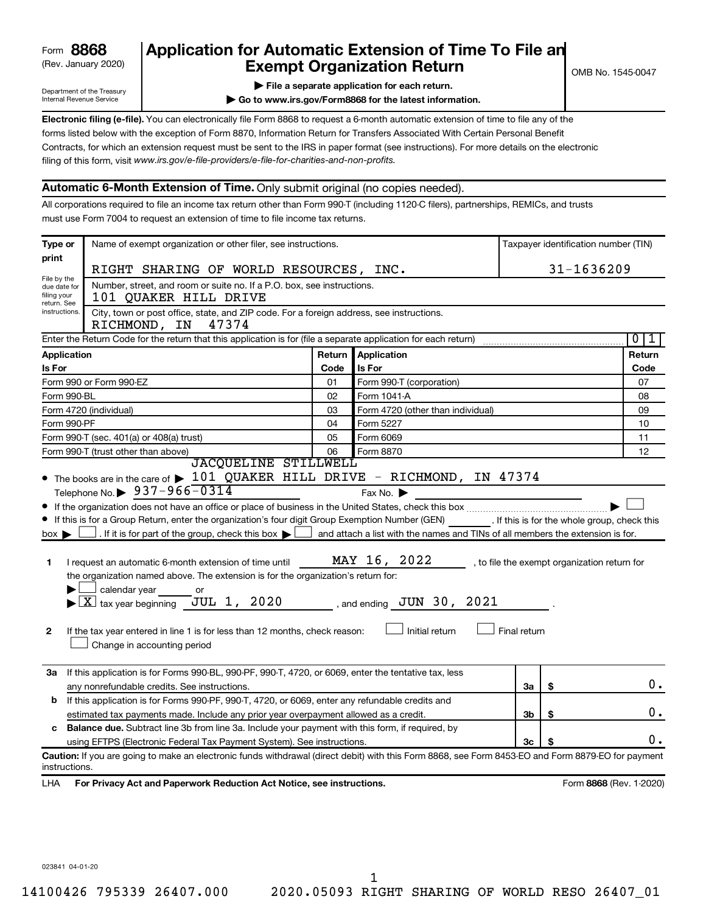Form **8868**
(Rev. January 2020)

Department of the Treasury
Internal Revenue Service

# Application for Automatic Extension of Time To File an Exempt Organization Return

▶ **File a separate application for each return.**

▶ **Go to www.irs.gov/Form8868 for the latest information.**

OMB No. 1545-0047

**Electronic filing (e-file).** You can electronically file Form 8868 to request a 6-month automatic extension of time to file any of the forms listed below with the exception of Form 8870, Information Return for Transfers Associated With Certain Personal Benefit Contracts, for which an extension request must be sent to the IRS in paper format (see instructions). For more details on the electronic filing of this form, visit *www.irs.gov/e-file-providers/e-file-for-charities-and-non-profits.*

## Automatic 6-Month Extension of Time. Only submit original (no copies needed).

All corporations required to file an income tax return other than Form 990-T (including 1120-C filers), partnerships, REMICs, and trusts must use Form 7004 to request an extension of time to file income tax returns.

**Type or print**

File by the due date for filing your return. See instructions.

Name of exempt organization or other filer, see instructions.
RIGHT SHARING OF WORLD RESOURCES, INC.

Taxpayer identification number (TIN)
31-1636209

Number, street, and room or suite no. If a P.O. box, see instructions.
101 QUAKER HILL DRIVE

City, town or post office, state, and ZIP code. For a foreign address, see instructions.
RICHMOND, IN 47374

Enter the Return Code for the return that this application is for (file a separate application for each return) .......... 0 1

| Application Is For | Return Code | Application Is For | Return Code |
|---|---|---|---|
| Form 990 or Form 990-EZ | 01 | Form 990-T (corporation) | 07 |
| Form 990-BL | 02 | Form 1041-A | 08 |
| Form 4720 (individual) | 03 | Form 4720 (other than individual) | 09 |
| Form 990-PF | 04 | Form 5227 | 10 |
| Form 990-T (sec. 401(a) or 408(a) trust) | 05 | Form 6069 | 11 |
| Form 990-T (trust other than above) | 06 | Form 8870 | 12 |

- The books are in the care of ▶ JACQUELINE STILLWELL
101 QUAKER HILL DRIVE - RICHMOND, IN 47374
Telephone No. ▶ 937-966-0314 Fax No. ▶
- If the organization does not have an office or place of business in the United States, check this box .......... ▶ ☐
- If this is for a Group Return, enter the organization's four digit Group Exemption Number (GEN) ________. If this is for the whole group, check this box ▶ ☐. If it is for part of the group, check this box ▶ ☐ and attach a list with the names and TINs of all members the extension is for.

**1** I request an automatic 6-month extension of time until MAY 16, 2022, to file the exempt organization return for the organization named above. The extension is for the organization's return for:
▶ ☐ calendar year ______ or
▶ ☒ tax year beginning JUL 1, 2020, and ending JUN 30, 2021.

**2** If the tax year entered in line 1 is for less than 12 months, check reason: ☐ Initial return ☐ Final return
☐ Change in accounting period

| | | | | |
|---|---|---|---|---|
| **3a** | If this application is for Forms 990-BL, 990-PF, 990-T, 4720, or 6069, enter the tentative tax, less any nonrefundable credits. See instructions. | 3a | $ | 0. |
| **b** | If this application is for Forms 990-PF, 990-T, 4720, or 6069, enter any refundable credits and estimated tax payments made. Include any prior year overpayment allowed as a credit. | 3b | $ | 0. |
| **c** | **Balance due.** Subtract line 3b from line 3a. Include your payment with this form, if required, by using EFTPS (Electronic Federal Tax Payment System). See instructions. | 3c | $ | 0. |

**Caution:** If you are going to make an electronic funds withdrawal (direct debit) with this Form 8868, see Form 8453-EO and Form 8879-EO for payment instructions.

LHA **For Privacy Act and Paperwork Reduction Act Notice, see instructions.** Form **8868** (Rev. 1-2020)

023841 04-01-20

14100426 795339 26407.000 2020.05093 RIGHT SHARING OF WORLD RESO 26407_01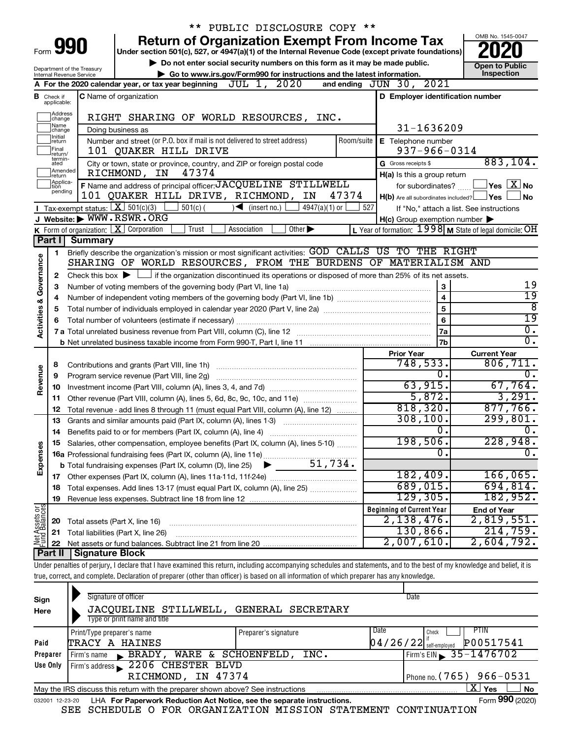** PUBLIC DISCLOSURE COPY **

# Form 990 — Return of Organization Exempt From Income Tax

**Under section 501(c), 527, or 4947(a)(1) of the Internal Revenue Code (except private foundations)**

▶ Do not enter social security numbers on this form as it may be made public.
▶ Go to www.irs.gov/Form990 for instructions and the latest information.

OMB No. 1545-0047 | **2020** | **Open to Public Inspection**

Department of the Treasury
Internal Revenue Service

**A** For the 2020 calendar year, or tax year beginning JUL 1, 2020 and ending JUN 30, 2021

**B** Check if applicable: Address change, Name change, Initial return, Final return/terminated, Amended return, Application pending

**C** Name of organization: RIGHT SHARING OF WORLD RESOURCES, INC.

Doing business as

Number and street (or P.O. box if mail is not delivered to street address): 101 QUAKER HILL DRIVE | Room/suite

City or town, state or province, country, and ZIP or foreign postal code: RICHMOND, IN 47374

**D** Employer identification number: 31-1636209

**E** Telephone number: 937-966-0314

**G** Gross receipts $ 883,104.

**F** Name and address of principal officer: JACQUELINE STILLWELL, 101 QUAKER HILL DRIVE, RICHMOND, IN 47374

**H(a)** Is this a group return for subordinates? ☐ Yes ☒ No

**H(b)** Are all subordinates included? ☐ Yes ☐ No — If "No," attach a list. See instructions

**H(c)** Group exemption number ▶

**I** Tax-exempt status: ☒ 501(c)(3) ☐ 501(c) ( ) ◀ (insert no.) ☐ 4947(a)(1) or ☐ 527

**J** Website: ▶ WWW.RSWR.ORG

**K** Form of organization: ☒ Corporation ☐ Trust ☐ Association ☐ Other ▶

**L** Year of formation: 1998 **M** State of legal domicile: OH

## Part I Summary

**Activities & Governance**

1. Briefly describe the organization's mission or most significant activities: GOD CALLS US TO THE RIGHT SHARING OF WORLD RESOURCES, FROM THE BURDENS OF MATERIALISM AND
2. Check this box ▶ ☐ if the organization discontinued its operations or disposed of more than 25% of its net assets.

| | | | |
|---|---|---|---|
| 3 | Number of voting members of the governing body (Part VI, line 1a) | 3 | 19 |
| 4 | Number of independent voting members of the governing body (Part VI, line 1b) | 4 | 19 |
| 5 | Total number of individuals employed in calendar year 2020 (Part V, line 2a) | 5 | 8 |
| 6 | Total number of volunteers (estimate if necessary) | 6 | 19 |
| 7a | Total unrelated business revenue from Part VIII, column (C), line 12 | 7a | 0. |
| b | Net unrelated business taxable income from Form 990-T, Part I, line 11 | 7b | 0. |

| | | Prior Year | Current Year |
|---|---|---|---|
| **Revenue** | | | |
| 8 | Contributions and grants (Part VIII, line 1h) | 748,533. | 806,711. |
| 9 | Program service revenue (Part VIII, line 2g) | 0. | 0. |
| 10 | Investment income (Part VIII, column (A), lines 3, 4, and 7d) | 63,915. | 67,764. |
| 11 | Other revenue (Part VIII, column (A), lines 5, 6d, 8c, 9c, 10c, and 11e) | 5,872. | 3,291. |
| 12 | Total revenue - add lines 8 through 11 (must equal Part VIII, column (A), line 12) | 818,320. | 877,766. |
| **Expenses** | | | |
| 13 | Grants and similar amounts paid (Part IX, column (A), lines 1-3) | 308,100. | 299,801. |
| 14 | Benefits paid to or for members (Part IX, column (A), line 4) | 0. | 0. |
| 15 | Salaries, other compensation, employee benefits (Part IX, column (A), lines 5-10) | 198,506. | 228,948. |
| 16a | Professional fundraising fees (Part IX, column (A), line 11e) | 0. | 0. |
| b | Total fundraising expenses (Part IX, column (D), line 25) ▶ 51,734. | | |
| 17 | Other expenses (Part IX, column (A), lines 11a-11d, 11f-24e) | 182,409. | 166,065. |
| 18 | Total expenses. Add lines 13-17 (must equal Part IX, column (A), line 25) | 689,015. | 694,814. |
| 19 | Revenue less expenses. Subtract line 18 from line 12 | 129,305. | 182,952. |

| | | Beginning of Current Year | End of Year |
|---|---|---|---|
| **Net Assets or Fund Balances** | | | |
| 20 | Total assets (Part X, line 16) | 2,138,476. | 2,819,551. |
| 21 | Total liabilities (Part X, line 26) | 130,866. | 214,759. |
| 22 | Net assets or fund balances. Subtract line 21 from line 20 | 2,007,610. | 2,604,792. |

## Part II Signature Block

Under penalties of perjury, I declare that I have examined this return, including accompanying schedules and statements, and to the best of my knowledge and belief, it is true, correct, and complete. Declaration of preparer (other than officer) is based on all information of which preparer has any knowledge.

**Sign Here**

Signature of officer | Date

JACQUELINE STILLWELL, GENERAL SECRETARY
Type or print name and title

**Paid Preparer Use Only**

| Print/Type preparer's name | Preparer's signature | Date | Check ☐ if self-employed | PTIN |
|---|---|---|---|---|
| TRACY A HAINES | | 04/26/22 | | P00517541 |

Firm's name ▶ BRADY, WARE & SCHOENFELD, INC. | Firm's EIN ▶ 35-1476702

Firm's address ▶ 2206 CHESTER BLVD, RICHMOND, IN 47374 | Phone no. (765) 966-0531

May the IRS discuss this return with the preparer shown above? See instructions ☒ Yes ☐ No

032001 12-23-20 LHA For Paperwork Reduction Act Notice, see the separate instructions. Form **990** (2020)

SEE SCHEDULE O FOR ORGANIZATION MISSION STATEMENT CONTINUATION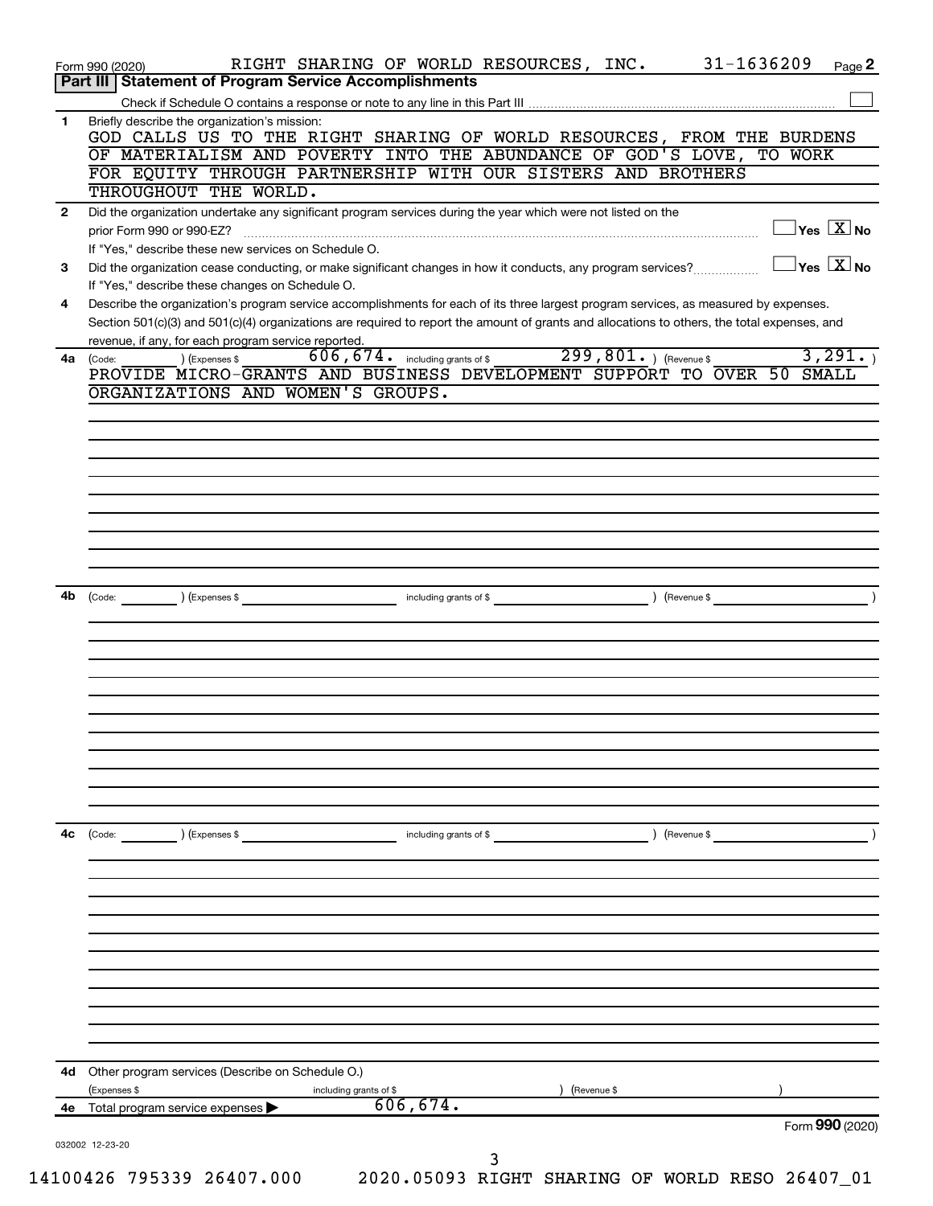Form 990 (2020) RIGHT SHARING OF WORLD RESOURCES, INC. 31-1636209 Page **2**

## Part III | Statement of Program Service Accomplishments

Check if Schedule O contains a response or note to any line in this Part III ☐

**1** Briefly describe the organization's mission:

GOD CALLS US TO THE RIGHT SHARING OF WORLD RESOURCES, FROM THE BURDENS OF MATERIALISM AND POVERTY INTO THE ABUNDANCE OF GOD'S LOVE, TO WORK FOR EQUITY THROUGH PARTNERSHIP WITH OUR SISTERS AND BROTHERS THROUGHOUT THE WORLD.

**2** Did the organization undertake any significant program services during the year which were not listed on the prior Form 990 or 990-EZ? ☐ Yes ☒ No

If "Yes," describe these new services on Schedule O.

**3** Did the organization cease conducting, or make significant changes in how it conducts, any program services? ☐ Yes ☒ No

If "Yes," describe these changes on Schedule O.

**4** Describe the organization's program service accomplishments for each of its three largest program services, as measured by expenses. Section 501(c)(3) and 501(c)(4) organizations are required to report the amount of grants and allocations to others, the total expenses, and revenue, if any, for each program service reported.

**4a** (Code: ) (Expenses $ 606,674. including grants of $ 299,801. ) (Revenue $ 3,291. )

PROVIDE MICRO-GRANTS AND BUSINESS DEVELOPMENT SUPPORT TO OVER 50 SMALL ORGANIZATIONS AND WOMEN'S GROUPS.

**4b** (Code: ) (Expenses $ including grants of $ ) (Revenue $ )

**4c** (Code: ) (Expenses $ including grants of $ ) (Revenue $ )

**4d** Other program services (Describe on Schedule O.)

(Expenses $ including grants of $ ) (Revenue $ )

**4e** Total program service expenses ▶ 606,674.

Form **990** (2020)

032002 12-23-20

14100426 795339 26407.000 2020.05093 RIGHT SHARING OF WORLD RESO 26407_01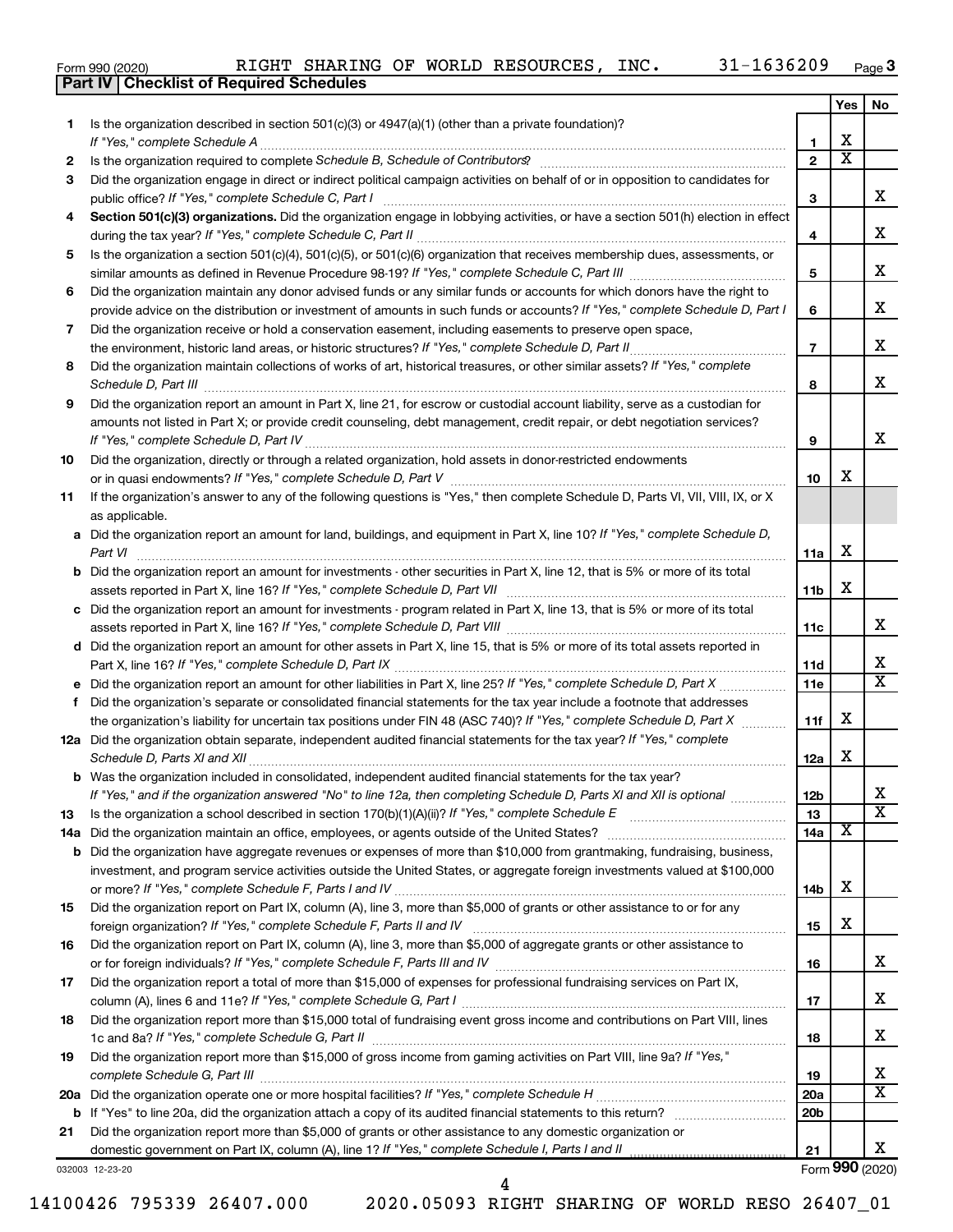Form 990 (2020) RIGHT SHARING OF WORLD RESOURCES, INC. 31-1636209 Page 3

**Part IV | Checklist of Required Schedules**

| | | | Yes | No |
|---|---|---|---|---|
| **1** | Is the organization described in section 501(c)(3) or 4947(a)(1) (other than a private foundation)? *If "Yes," complete Schedule A* | **1** | X | |
| **2** | Is the organization required to complete *Schedule B, Schedule of Contributors*? | **2** | X | |
| **3** | Did the organization engage in direct or indirect political campaign activities on behalf of or in opposition to candidates for public office? *If "Yes," complete Schedule C, Part I* | **3** | | X |
| **4** | **Section 501(c)(3) organizations.** Did the organization engage in lobbying activities, or have a section 501(h) election in effect during the tax year? *If "Yes," complete Schedule C, Part II* | **4** | | X |
| **5** | Is the organization a section 501(c)(4), 501(c)(5), or 501(c)(6) organization that receives membership dues, assessments, or similar amounts as defined in Revenue Procedure 98-19? *If "Yes," complete Schedule C, Part III* | **5** | | X |
| **6** | Did the organization maintain any donor advised funds or any similar funds or accounts for which donors have the right to provide advice on the distribution or investment of amounts in such funds or accounts? *If "Yes," complete Schedule D, Part I* | **6** | | X |
| **7** | Did the organization receive or hold a conservation easement, including easements to preserve open space, the environment, historic land areas, or historic structures? *If "Yes," complete Schedule D, Part II* | **7** | | X |
| **8** | Did the organization maintain collections of works of art, historical treasures, or other similar assets? *If "Yes," complete Schedule D, Part III* | **8** | | X |
| **9** | Did the organization report an amount in Part X, line 21, for escrow or custodial account liability, serve as a custodian for amounts not listed in Part X; or provide credit counseling, debt management, credit repair, or debt negotiation services? *If "Yes," complete Schedule D, Part IV* | **9** | | X |
| **10** | Did the organization, directly or through a related organization, hold assets in donor-restricted endowments or in quasi endowments? *If "Yes," complete Schedule D, Part V* | **10** | X | |
| **11** | If the organization's answer to any of the following questions is "Yes," then complete Schedule D, Parts VI, VII, VIII, IX, or X as applicable. | | | |
| **a** | Did the organization report an amount for land, buildings, and equipment in Part X, line 10? *If "Yes," complete Schedule D, Part VI* | **11a** | X | |
| **b** | Did the organization report an amount for investments - other securities in Part X, line 12, that is 5% or more of its total assets reported in Part X, line 16? *If "Yes," complete Schedule D, Part VII* | **11b** | X | |
| **c** | Did the organization report an amount for investments - program related in Part X, line 13, that is 5% or more of its total assets reported in Part X, line 16? *If "Yes," complete Schedule D, Part VIII* | **11c** | | X |
| **d** | Did the organization report an amount for other assets in Part X, line 15, that is 5% or more of its total assets reported in Part X, line 16? *If "Yes," complete Schedule D, Part IX* | **11d** | | X |
| **e** | Did the organization report an amount for other liabilities in Part X, line 25? *If "Yes," complete Schedule D, Part X* | **11e** | | X |
| **f** | Did the organization's separate or consolidated financial statements for the tax year include a footnote that addresses the organization's liability for uncertain tax positions under FIN 48 (ASC 740)? *If "Yes," complete Schedule D, Part X* | **11f** | X | |
| **12a** | Did the organization obtain separate, independent audited financial statements for the tax year? *If "Yes," complete Schedule D, Parts XI and XII* | **12a** | X | |
| **b** | Was the organization included in consolidated, independent audited financial statements for the tax year? *If "Yes," and if the organization answered "No" to line 12a, then completing Schedule D, Parts XI and XII is optional* | **12b** | | X |
| **13** | Is the organization a school described in section 170(b)(1)(A)(ii)? *If "Yes," complete Schedule E* | **13** | | X |
| **14a** | Did the organization maintain an office, employees, or agents outside of the United States? | **14a** | X | |
| **b** | Did the organization have aggregate revenues or expenses of more than $10,000 from grantmaking, fundraising, business, investment, and program service activities outside the United States, or aggregate foreign investments valued at $100,000 or more? *If "Yes," complete Schedule F, Parts I and IV* | **14b** | X | |
| **15** | Did the organization report on Part IX, column (A), line 3, more than $5,000 of grants or other assistance to or for any foreign organization? *If "Yes," complete Schedule F, Parts II and IV* | **15** | X | |
| **16** | Did the organization report on Part IX, column (A), line 3, more than $5,000 of aggregate grants or other assistance to or for foreign individuals? *If "Yes," complete Schedule F, Parts III and IV* | **16** | | X |
| **17** | Did the organization report a total of more than $15,000 of expenses for professional fundraising services on Part IX, column (A), lines 6 and 11e? *If "Yes," complete Schedule G, Part I* | **17** | | X |
| **18** | Did the organization report more than $15,000 total of fundraising event gross income and contributions on Part VIII, lines 1c and 8a? *If "Yes," complete Schedule G, Part II* | **18** | | X |
| **19** | Did the organization report more than $15,000 of gross income from gaming activities on Part VIII, line 9a? *If "Yes," complete Schedule G, Part III* | **19** | | X |
| **20a** | Did the organization operate one or more hospital facilities? *If "Yes," complete Schedule H* | **20a** | | X |
| **b** | If "Yes" to line 20a, did the organization attach a copy of its audited financial statements to this return? | **20b** | | |
| **21** | Did the organization report more than $5,000 of grants or other assistance to any domestic organization or domestic government on Part IX, column (A), line 1? *If "Yes," complete Schedule I, Parts I and II* | **21** | | X |

032003 12-23-20 Form **990** (2020)

14100426 795339 26407.000 2020.05093 RIGHT SHARING OF WORLD RESO 26407_01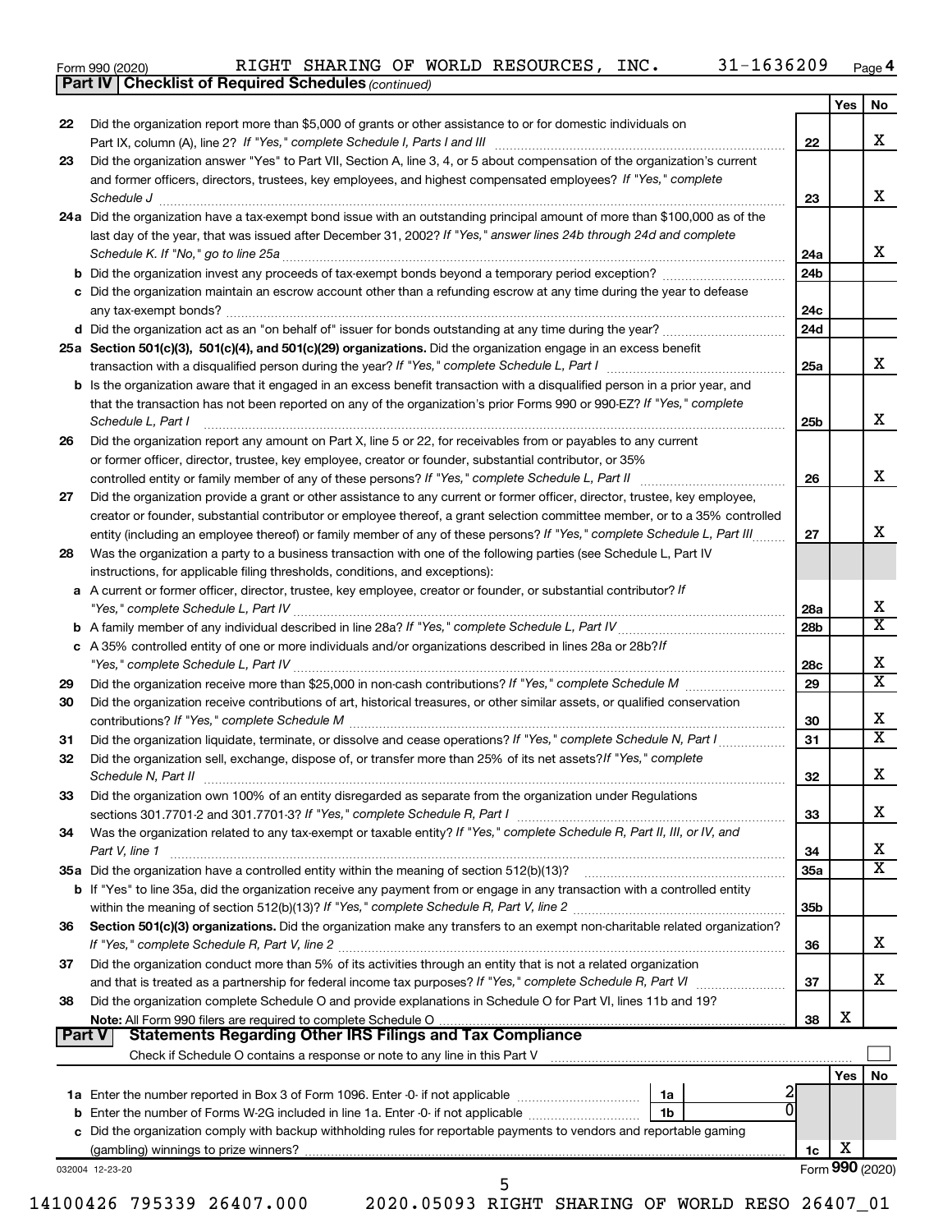Form 990 (2020) RIGHT SHARING OF WORLD RESOURCES, INC. 31-1636209 Page 4

**Part IV | Checklist of Required Schedules** *(continued)*

| | | | Yes | No |
|---|---|---|---|---|
| 22 | Did the organization report more than $5,000 of grants or other assistance to or for domestic individuals on Part IX, column (A), line 2? *If "Yes," complete Schedule I, Parts I and III* | 22 | | X |
| 23 | Did the organization answer "Yes" to Part VII, Section A, line 3, 4, or 5 about compensation of the organization's current and former officers, directors, trustees, key employees, and highest compensated employees? *If "Yes," complete Schedule J* | 23 | | X |
| 24a | Did the organization have a tax-exempt bond issue with an outstanding principal amount of more than $100,000 as of the last day of the year, that was issued after December 31, 2002? *If "Yes," answer lines 24b through 24d and complete Schedule K. If "No," go to line 25a* | 24a | | X |
| b | Did the organization invest any proceeds of tax-exempt bonds beyond a temporary period exception? | 24b | | |
| c | Did the organization maintain an escrow account other than a refunding escrow at any time during the year to defease any tax-exempt bonds? | 24c | | |
| d | Did the organization act as an "on behalf of" issuer for bonds outstanding at any time during the year? | 24d | | |
| 25a | **Section 501(c)(3), 501(c)(4), and 501(c)(29) organizations.** Did the organization engage in an excess benefit transaction with a disqualified person during the year? *If "Yes," complete Schedule L, Part I* | 25a | | X |
| b | Is the organization aware that it engaged in an excess benefit transaction with a disqualified person in a prior year, and that the transaction has not been reported on any of the organization's prior Forms 990 or 990-EZ? *If "Yes," complete Schedule L, Part I* | 25b | | X |
| 26 | Did the organization report any amount on Part X, line 5 or 22, for receivables from or payables to any current or former officer, director, trustee, key employee, creator or founder, substantial contributor, or 35% controlled entity or family member of any of these persons? *If "Yes," complete Schedule L, Part II* | 26 | | X |
| 27 | Did the organization provide a grant or other assistance to any current or former officer, director, trustee, key employee, creator or founder, substantial contributor or employee thereof, a grant selection committee member, or to a 35% controlled entity (including an employee thereof) or family member of any of these persons? *If "Yes," complete Schedule L, Part III* | 27 | | X |
| 28 | Was the organization a party to a business transaction with one of the following parties (see Schedule L, Part IV instructions, for applicable filing thresholds, conditions, and exceptions): | | | |
| a | A current or former officer, director, trustee, key employee, creator or founder, or substantial contributor? *If "Yes," complete Schedule L, Part IV* | 28a | | X |
| b | A family member of any individual described in line 28a? *If "Yes," complete Schedule L, Part IV* | 28b | | X |
| c | A 35% controlled entity of one or more individuals and/or organizations described in lines 28a or 28b? *If "Yes," complete Schedule L, Part IV* | 28c | | X |
| 29 | Did the organization receive more than $25,000 in non-cash contributions? *If "Yes," complete Schedule M* | 29 | | X |
| 30 | Did the organization receive contributions of art, historical treasures, or other similar assets, or qualified conservation contributions? *If "Yes," complete Schedule M* | 30 | | X |
| 31 | Did the organization liquidate, terminate, or dissolve and cease operations? *If "Yes," complete Schedule N, Part I* | 31 | | X |
| 32 | Did the organization sell, exchange, dispose of, or transfer more than 25% of its net assets? *If "Yes," complete Schedule N, Part II* | 32 | | X |
| 33 | Did the organization own 100% of an entity disregarded as separate from the organization under Regulations sections 301.7701-2 and 301.7701-3? *If "Yes," complete Schedule R, Part I* | 33 | | X |
| 34 | Was the organization related to any tax-exempt or taxable entity? *If "Yes," complete Schedule R, Part II, III, or IV, and Part V, line 1* | 34 | | X |
| 35a | Did the organization have a controlled entity within the meaning of section 512(b)(13)? | 35a | | X |
| b | If "Yes" to line 35a, did the organization receive any payment from or engage in any transaction with a controlled entity within the meaning of section 512(b)(13)? *If "Yes," complete Schedule R, Part V, line 2* | 35b | | |
| 36 | **Section 501(c)(3) organizations.** Did the organization make any transfers to an exempt non-charitable related organization? *If "Yes," complete Schedule R, Part V, line 2* | 36 | | X |
| 37 | Did the organization conduct more than 5% of its activities through an entity that is not a related organization and that is treated as a partnership for federal income tax purposes? *If "Yes," complete Schedule R, Part VI* | 37 | | X |
| 38 | Did the organization complete Schedule O and provide explanations in Schedule O for Part VI, lines 11b and 19? **Note:** All Form 990 filers are required to complete Schedule O | 38 | X | |

**Part V | Statements Regarding Other IRS Filings and Tax Compliance**

Check if Schedule O contains a response or note to any line in this Part V ☐

| | | | | Yes | No |
|---|---|---|---|---|---|
| 1a | Enter the number reported in Box 3 of Form 1096. Enter -0- if not applicable | 1a | 2 | | |
| b | Enter the number of Forms W-2G included in line 1a. Enter -0- if not applicable | 1b | 0 | | |
| c | Did the organization comply with backup withholding rules for reportable payments to vendors and reportable gaming (gambling) winnings to prize winners? | | 1c | X | |

032004 12-23-20 Form **990** (2020)

14100426 795339 26407.000 2020.05093 RIGHT SHARING OF WORLD RESO 26407_01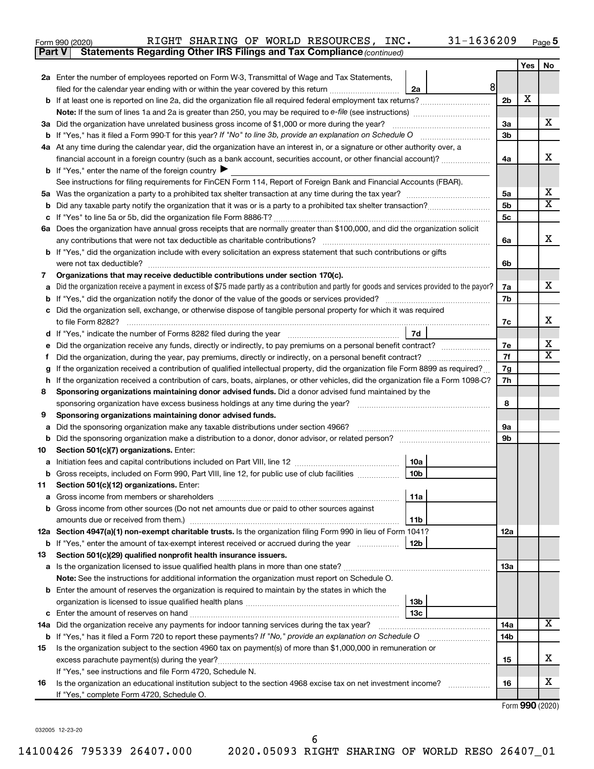Form 990 (2020) RIGHT SHARING OF WORLD RESOURCES, INC. 31-1636209 Page 5

**Part V Statements Regarding Other IRS Filings and Tax Compliance** *(continued)*

| | | | | Yes | No |
|---|---|---|---|---|---|
| **2a** | Enter the number of employees reported on Form W-3, Transmittal of Wage and Tax Statements, filed for the calendar year ending with or within the year covered by this return | 2a: 8 | | | |
| **b** | If at least one is reported on line 2a, did the organization file all required federal employment tax returns? | | 2b | X | |
| | **Note:** If the sum of lines 1a and 2a is greater than 250, you may be required to *e-file* (see instructions) | | | | |
| **3a** | Did the organization have unrelated business gross income of $1,000 or more during the year? | | 3a | | X |
| **b** | If "Yes," has it filed a Form 990-T for this year? *If "No" to line 3b, provide an explanation on Schedule O* | | 3b | | |
| **4a** | At any time during the calendar year, did the organization have an interest in, or a signature or other authority over, a financial account in a foreign country (such as a bank account, securities account, or other financial account)? | | 4a | | X |
| **b** | If "Yes," enter the name of the foreign country ▶ | | | | |
| | See instructions for filing requirements for FinCEN Form 114, Report of Foreign Bank and Financial Accounts (FBAR). | | | | |
| **5a** | Was the organization a party to a prohibited tax shelter transaction at any time during the tax year? | | 5a | | X |
| **b** | Did any taxable party notify the organization that it was or is a party to a prohibited tax shelter transaction? | | 5b | | X |
| **c** | If "Yes" to line 5a or 5b, did the organization file Form 8886-T? | | 5c | | |
| **6a** | Does the organization have annual gross receipts that are normally greater than $100,000, and did the organization solicit any contributions that were not tax deductible as charitable contributions? | | 6a | | X |
| **b** | If "Yes," did the organization include with every solicitation an express statement that such contributions or gifts were not tax deductible? | | 6b | | |
| **7** | **Organizations that may receive deductible contributions under section 170(c).** | | | | |
| **a** | Did the organization receive a payment in excess of $75 made partly as a contribution and partly for goods and services provided to the payor? | | 7a | | X |
| **b** | If "Yes," did the organization notify the donor of the value of the goods or services provided? | | 7b | | |
| **c** | Did the organization sell, exchange, or otherwise dispose of tangible personal property for which it was required to file Form 8282? | | 7c | | X |
| **d** | If "Yes," indicate the number of Forms 8282 filed during the year | 7d | | | |
| **e** | Did the organization receive any funds, directly or indirectly, to pay premiums on a personal benefit contract? | | 7e | | X |
| **f** | Did the organization, during the year, pay premiums, directly or indirectly, on a personal benefit contract? | | 7f | | X |
| **g** | If the organization received a contribution of qualified intellectual property, did the organization file Form 8899 as required? | | 7g | | |
| **h** | If the organization received a contribution of cars, boats, airplanes, or other vehicles, did the organization file a Form 1098-C? | | 7h | | |
| **8** | **Sponsoring organizations maintaining donor advised funds.** Did a donor advised fund maintained by the sponsoring organization have excess business holdings at any time during the year? | | 8 | | |
| **9** | **Sponsoring organizations maintaining donor advised funds.** | | | | |
| **a** | Did the sponsoring organization make any taxable distributions under section 4966? | | 9a | | |
| **b** | Did the sponsoring organization make a distribution to a donor, donor advisor, or related person? | | 9b | | |
| **10** | **Section 501(c)(7) organizations.** Enter: | | | | |
| **a** | Initiation fees and capital contributions included on Part VIII, line 12 | 10a | | | |
| **b** | Gross receipts, included on Form 990, Part VIII, line 12, for public use of club facilities | 10b | | | |
| **11** | **Section 501(c)(12) organizations.** Enter: | | | | |
| **a** | Gross income from members or shareholders | 11a | | | |
| **b** | Gross income from other sources (Do not net amounts due or paid to other sources against amounts due or received from them.) | 11b | | | |
| **12a** | **Section 4947(a)(1) non-exempt charitable trusts.** Is the organization filing Form 990 in lieu of Form 1041? | | 12a | | |
| **b** | If "Yes," enter the amount of tax-exempt interest received or accrued during the year | 12b | | | |
| **13** | **Section 501(c)(29) qualified nonprofit health insurance issuers.** | | | | |
| **a** | Is the organization licensed to issue qualified health plans in more than one state? | | 13a | | |
| | **Note:** See the instructions for additional information the organization must report on Schedule O. | | | | |
| **b** | Enter the amount of reserves the organization is required to maintain by the states in which the organization is licensed to issue qualified health plans | 13b | | | |
| **c** | Enter the amount of reserves on hand | 13c | | | |
| **14a** | Did the organization receive any payments for indoor tanning services during the tax year? | | 14a | | X |
| **b** | If "Yes," has it filed a Form 720 to report these payments? *If "No," provide an explanation on Schedule O* | | 14b | | |
| **15** | Is the organization subject to the section 4960 tax on payment(s) of more than $1,000,000 in remuneration or excess parachute payment(s) during the year? | | 15 | | X |
| | If "Yes," see instructions and file Form 4720, Schedule N. | | | | |
| **16** | Is the organization an educational institution subject to the section 4968 excise tax on net investment income? | | 16 | | X |
| | If "Yes," complete Form 4720, Schedule O. | | | | |

Form **990** (2020)

032005 12-23-20

14100426 795339 26407.000 2020.05093 RIGHT SHARING OF WORLD RESO 26407_01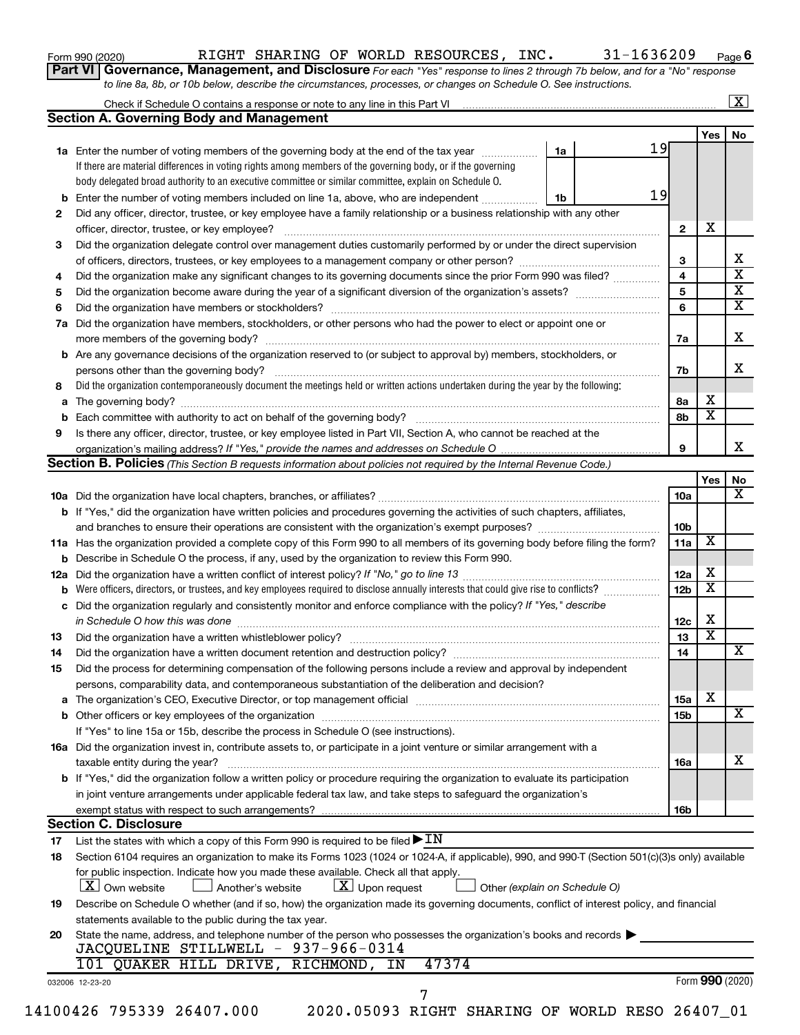Form 990 (2020) RIGHT SHARING OF WORLD RESOURCES, INC. 31-1636209 Page 6

**Part VI Governance, Management, and Disclosure** *For each "Yes" response to lines 2 through 7b below, and for a "No" response to line 8a, 8b, or 10b below, describe the circumstances, processes, or changes on Schedule O. See instructions.*

Check if Schedule O contains a response or note to any line in this Part VI .......... [X]

## Section A. Governing Body and Management

| | | | | Yes | No |
|---|---|---|---|---|---|
| **1a** | Enter the number of voting members of the governing body at the end of the tax year ... **1a** 19 | | | | |
| | If there are material differences in voting rights among members of the governing body, or if the governing body delegated broad authority to an executive committee or similar committee, explain on Schedule O. | | | | |
| **b** | Enter the number of voting members included on line 1a, above, who are independent ... **1b** 19 | | | | |
| **2** | Did any officer, director, trustee, or key employee have a family relationship or a business relationship with any other officer, director, trustee, or key employee? | | **2** | X | |
| **3** | Did the organization delegate control over management duties customarily performed by or under the direct supervision of officers, directors, trustees, or key employees to a management company or other person? | | **3** | | X |
| **4** | Did the organization make any significant changes to its governing documents since the prior Form 990 was filed? | | **4** | | X |
| **5** | Did the organization become aware during the year of a significant diversion of the organization's assets? | | **5** | | X |
| **6** | Did the organization have members or stockholders? | | **6** | | X |
| **7a** | Did the organization have members, stockholders, or other persons who had the power to elect or appoint one or more members of the governing body? | | **7a** | | X |
| **b** | Are any governance decisions of the organization reserved to (or subject to approval by) members, stockholders, or persons other than the governing body? | | **7b** | | X |
| **8** | Did the organization contemporaneously document the meetings held or written actions undertaken during the year by the following: | | | | |
| **a** | The governing body? | | **8a** | X | |
| **b** | Each committee with authority to act on behalf of the governing body? | | **8b** | X | |
| **9** | Is there any officer, director, trustee, or key employee listed in Part VII, Section A, who cannot be reached at the organization's mailing address? *If "Yes," provide the names and addresses on Schedule O* | | **9** | | X |

## Section B. Policies *(This Section B requests information about policies not required by the Internal Revenue Code.)*

| | | | Yes | No |
|---|---|---|---|---|
| **10a** | Did the organization have local chapters, branches, or affiliates? | **10a** | | X |
| **b** | If "Yes," did the organization have written policies and procedures governing the activities of such chapters, affiliates, and branches to ensure their operations are consistent with the organization's exempt purposes? | **10b** | | |
| **11a** | Has the organization provided a complete copy of this Form 990 to all members of its governing body before filing the form? | **11a** | X | |
| **b** | Describe in Schedule O the process, if any, used by the organization to review this Form 990. | | | |
| **12a** | Did the organization have a written conflict of interest policy? *If "No," go to line 13* | **12a** | X | |
| **b** | Were officers, directors, or trustees, and key employees required to disclose annually interests that could give rise to conflicts? | **12b** | X | |
| **c** | Did the organization regularly and consistently monitor and enforce compliance with the policy? *If "Yes," describe in Schedule O how this was done* | **12c** | X | |
| **13** | Did the organization have a written whistleblower policy? | **13** | X | |
| **14** | Did the organization have a written document retention and destruction policy? | **14** | | X |
| **15** | Did the process for determining compensation of the following persons include a review and approval by independent persons, comparability data, and contemporaneous substantiation of the deliberation and decision? | | | |
| **a** | The organization's CEO, Executive Director, or top management official | **15a** | X | |
| **b** | Other officers or key employees of the organization | **15b** | | X |
| | If "Yes" to line 15a or 15b, describe the process in Schedule O (see instructions). | | | |
| **16a** | Did the organization invest in, contribute assets to, or participate in a joint venture or similar arrangement with a taxable entity during the year? | **16a** | | X |
| **b** | If "Yes," did the organization follow a written policy or procedure requiring the organization to evaluate its participation in joint venture arrangements under applicable federal tax law, and take steps to safeguard the organization's exempt status with respect to such arrangements? | **16b** | | |

## Section C. Disclosure

**17** List the states with which a copy of this Form 990 is required to be filed ▶ IN

**18** Section 6104 requires an organization to make its Forms 1023 (1024 or 1024-A, if applicable), 990, and 990-T (Section 501(c)(3)s only) available for public inspection. Indicate how you made these available. Check all that apply.

[X] Own website  [ ] Another's website  [X] Upon request  [ ] Other *(explain on Schedule O)*

**19** Describe on Schedule O whether (and if so, how) the organization made its governing documents, conflict of interest policy, and financial statements available to the public during the tax year.

**20** State the name, address, and telephone number of the person who possesses the organization's books and records ▶

JACQUELINE STILLWELL - 937-966-0314
101 QUAKER HILL DRIVE, RICHMOND, IN 47374

032006 12-23-20 Form **990** (2020)

14100426 795339 26407.000 2020.05093 RIGHT SHARING OF WORLD RESO 26407_01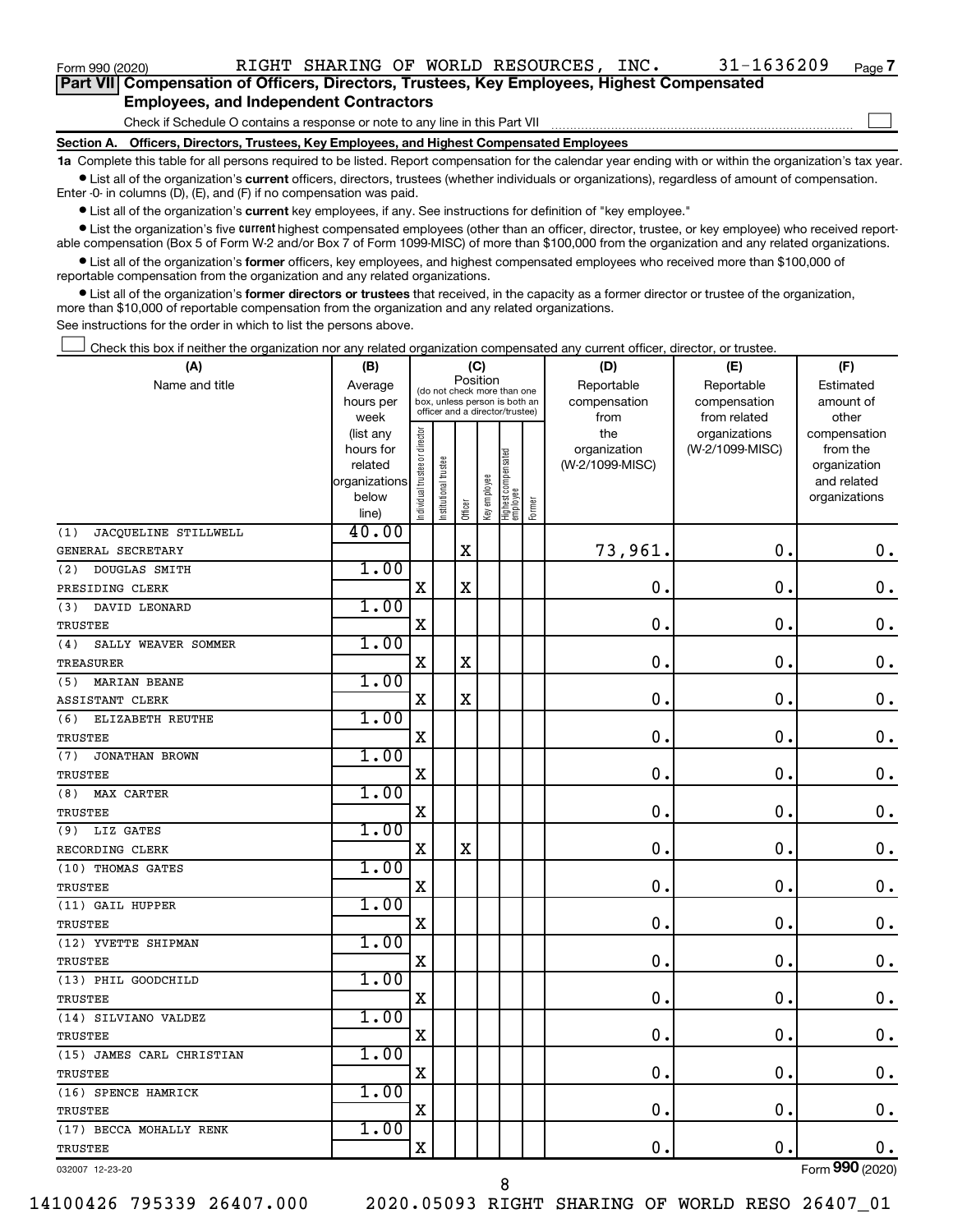Form 990 (2020) RIGHT SHARING OF WORLD RESOURCES, INC. 31-1636209

## Part VII Compensation of Officers, Directors, Trustees, Key Employees, Highest Compensated Employees, and Independent Contractors

Check if Schedule O contains a response or note to any line in this Part VII ☐

### Section A. Officers, Directors, Trustees, Key Employees, and Highest Compensated Employees

**1a** Complete this table for all persons required to be listed. Report compensation for the calendar year ending with or within the organization's tax year.

- List all of the organization's **current** officers, directors, trustees (whether individuals or organizations), regardless of amount of compensation. Enter -0- in columns (D), (E), and (F) if no compensation was paid.
- List all of the organization's **current** key employees, if any. See instructions for definition of "key employee."
- List the organization's five **current** highest compensated employees (other than an officer, director, trustee, or key employee) who received reportable compensation (Box 5 of Form W-2 and/or Box 7 of Form 1099-MISC) of more than $100,000 from the organization and any related organizations.
- List all of the organization's **former** officers, key employees, and highest compensated employees who received more than $100,000 of reportable compensation from the organization and any related organizations.
- List all of the organization's **former directors or trustees** that received, in the capacity as a former director or trustee of the organization, more than $10,000 of reportable compensation from the organization and any related organizations.

See instructions for the order in which to list the persons above.

☐ Check this box if neither the organization nor any related organization compensated any current officer, director, or trustee.

| (A) Name and title | (B) Average hours per week (list any hours for related organizations below line) | (C) Position: Individual trustee or director | Institutional trustee | Officer | Key employee | Highest compensated employee | Former | (D) Reportable compensation from the organization (W-2/1099-MISC) | (E) Reportable compensation from related organizations (W-2/1099-MISC) | (F) Estimated amount of other compensation from the organization and related organizations |
|---|---|---|---|---|---|---|---|---|---|---|
| (1) JACQUELINE STILLWELL<br>GENERAL SECRETARY | 40.00 | | | X | | | | 73,961. | 0. | 0. |
| (2) DOUGLAS SMITH<br>PRESIDING CLERK | 1.00 | X | | X | | | | 0. | 0. | 0. |
| (3) DAVID LEONARD<br>TRUSTEE | 1.00 | X | | | | | | 0. | 0. | 0. |
| (4) SALLY WEAVER SOMMER<br>TREASURER | 1.00 | X | | X | | | | 0. | 0. | 0. |
| (5) MARIAN BEANE<br>ASSISTANT CLERK | 1.00 | X | | X | | | | 0. | 0. | 0. |
| (6) ELIZABETH REUTHE<br>TRUSTEE | 1.00 | X | | | | | | 0. | 0. | 0. |
| (7) JONATHAN BROWN<br>TRUSTEE | 1.00 | X | | | | | | 0. | 0. | 0. |
| (8) MAX CARTER<br>TRUSTEE | 1.00 | X | | | | | | 0. | 0. | 0. |
| (9) LIZ GATES<br>RECORDING CLERK | 1.00 | X | | X | | | | 0. | 0. | 0. |
| (10) THOMAS GATES<br>TRUSTEE | 1.00 | X | | | | | | 0. | 0. | 0. |
| (11) GAIL HUPPER<br>TRUSTEE | 1.00 | X | | | | | | 0. | 0. | 0. |
| (12) YVETTE SHIPMAN<br>TRUSTEE | 1.00 | X | | | | | | 0. | 0. | 0. |
| (13) PHIL GOODCHILD<br>TRUSTEE | 1.00 | X | | | | | | 0. | 0. | 0. |
| (14) SILVIANO VALDEZ<br>TRUSTEE | 1.00 | X | | | | | | 0. | 0. | 0. |
| (15) JAMES CARL CHRISTIAN<br>TRUSTEE | 1.00 | X | | | | | | 0. | 0. | 0. |
| (16) SPENCE HAMRICK<br>TRUSTEE | 1.00 | X | | | | | | 0. | 0. | 0. |
| (17) BECCA MOHALLY RENK<br>TRUSTEE | 1.00 | X | | | | | | 0. | 0. | 0. |

032007 12-23-20 Form 990 (2020)

14100426 795339 26407.000 2020.05093 RIGHT SHARING OF WORLD RESO 26407_01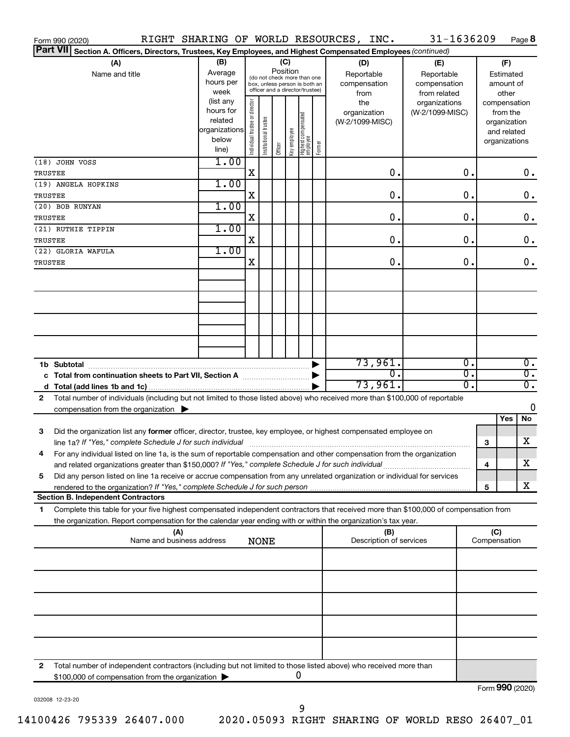Form 990 (2020) RIGHT SHARING OF WORLD RESOURCES, INC. 31-1636209 Page **8**

**Part VII Section A. Officers, Directors, Trustees, Key Employees, and Highest Compensated Employees** *(continued)*

| (A) Name and title | (B) Average hours per week (list any hours for related organizations below line) | (C) Position: Individual trustee or director | Institutional trustee | Officer | Key employee | Highest compensated employee | Former | (D) Reportable compensation from the organization (W-2/1099-MISC) | (E) Reportable compensation from related organizations (W-2/1099-MISC) | (F) Estimated amount of other compensation from the organization and related organizations |
|---|---|---|---|---|---|---|---|---|---|---|
| (18) JOHN VOSS<br>TRUSTEE | 1.00 | X | | | | | | 0. | 0. | 0. |
| (19) ANGELA HOPKINS<br>TRUSTEE | 1.00 | X | | | | | | 0. | 0. | 0. |
| (20) BOB RUNYAN<br>TRUSTEE | 1.00 | X | | | | | | 0. | 0. | 0. |
| (21) RUTHIE TIPPIN<br>TRUSTEE | 1.00 | X | | | | | | 0. | 0. | 0. |
| (22) GLORIA WAFULA<br>TRUSTEE | 1.00 | X | | | | | | 0. | 0. | 0. |
| **1b Subtotal** | | | | | | | | 73,961. | 0. | 0. |
| **c Total from continuation sheets to Part VII, Section A** | | | | | | | | 0. | 0. | 0. |
| **d Total (add lines 1b and 1c)** | | | | | | | | 73,961. | 0. | 0. |

**2** Total number of individuals (including but not limited to those listed above) who received more than $100,000 of reportable compensation from the organization ▶ 0

| | | Yes | No |
|---|---|---|---|
| **3** Did the organization list any **former** officer, director, trustee, key employee, or highest compensated employee on line 1a? *If "Yes," complete Schedule J for such individual* | 3 | | X |
| **4** For any individual listed on line 1a, is the sum of reportable compensation and other compensation from the organization and related organizations greater than $150,000? *If "Yes," complete Schedule J for such individual* | 4 | | X |
| **5** Did any person listed on line 1a receive or accrue compensation from any unrelated organization or individual for services rendered to the organization? *If "Yes," complete Schedule J for such person* | 5 | | X |

**Section B. Independent Contractors**

**1** Complete this table for your five highest compensated independent contractors that received more than $100,000 of compensation from the organization. Report compensation for the calendar year ending with or within the organization's tax year.

| (A) Name and business address | (B) Description of services | (C) Compensation |
|---|---|---|
| NONE | | |
| | | |
| | | |
| | | |
| | | |

**2** Total number of independent contractors (including but not limited to those listed above) who received more than $100,000 of compensation from the organization ▶ 0

Form **990** (2020)

032008 12-23-20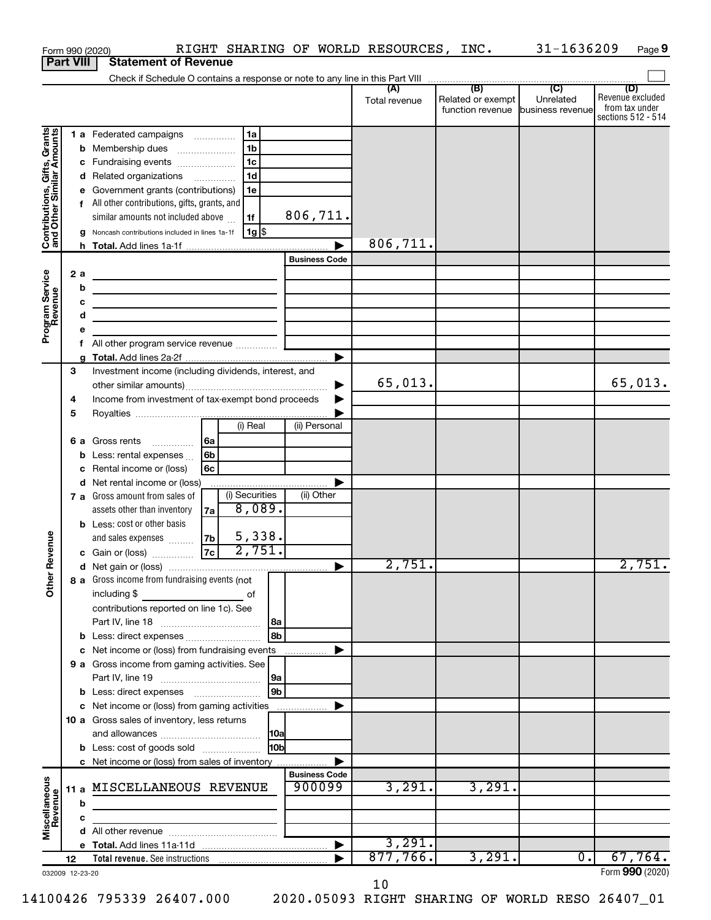Form 990 (2020) RIGHT SHARING OF WORLD RESOURCES, INC. 31-1636209 Page 9

**Part VIII | Statement of Revenue**

Check if Schedule O contains a response or note to any line in this Part VIII ☐

| | | | | (A) Total revenue | (B) Related or exempt function revenue | (C) Unrelated business revenue | (D) Revenue excluded from tax under sections 512 - 514 |
|---|---|---|---|---|---|---|---|
| **Contributions, Gifts, Grants and Other Similar Amounts** | 1 a Federated campaigns | 1a | | | | | |
| | b Membership dues | 1b | | | | | |
| | c Fundraising events | 1c | | | | | |
| | d Related organizations | 1d | | | | | |
| | e Government grants (contributions) | 1e | | | | | |
| | f All other contributions, gifts, grants, and similar amounts not included above | 1f | 806,711. | | | | |
| | g Noncash contributions included in lines 1a-1f | 1g $ | | | | | |
| | h **Total.** Add lines 1a-1f | | ▶ | 806,711. | | | |
| **Program Service Revenue** | | | Business Code | | | | |
| | 2 a | | | | | | |
| | b | | | | | | |
| | c | | | | | | |
| | d | | | | | | |
| | e | | | | | | |
| | f All other program service revenue | | | | | | |
| | g **Total.** Add lines 2a-2f | | ▶ | | | | |
| **Other Revenue** | 3 Investment income (including dividends, interest, and other similar amounts) | | ▶ | 65,013. | | | 65,013. |
| | 4 Income from investment of tax-exempt bond proceeds | | ▶ | | | | |
| | 5 Royalties | | ▶ | | | | |
| | | (i) Real | (ii) Personal | | | | |
| | 6 a Gross rents 6a | | | | | | |
| | b Less: rental expenses 6b | | | | | | |
| | c Rental income or (loss) 6c | | | | | | |
| | d Net rental income or (loss) | | ▶ | | | | |
| | | (i) Securities | (ii) Other | | | | |
| | 7 a Gross amount from sales of assets other than inventory 7a | 8,089. | | | | | |
| | b Less: cost or other basis and sales expenses 7b | 5,338. | | | | | |
| | c Gain or (loss) 7c | 2,751. | | | | | |
| | d Net gain or (loss) | | ▶ | 2,751. | | | 2,751. |
| | 8 a Gross income from fundraising events (not including $ ______ of contributions reported on line 1c). See Part IV, line 18 | 8a | | | | | |
| | b Less: direct expenses | 8b | | | | | |
| | c Net income or (loss) from fundraising events | | ▶ | | | | |
| | 9 a Gross income from gaming activities. See Part IV, line 19 | 9a | | | | | |
| | b Less: direct expenses | 9b | | | | | |
| | c Net income or (loss) from gaming activities | | ▶ | | | | |
| | 10 a Gross sales of inventory, less returns and allowances | 10a | | | | | |
| | b Less: cost of goods sold | 10b | | | | | |
| | c Net income or (loss) from sales of inventory | | ▶ | | | | |
| **Miscellaneous Revenue** | | | Business Code | | | | |
| | 11 a MISCELLANEOUS REVENUE | | 900099 | 3,291. | 3,291. | | |
| | b | | | | | | |
| | c | | | | | | |
| | d All other revenue | | | | | | |
| | e **Total.** Add lines 11a-11d | | ▶ | 3,291. | | | |
| | 12 **Total revenue.** See instructions | | ▶ | 877,766. | 3,291. | 0. | 67,764. |

032009 12-23-20 Form **990** (2020)

14100426 795339 26407.000 2020.05093 RIGHT SHARING OF WORLD RESO 26407_01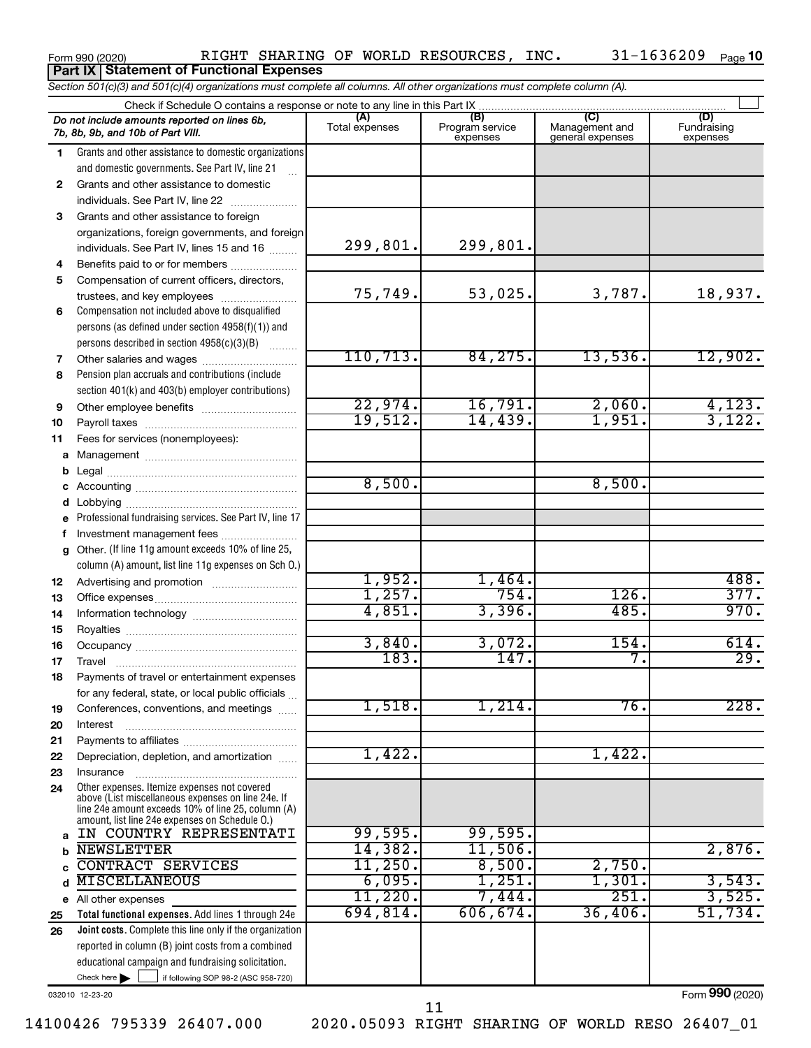Form 990 (2020) RIGHT SHARING OF WORLD RESOURCES, INC. 31-1636209 Page **10**

## Part IX Statement of Functional Expenses

*Section 501(c)(3) and 501(c)(4) organizations must complete all columns. All other organizations must complete column (A).*

Check if Schedule O contains a response or note to any line in this Part IX ☐

| | *Do not include amounts reported on lines 6b, 7b, 8b, 9b, and 10b of Part VIII.* | (A) Total expenses | (B) Program service expenses | (C) Management and general expenses | (D) Fundraising expenses |
|---|---|---|---|---|---|
| 1 | Grants and other assistance to domestic organizations and domestic governments. See Part IV, line 21 | | | | |
| 2 | Grants and other assistance to domestic individuals. See Part IV, line 22 | | | | |
| 3 | Grants and other assistance to foreign organizations, foreign governments, and foreign individuals. See Part IV, lines 15 and 16 | 299,801. | 299,801. | | |
| 4 | Benefits paid to or for members | | | | |
| 5 | Compensation of current officers, directors, trustees, and key employees | 75,749. | 53,025. | 3,787. | 18,937. |
| 6 | Compensation not included above to disqualified persons (as defined under section 4958(f)(1)) and persons described in section 4958(c)(3)(B) | | | | |
| 7 | Other salaries and wages | 110,713. | 84,275. | 13,536. | 12,902. |
| 8 | Pension plan accruals and contributions (include section 401(k) and 403(b) employer contributions) | | | | |
| 9 | Other employee benefits | 22,974. | 16,791. | 2,060. | 4,123. |
| 10 | Payroll taxes | 19,512. | 14,439. | 1,951. | 3,122. |
| 11 | Fees for services (nonemployees): | | | | |
| a | Management | | | | |
| b | Legal | | | | |
| c | Accounting | 8,500. | | 8,500. | |
| d | Lobbying | | | | |
| e | Professional fundraising services. See Part IV, line 17 | | | | |
| f | Investment management fees | | | | |
| g | Other. (If line 11g amount exceeds 10% of line 25, column (A) amount, list line 11g expenses on Sch O.) | | | | |
| 12 | Advertising and promotion | 1,952. | 1,464. | | 488. |
| 13 | Office expenses | 1,257. | 754. | 126. | 377. |
| 14 | Information technology | 4,851. | 3,396. | 485. | 970. |
| 15 | Royalties | | | | |
| 16 | Occupancy | 3,840. | 3,072. | 154. | 614. |
| 17 | Travel | 183. | 147. | 7. | 29. |
| 18 | Payments of travel or entertainment expenses for any federal, state, or local public officials | | | | |
| 19 | Conferences, conventions, and meetings | 1,518. | 1,214. | 76. | 228. |
| 20 | Interest | | | | |
| 21 | Payments to affiliates | | | | |
| 22 | Depreciation, depletion, and amortization | 1,422. | | 1,422. | |
| 23 | Insurance | | | | |
| 24 | Other expenses. Itemize expenses not covered above (List miscellaneous expenses on line 24e. If line 24e amount exceeds 10% of line 25, column (A) amount, list line 24e expenses on Schedule O.) | | | | |
| a | IN COUNTRY REPRESENTATI | 99,595. | 99,595. | | |
| b | NEWSLETTER | 14,382. | 11,506. | | 2,876. |
| c | CONTRACT SERVICES | 11,250. | 8,500. | 2,750. | |
| d | MISCELLANEOUS | 6,095. | 1,251. | 1,301. | 3,543. |
| e | All other expenses | 11,220. | 7,444. | 251. | 3,525. |
| 25 | **Total functional expenses.** Add lines 1 through 24e | 694,814. | 606,674. | 36,406. | 51,734. |
| 26 | **Joint costs.** Complete this line only if the organization reported in column (B) joint costs from a combined educational campaign and fundraising solicitation. Check here ☐ if following SOP 98-2 (ASC 958-720) | | | | |

032010 12-23-20

Form **990** (2020)

14100426 795339 26407.000 2020.05093 RIGHT SHARING OF WORLD RESO 26407_01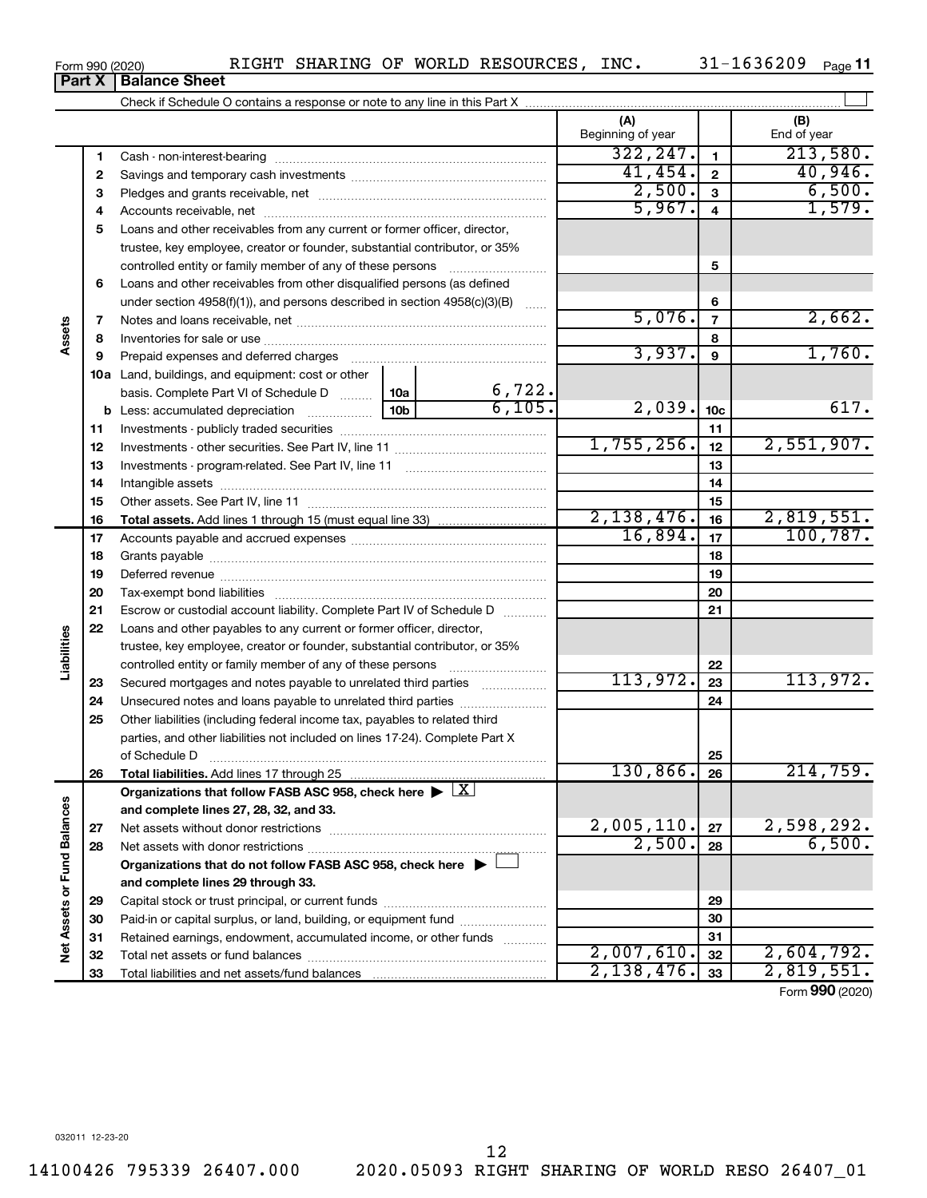Form 990 (2020) RIGHT SHARING OF WORLD RESOURCES, INC. 31-1636209 Page 11

## Part X | Balance Sheet

Check if Schedule O contains a response or note to any line in this Part X

| | | | (A) Beginning of year | | (B) End of year |
|---|---|---|---|---|---|
| Assets | 1 | Cash - non-interest-bearing | 322,247. | 1 | 213,580. |
| | 2 | Savings and temporary cash investments | 41,454. | 2 | 40,946. |
| | 3 | Pledges and grants receivable, net | 2,500. | 3 | 6,500. |
| | 4 | Accounts receivable, net | 5,967. | 4 | 1,579. |
| | 5 | Loans and other receivables from any current or former officer, director, trustee, key employee, creator or founder, substantial contributor, or 35% controlled entity or family member of any of these persons | | 5 | |
| | 6 | Loans and other receivables from other disqualified persons (as defined under section 4958(f)(1)), and persons described in section 4958(c)(3)(B) | | 6 | |
| | 7 | Notes and loans receivable, net | 5,076. | 7 | 2,662. |
| | 8 | Inventories for sale or use | | 8 | |
| | 9 | Prepaid expenses and deferred charges | 3,937. | 9 | 1,760. |
| | 10a | Land, buildings, and equipment: cost or other basis. Complete Part VI of Schedule D — 10a: 6,722. | | | |
| | b | Less: accumulated depreciation — 10b: 6,105. | 2,039. | 10c | 617. |
| | 11 | Investments - publicly traded securities | | 11 | |
| | 12 | Investments - other securities. See Part IV, line 11 | 1,755,256. | 12 | 2,551,907. |
| | 13 | Investments - program-related. See Part IV, line 11 | | 13 | |
| | 14 | Intangible assets | | 14 | |
| | 15 | Other assets. See Part IV, line 11 | | 15 | |
| | 16 | **Total assets.** Add lines 1 through 15 (must equal line 33) | 2,138,476. | 16 | 2,819,551. |
| Liabilities | 17 | Accounts payable and accrued expenses | 16,894. | 17 | 100,787. |
| | 18 | Grants payable | | 18 | |
| | 19 | Deferred revenue | | 19 | |
| | 20 | Tax-exempt bond liabilities | | 20 | |
| | 21 | Escrow or custodial account liability. Complete Part IV of Schedule D | | 21 | |
| | 22 | Loans and other payables to any current or former officer, director, trustee, key employee, creator or founder, substantial contributor, or 35% controlled entity or family member of any of these persons | | 22 | |
| | 23 | Secured mortgages and notes payable to unrelated third parties | 113,972. | 23 | 113,972. |
| | 24 | Unsecured notes and loans payable to unrelated third parties | | 24 | |
| | 25 | Other liabilities (including federal income tax, payables to related third parties, and other liabilities not included on lines 17-24). Complete Part X of Schedule D | | 25 | |
| | 26 | **Total liabilities.** Add lines 17 through 25 | 130,866. | 26 | 214,759. |
| Net Assets or Fund Balances | | **Organizations that follow FASB ASC 958, check here ▶ [X] and complete lines 27, 28, 32, and 33.** | | | |
| | 27 | Net assets without donor restrictions | 2,005,110. | 27 | 2,598,292. |
| | 28 | Net assets with donor restrictions | 2,500. | 28 | 6,500. |
| | | **Organizations that do not follow FASB ASC 958, check here ▶ [ ] and complete lines 29 through 33.** | | | |
| | 29 | Capital stock or trust principal, or current funds | | 29 | |
| | 30 | Paid-in or capital surplus, or land, building, or equipment fund | | 30 | |
| | 31 | Retained earnings, endowment, accumulated income, or other funds | | 31 | |
| | 32 | Total net assets or fund balances | 2,007,610. | 32 | 2,604,792. |
| | 33 | Total liabilities and net assets/fund balances | 2,138,476. | 33 | 2,819,551. |

Form **990** (2020)

032011 12-23-20

14100426 795339 26407.000 2020.05093 RIGHT SHARING OF WORLD RESO 26407_01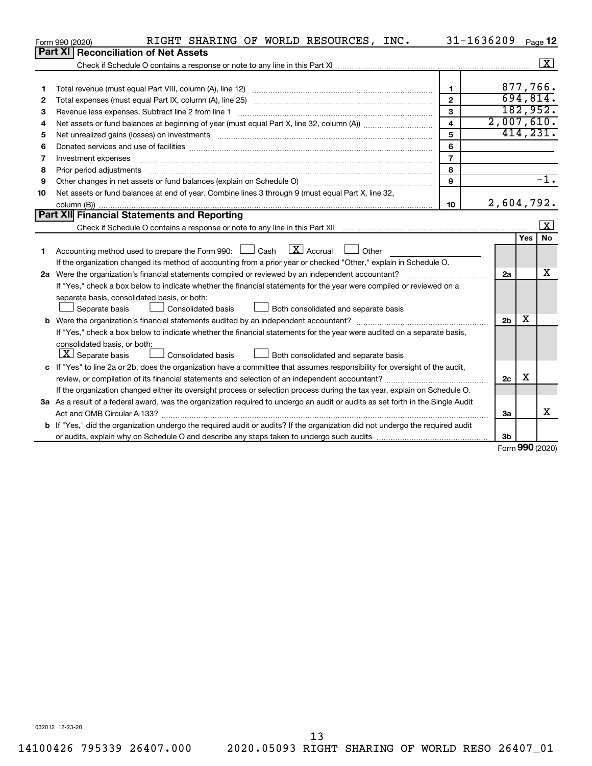Form 990 (2020) RIGHT SHARING OF WORLD RESOURCES, INC. 31-1636209 Page 12

## Part XI Reconciliation of Net Assets

Check if Schedule O contains a response or note to any line in this Part XI .......... [X]

| | | | |
|---|---|---|---|
| 1 | Total revenue (must equal Part VIII, column (A), line 12) | 1 | 877,766. |
| 2 | Total expenses (must equal Part IX, column (A), line 25) | 2 | 694,814. |
| 3 | Revenue less expenses. Subtract line 2 from line 1 | 3 | 182,952. |
| 4 | Net assets or fund balances at beginning of year (must equal Part X, line 32, column (A)) | 4 | 2,007,610. |
| 5 | Net unrealized gains (losses) on investments | 5 | 414,231. |
| 6 | Donated services and use of facilities | 6 | |
| 7 | Investment expenses | 7 | |
| 8 | Prior period adjustments | 8 | |
| 9 | Other changes in net assets or fund balances (explain on Schedule O) | 9 | -1. |
| 10 | Net assets or fund balances at end of year. Combine lines 3 through 9 (must equal Part X, line 32, column (B)) | 10 | 2,604,792. |

## Part XII Financial Statements and Reporting

Check if Schedule O contains a response or note to any line in this Part XII .......... [X]

| | | | Yes | No |
|---|---|---|---|---|
| 1 | Accounting method used to prepare the Form 990: [ ] Cash [X] Accrual [ ] Other<br>If the organization changed its method of accounting from a prior year or checked "Other," explain in Schedule O. | | | |
| 2a | Were the organization's financial statements compiled or reviewed by an independent accountant?<br>If "Yes," check a box below to indicate whether the financial statements for the year were compiled or reviewed on a separate basis, consolidated basis, or both:<br>[ ] Separate basis [ ] Consolidated basis [ ] Both consolidated and separate basis | 2a | | X |
| b | Were the organization's financial statements audited by an independent accountant?<br>If "Yes," check a box below to indicate whether the financial statements for the year were audited on a separate basis, consolidated basis, or both:<br>[X] Separate basis [ ] Consolidated basis [ ] Both consolidated and separate basis | 2b | X | |
| c | If "Yes" to line 2a or 2b, does the organization have a committee that assumes responsibility for oversight of the audit, review, or compilation of its financial statements and selection of an independent accountant?<br>If the organization changed either its oversight process or selection process during the tax year, explain on Schedule O. | 2c | X | |
| 3a | As a result of a federal award, was the organization required to undergo an audit or audits as set forth in the Single Audit Act and OMB Circular A-133? | 3a | | X |
| b | If "Yes," did the organization undergo the required audit or audits? If the organization did not undergo the required audit or audits, explain why on Schedule O and describe any steps taken to undergo such audits | 3b | | |

Form **990** (2020)

032012 12-23-20

14100426 795339 26407.000 2020.05093 RIGHT SHARING OF WORLD RESO 26407_01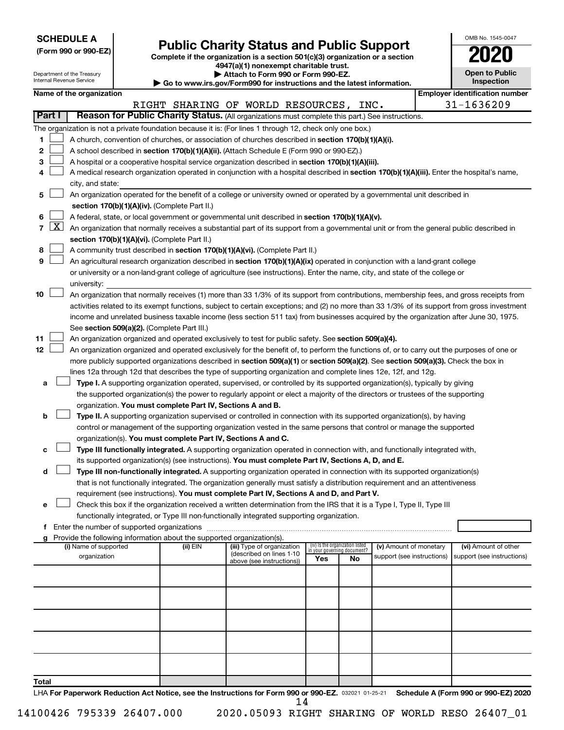**SCHEDULE A**
**(Form 990 or 990-EZ)**

Department of the Treasury
Internal Revenue Service

# Public Charity Status and Public Support

**Complete if the organization is a section 501(c)(3) organization or a section 4947(a)(1) nonexempt charitable trust.**
**▶ Attach to Form 990 or Form 990-EZ.**
**▶ Go to www.irs.gov/Form990 for instructions and the latest information.**

OMB No. 1545-0047
**2020**
**Open to Public Inspection**

**Name of the organization:** RIGHT SHARING OF WORLD RESOURCES, INC.
**Employer identification number:** 31-1636209

## Part I Reason for Public Charity Status. (All organizations must complete this part.) See instructions.

The organization is not a private foundation because it is: (For lines 1 through 12, check only one box.)

1 [ ] A church, convention of churches, or association of churches described in **section 170(b)(1)(A)(i).**
2 [ ] A school described in **section 170(b)(1)(A)(ii).** (Attach Schedule E (Form 990 or 990-EZ).)
3 [ ] A hospital or a cooperative hospital service organization described in **section 170(b)(1)(A)(iii).**
4 [ ] A medical research organization operated in conjunction with a hospital described in **section 170(b)(1)(A)(iii).** Enter the hospital's name, city, and state:
5 [ ] An organization operated for the benefit of a college or university owned or operated by a governmental unit described in **section 170(b)(1)(A)(iv).** (Complete Part II.)
6 [ ] A federal, state, or local government or governmental unit described in **section 170(b)(1)(A)(v).**
7 [X] An organization that normally receives a substantial part of its support from a governmental unit or from the general public described in **section 170(b)(1)(A)(vi).** (Complete Part II.)
8 [ ] A community trust described in **section 170(b)(1)(A)(vi).** (Complete Part II.)
9 [ ] An agricultural research organization described in **section 170(b)(1)(A)(ix)** operated in conjunction with a land-grant college or university or a non-land-grant college of agriculture (see instructions). Enter the name, city, and state of the college or university:
10 [ ] An organization that normally receives (1) more than 33 1/3% of its support from contributions, membership fees, and gross receipts from activities related to its exempt functions, subject to certain exceptions; and (2) no more than 33 1/3% of its support from gross investment income and unrelated business taxable income (less section 511 tax) from businesses acquired by the organization after June 30, 1975. See **section 509(a)(2).** (Complete Part III.)
11 [ ] An organization organized and operated exclusively to test for public safety. See **section 509(a)(4).**
12 [ ] An organization organized and operated exclusively for the benefit of, to perform the functions of, or to carry out the purposes of one or more publicly supported organizations described in **section 509(a)(1)** or **section 509(a)(2).** See **section 509(a)(3).** Check the box in lines 12a through 12d that describes the type of supporting organization and complete lines 12e, 12f, and 12g.

a [ ] **Type I.** A supporting organization operated, supervised, or controlled by its supported organization(s), typically by giving the supported organization(s) the power to regularly appoint or elect a majority of the directors or trustees of the supporting organization. **You must complete Part IV, Sections A and B.**
b [ ] **Type II.** A supporting organization supervised or controlled in connection with its supported organization(s), by having control or management of the supporting organization vested in the same persons that control or manage the supported organization(s). **You must complete Part IV, Sections A and C.**
c [ ] **Type III functionally integrated.** A supporting organization operated in connection with, and functionally integrated with, its supported organization(s) (see instructions). **You must complete Part IV, Sections A, D, and E.**
d [ ] **Type III non-functionally integrated.** A supporting organization operated in connection with its supported organization(s) that is not functionally integrated. The organization generally must satisfy a distribution requirement and an attentiveness requirement (see instructions). **You must complete Part IV, Sections A and D, and Part V.**
e [ ] Check this box if the organization received a written determination from the IRS that it is a Type I, Type II, Type III functionally integrated, or Type III non-functionally integrated supporting organization.

f Enter the number of supported organizations

g Provide the following information about the supported organization(s).

| (i) Name of supported organization | (ii) EIN | (iii) Type of organization (described on lines 1-10 above (see instructions)) | (iv) Is the organization listed in your governing document? Yes | No | (v) Amount of monetary support (see instructions) | (vi) Amount of other support (see instructions) |
|---|---|---|---|---|---|---|
| | | | | | | |
| | | | | | | |
| | | | | | | |
| | | | | | | |
| | | | | | | |
| **Total** | | | | | | |

LHA **For Paperwork Reduction Act Notice, see the Instructions for Form 990 or 990-EZ.** 032021 01-25-21 **Schedule A (Form 990 or 990-EZ) 2020**

14100426 795339 26407.000 2020.05093 RIGHT SHARING OF WORLD RESO 26407_01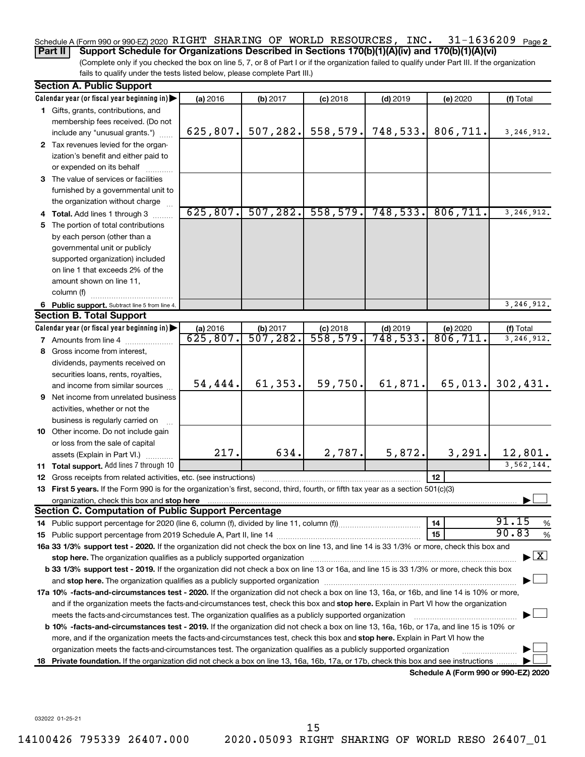Schedule A (Form 990 or 990-EZ) 2020 RIGHT SHARING OF WORLD RESOURCES, INC. 31-1636209 Page 2

**Part II | Support Schedule for Organizations Described in Sections 170(b)(1)(A)(iv) and 170(b)(1)(A)(vi)**

(Complete only if you checked the box on line 5, 7, or 8 of Part I or if the organization failed to qualify under Part III. If the organization fails to qualify under the tests listed below, please complete Part III.)

## Section A. Public Support

| Calendar year (or fiscal year beginning in) ▶ | (a) 2016 | (b) 2017 | (c) 2018 | (d) 2019 | (e) 2020 | (f) Total |
|---|---|---|---|---|---|---|
| 1 Gifts, grants, contributions, and membership fees received. (Do not include any "unusual grants.") | 625,807. | 507,282. | 558,579. | 748,533. | 806,711. | 3,246,912. |
| 2 Tax revenues levied for the organization's benefit and either paid to or expended on its behalf | | | | | | |
| 3 The value of services or facilities furnished by a governmental unit to the organization without charge | | | | | | |
| 4 **Total.** Add lines 1 through 3 | 625,807. | 507,282. | 558,579. | 748,533. | 806,711. | 3,246,912. |
| 5 The portion of total contributions by each person (other than a governmental unit or publicly supported organization) included on line 1 that exceeds 2% of the amount shown on line 11, column (f) | | | | | | |
| 6 **Public support.** Subtract line 5 from line 4. | | | | | | 3,246,912. |

## Section B. Total Support

| Calendar year (or fiscal year beginning in) ▶ | (a) 2016 | (b) 2017 | (c) 2018 | (d) 2019 | (e) 2020 | (f) Total |
|---|---|---|---|---|---|---|
| 7 Amounts from line 4 | 625,807. | 507,282. | 558,579. | 748,533. | 806,711. | 3,246,912. |
| 8 Gross income from interest, dividends, payments received on securities loans, rents, royalties, and income from similar sources | 54,444. | 61,353. | 59,750. | 61,871. | 65,013. | 302,431. |
| 9 Net income from unrelated business activities, whether or not the business is regularly carried on | | | | | | |
| 10 Other income. Do not include gain or loss from the sale of capital assets (Explain in Part VI.) | 217. | 634. | 2,787. | 5,872. | 3,291. | 12,801. |
| 11 **Total support.** Add lines 7 through 10 | | | | | | 3,562,144. |

12 Gross receipts from related activities, etc. (see instructions) | 12 |

13 **First 5 years.** If the Form 990 is for the organization's first, second, third, fourth, or fifth tax year as a section 501(c)(3) organization, check this box and **stop here** ☐

## Section C. Computation of Public Support Percentage

14 Public support percentage for 2020 (line 6, column (f), divided by line 11, column (f)) | 14 | 91.15 %

15 Public support percentage from 2019 Schedule A, Part II, line 14 | 15 | 90.83 %

**16a 33 1/3% support test - 2020.** If the organization did not check the box on line 13, and line 14 is 33 1/3% or more, check this box and **stop here.** The organization qualifies as a publicly supported organization ▶ ☒

**b 33 1/3% support test - 2019.** If the organization did not check a box on line 13 or 16a, and line 15 is 33 1/3% or more, check this box and **stop here.** The organization qualifies as a publicly supported organization ▶ ☐

**17a 10% -facts-and-circumstances test - 2020.** If the organization did not check a box on line 13, 16a, or 16b, and line 14 is 10% or more, and if the organization meets the facts-and-circumstances test, check this box and **stop here.** Explain in Part VI how the organization meets the facts-and-circumstances test. The organization qualifies as a publicly supported organization ▶ ☐

**b 10% -facts-and-circumstances test - 2019.** If the organization did not check a box on line 13, 16a, 16b, or 17a, and line 15 is 10% or more, and if the organization meets the facts-and-circumstances test, check this box and **stop here.** Explain in Part VI how the organization meets the facts-and-circumstances test. The organization qualifies as a publicly supported organization ▶ ☐

**18 Private foundation.** If the organization did not check a box on line 13, 16a, 16b, 17a, or 17b, check this box and see instructions ▶ ☐

**Schedule A (Form 990 or 990-EZ) 2020**

032022 01-25-21

14100426 795339 26407.000 2020.05093 RIGHT SHARING OF WORLD RESO 26407_01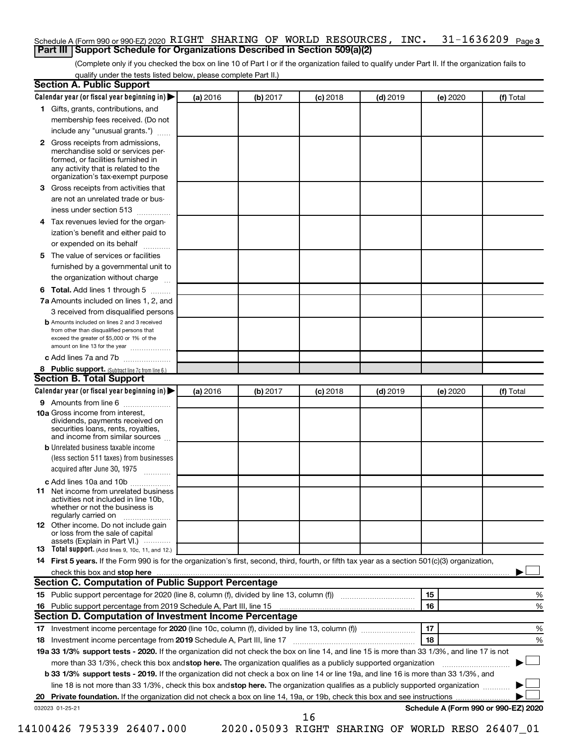Schedule A (Form 990 or 990-EZ) 2020 RIGHT SHARING OF WORLD RESOURCES, INC. 31-1636209 Page 3

## Part III Support Schedule for Organizations Described in Section 509(a)(2)

(Complete only if you checked the box on line 10 of Part I or if the organization failed to qualify under Part II. If the organization fails to qualify under the tests listed below, please complete Part II.)

### Section A. Public Support

| Calendar year (or fiscal year beginning in) ▶ | (a) 2016 | (b) 2017 | (c) 2018 | (d) 2019 | (e) 2020 | (f) Total |
|---|---|---|---|---|---|---|
| **1** Gifts, grants, contributions, and membership fees received. (Do not include any "unusual grants.") | | | | | | |
| **2** Gross receipts from admissions, merchandise sold or services performed, or facilities furnished in any activity that is related to the organization's tax-exempt purpose | | | | | | |
| **3** Gross receipts from activities that are not an unrelated trade or business under section 513 | | | | | | |
| **4** Tax revenues levied for the organization's benefit and either paid to or expended on its behalf | | | | | | |
| **5** The value of services or facilities furnished by a governmental unit to the organization without charge | | | | | | |
| **6 Total.** Add lines 1 through 5 | | | | | | |
| **7a** Amounts included on lines 1, 2, and 3 received from disqualified persons | | | | | | |
| **b** Amounts included on lines 2 and 3 received from other than disqualified persons that exceed the greater of $5,000 or 1% of the amount on line 13 for the year | | | | | | |
| **c** Add lines 7a and 7b | | | | | | |
| **8 Public support.** (Subtract line 7c from line 6.) | | | | | | |

### Section B. Total Support

| Calendar year (or fiscal year beginning in) ▶ | (a) 2016 | (b) 2017 | (c) 2018 | (d) 2019 | (e) 2020 | (f) Total |
|---|---|---|---|---|---|---|
| **9** Amounts from line 6 | | | | | | |
| **10a** Gross income from interest, dividends, payments received on securities loans, rents, royalties, and income from similar sources | | | | | | |
| **b** Unrelated business taxable income (less section 511 taxes) from businesses acquired after June 30, 1975 | | | | | | |
| **c** Add lines 10a and 10b | | | | | | |
| **11** Net income from unrelated business activities not included in line 10b, whether or not the business is regularly carried on | | | | | | |
| **12** Other income. Do not include gain or loss from the sale of capital assets (Explain in Part VI.) | | | | | | |
| **13 Total support.** (Add lines 9, 10c, 11, and 12.) | | | | | | |

**14 First 5 years.** If the Form 990 is for the organization's first, second, third, fourth, or fifth tax year as a section 501(c)(3) organization, check this box and **stop here** ▶ ☐

### Section C. Computation of Public Support Percentage

| | | | |
|---|---|---|---|
| **15** Public support percentage for 2020 (line 8, column (f), divided by line 13, column (f)) | 15 | | % |
| **16** Public support percentage from 2019 Schedule A, Part III, line 15 | 16 | | % |

### Section D. Computation of Investment Income Percentage

| | | | |
|---|---|---|---|
| **17** Investment income percentage for **2020** (line 10c, column (f), divided by line 13, column (f)) | 17 | | % |
| **18** Investment income percentage from **2019** Schedule A, Part III, line 17 | 18 | | % |

**19a 33 1/3% support tests - 2020.** If the organization did not check the box on line 14, and line 15 is more than 33 1/3%, and line 17 is not more than 33 1/3%, check this box and **stop here.** The organization qualifies as a publicly supported organization ▶ ☐

**b 33 1/3% support tests - 2019.** If the organization did not check a box on line 14 or line 19a, and line 16 is more than 33 1/3%, and line 18 is not more than 33 1/3%, check this box and **stop here.** The organization qualifies as a publicly supported organization ▶ ☐

**20 Private foundation.** If the organization did not check a box on line 14, 19a, or 19b, check this box and see instructions ▶ ☐

032023 01-25-21 **Schedule A (Form 990 or 990-EZ) 2020**

14100426 795339 26407.000 2020.05093 RIGHT SHARING OF WORLD RESO 26407_01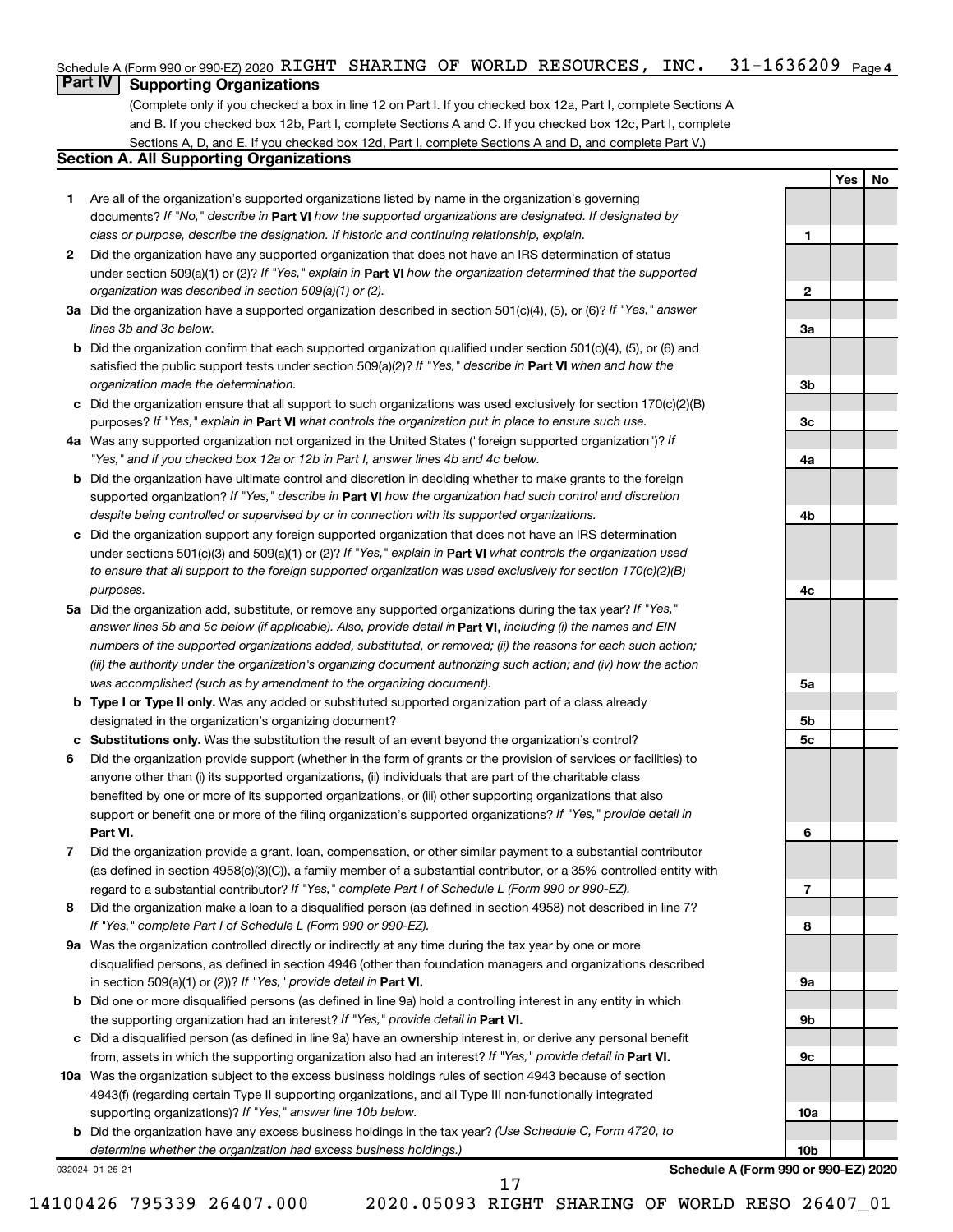Schedule A (Form 990 or 990-EZ) 2020 RIGHT SHARING OF WORLD RESOURCES, INC. 31-1636209 Page 4

## Part IV Supporting Organizations

(Complete only if you checked a box in line 12 on Part I. If you checked box 12a, Part I, complete Sections A and B. If you checked box 12b, Part I, complete Sections A and C. If you checked box 12c, Part I, complete Sections A, D, and E. If you checked box 12d, Part I, complete Sections A and D, and complete Part V.)

### Section A. All Supporting Organizations

| | | | Yes | No |
|---|---|---|---|---|
| 1 | Are all of the organization's supported organizations listed by name in the organization's governing documents? *If "No," describe in* **Part VI** *how the supported organizations are designated. If designated by class or purpose, describe the designation. If historic and continuing relationship, explain.* | 1 | | |
| 2 | Did the organization have any supported organization that does not have an IRS determination of status under section 509(a)(1) or (2)? *If "Yes," explain in* **Part VI** *how the organization determined that the supported organization was described in section 509(a)(1) or (2).* | 2 | | |
| 3a | Did the organization have a supported organization described in section 501(c)(4), (5), or (6)? *If "Yes," answer lines 3b and 3c below.* | 3a | | |
| b | Did the organization confirm that each supported organization qualified under section 501(c)(4), (5), or (6) and satisfied the public support tests under section 509(a)(2)? *If "Yes," describe in* **Part VI** *when and how the organization made the determination.* | 3b | | |
| c | Did the organization ensure that all support to such organizations was used exclusively for section 170(c)(2)(B) purposes? *If "Yes," explain in* **Part VI** *what controls the organization put in place to ensure such use.* | 3c | | |
| 4a | Was any supported organization not organized in the United States ("foreign supported organization")? *If "Yes," and if you checked box 12a or 12b in Part I, answer lines 4b and 4c below.* | 4a | | |
| b | Did the organization have ultimate control and discretion in deciding whether to make grants to the foreign supported organization? *If "Yes," describe in* **Part VI** *how the organization had such control and discretion despite being controlled or supervised by or in connection with its supported organizations.* | 4b | | |
| c | Did the organization support any foreign supported organization that does not have an IRS determination under sections 501(c)(3) and 509(a)(1) or (2)? *If "Yes," explain in* **Part VI** *what controls the organization used to ensure that all support to the foreign supported organization was used exclusively for section 170(c)(2)(B) purposes.* | 4c | | |
| 5a | Did the organization add, substitute, or remove any supported organizations during the tax year? *If "Yes," answer lines 5b and 5c below (if applicable). Also, provide detail in* **Part VI,** *including (i) the names and EIN numbers of the supported organizations added, substituted, or removed; (ii) the reasons for each such action; (iii) the authority under the organization's organizing document authorizing such action; and (iv) how the action was accomplished (such as by amendment to the organizing document).* | 5a | | |
| b | **Type I or Type II only.** Was any added or substituted supported organization part of a class already designated in the organization's organizing document? | 5b | | |
| c | **Substitutions only.** Was the substitution the result of an event beyond the organization's control? | 5c | | |
| 6 | Did the organization provide support (whether in the form of grants or the provision of services or facilities) to anyone other than (i) its supported organizations, (ii) individuals that are part of the charitable class benefited by one or more of its supported organizations, or (iii) other supporting organizations that also support or benefit one or more of the filing organization's supported organizations? *If "Yes," provide detail in* **Part VI.** | 6 | | |
| 7 | Did the organization provide a grant, loan, compensation, or other similar payment to a substantial contributor (as defined in section 4958(c)(3)(C)), a family member of a substantial contributor, or a 35% controlled entity with regard to a substantial contributor? *If "Yes," complete Part I of Schedule L (Form 990 or 990-EZ).* | 7 | | |
| 8 | Did the organization make a loan to a disqualified person (as defined in section 4958) not described in line 7? *If "Yes," complete Part I of Schedule L (Form 990 or 990-EZ).* | 8 | | |
| 9a | Was the organization controlled directly or indirectly at any time during the tax year by one or more disqualified persons, as defined in section 4946 (other than foundation managers and organizations described in section 509(a)(1) or (2))? *If "Yes," provide detail in* **Part VI.** | 9a | | |
| b | Did one or more disqualified persons (as defined in line 9a) hold a controlling interest in any entity in which the supporting organization had an interest? *If "Yes," provide detail in* **Part VI.** | 9b | | |
| c | Did a disqualified person (as defined in line 9a) have an ownership interest in, or derive any personal benefit from, assets in which the supporting organization also had an interest? *If "Yes," provide detail in* **Part VI.** | 9c | | |
| 10a | Was the organization subject to the excess business holdings rules of section 4943 because of section 4943(f) (regarding certain Type II supporting organizations, and all Type III non-functionally integrated supporting organizations)? *If "Yes," answer line 10b below.* | 10a | | |
| b | Did the organization have any excess business holdings in the tax year? *(Use Schedule C, Form 4720, to determine whether the organization had excess business holdings.)* | 10b | | |

032024 01-25-21

**Schedule A (Form 990 or 990-EZ) 2020**

14100426 795339 26407.000 2020.05093 RIGHT SHARING OF WORLD RESO 26407_01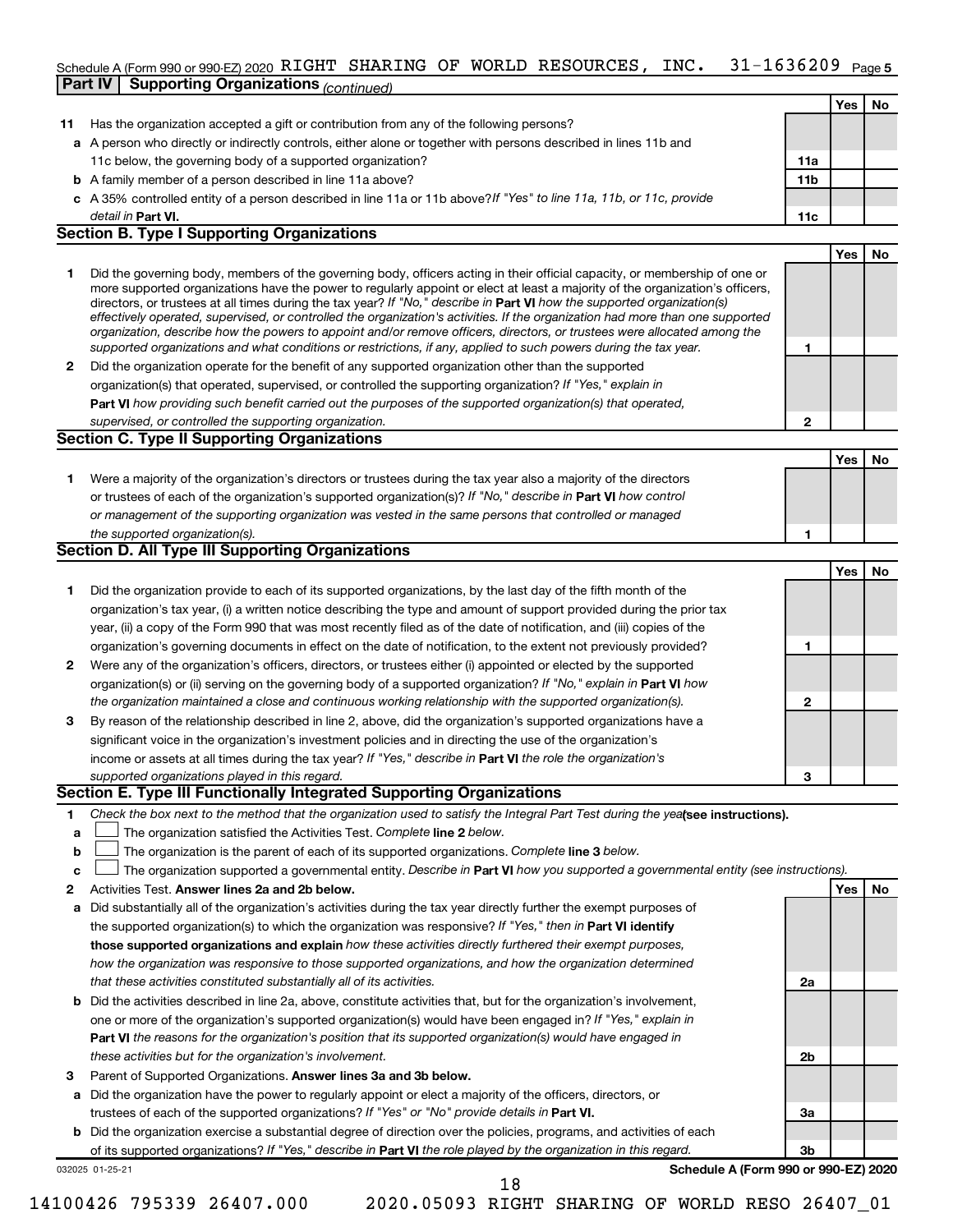Schedule A (Form 990 or 990-EZ) 2020 RIGHT SHARING OF WORLD RESOURCES, INC. 31-1636209 Page 5

**Part IV | Supporting Organizations** *(continued)*

| | | | Yes | No |
|---|---|---|---|---|
| **11** | Has the organization accepted a gift or contribution from any of the following persons? | | | |
| **a** | A person who directly or indirectly controls, either alone or together with persons described in lines 11b and 11c below, the governing body of a supported organization? | **11a** | | |
| **b** | A family member of a person described in line 11a above? | **11b** | | |
| **c** | A 35% controlled entity of a person described in line 11a or 11b above? *If "Yes" to line 11a, 11b, or 11c, provide detail in* **Part VI.** | **11c** | | |

## Section B. Type I Supporting Organizations

| | | | Yes | No |
|---|---|---|---|---|
| **1** | Did the governing body, members of the governing body, officers acting in their official capacity, or membership of one or more supported organizations have the power to regularly appoint or elect at least a majority of the organization's officers, directors, or trustees at all times during the tax year? *If "No," describe in* **Part VI** *how the supported organization(s) effectively operated, supervised, or controlled the organization's activities. If the organization had more than one supported organization, describe how the powers to appoint and/or remove officers, directors, or trustees were allocated among the supported organizations and what conditions or restrictions, if any, applied to such powers during the tax year.* | **1** | | |
| **2** | Did the organization operate for the benefit of any supported organization other than the supported organization(s) that operated, supervised, or controlled the supporting organization? *If "Yes," explain in* **Part VI** *how providing such benefit carried out the purposes of the supported organization(s) that operated, supervised, or controlled the supporting organization.* | **2** | | |

## Section C. Type II Supporting Organizations

| | | | Yes | No |
|---|---|---|---|---|
| **1** | Were a majority of the organization's directors or trustees during the tax year also a majority of the directors or trustees of each of the organization's supported organization(s)? *If "No," describe in* **Part VI** *how control or management of the supporting organization was vested in the same persons that controlled or managed the supported organization(s).* | **1** | | |

## Section D. All Type III Supporting Organizations

| | | | Yes | No |
|---|---|---|---|---|
| **1** | Did the organization provide to each of its supported organizations, by the last day of the fifth month of the organization's tax year, (i) a written notice describing the type and amount of support provided during the prior tax year, (ii) a copy of the Form 990 that was most recently filed as of the date of notification, and (iii) copies of the organization's governing documents in effect on the date of notification, to the extent not previously provided? | **1** | | |
| **2** | Were any of the organization's officers, directors, or trustees either (i) appointed or elected by the supported organization(s) or (ii) serving on the governing body of a supported organization? *If "No," explain in* **Part VI** *how the organization maintained a close and continuous working relationship with the supported organization(s).* | **2** | | |
| **3** | By reason of the relationship described in line 2, above, did the organization's supported organizations have a significant voice in the organization's investment policies and in directing the use of the organization's income or assets at all times during the tax year? *If "Yes," describe in* **Part VI** *the role the organization's supported organizations played in this regard.* | **3** | | |

## Section E. Type III Functionally Integrated Supporting Organizations

**1** *Check the box next to the method that the organization used to satisfy the Integral Part Test during the year* **(see instructions).**

- **a** ☐ The organization satisfied the Activities Test. *Complete* **line 2** *below.*
- **b** ☐ The organization is the parent of each of its supported organizations. *Complete* **line 3** *below.*
- **c** ☐ The organization supported a governmental entity. *Describe in* **Part VI** *how you supported a governmental entity (see instructions).*

| | | | Yes | No |
|---|---|---|---|---|
| **2** | Activities Test. **Answer lines 2a and 2b below.** | | | |
| **a** | Did substantially all of the organization's activities during the tax year directly further the exempt purposes of the supported organization(s) to which the organization was responsive? *If "Yes," then in* **Part VI identify those supported organizations and explain** *how these activities directly furthered their exempt purposes, how the organization was responsive to those supported organizations, and how the organization determined that these activities constituted substantially all of its activities.* | **2a** | | |
| **b** | Did the activities described in line 2a, above, constitute activities that, but for the organization's involvement, one or more of the organization's supported organization(s) would have been engaged in? *If "Yes," explain in* **Part VI** *the reasons for the organization's position that its supported organization(s) would have engaged in these activities but for the organization's involvement.* | **2b** | | |
| **3** | Parent of Supported Organizations. **Answer lines 3a and 3b below.** | | | |
| **a** | Did the organization have the power to regularly appoint or elect a majority of the officers, directors, or trustees of each of the supported organizations? *If "Yes" or "No" provide details in* **Part VI.** | **3a** | | |
| **b** | Did the organization exercise a substantial degree of direction over the policies, programs, and activities of each of its supported organizations? *If "Yes," describe in* **Part VI** *the role played by the organization in this regard.* | **3b** | | |

032025 01-25-21 **Schedule A (Form 990 or 990-EZ) 2020**

14100426 795339 26407.000 2020.05093 RIGHT SHARING OF WORLD RESO 26407_01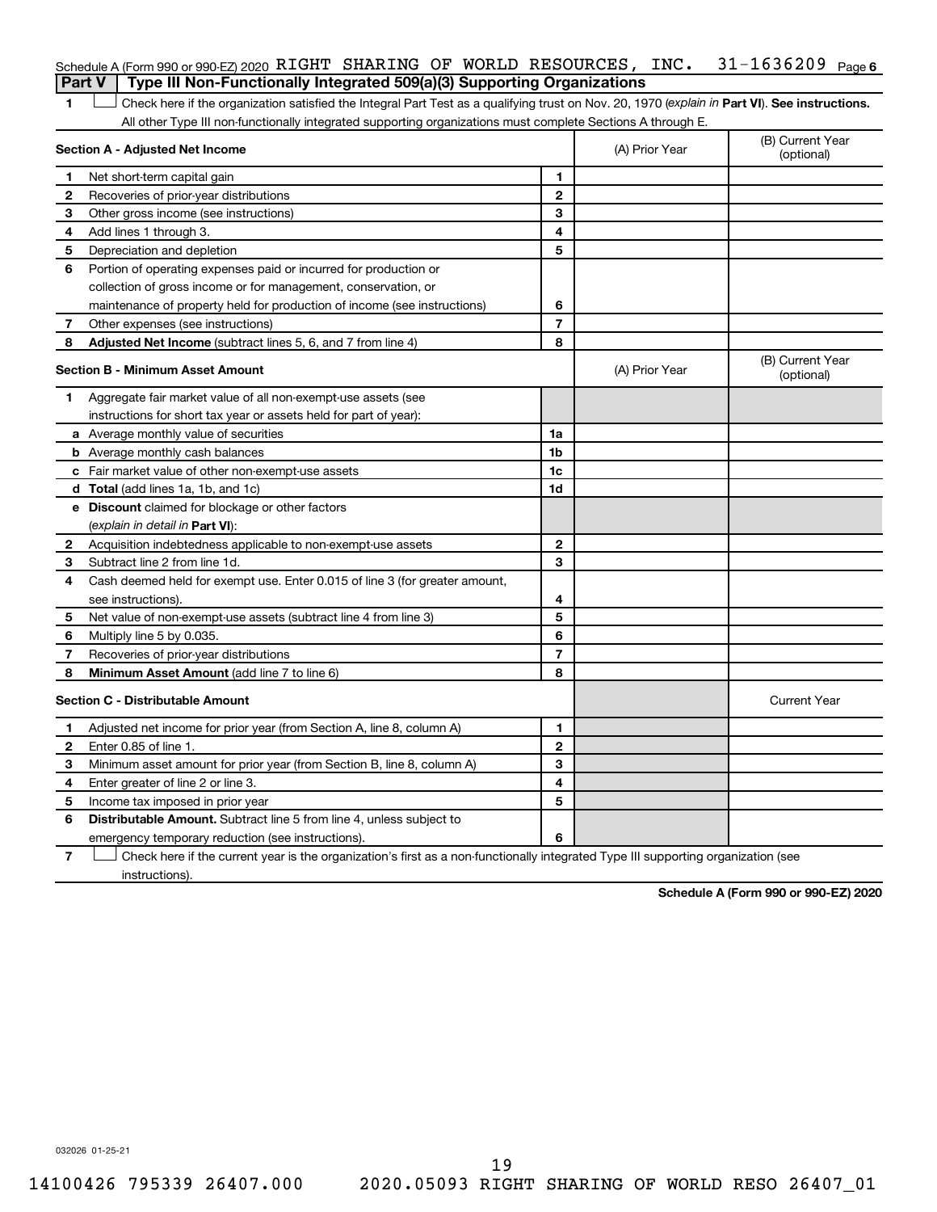Schedule A (Form 990 or 990-EZ) 2020 RIGHT SHARING OF WORLD RESOURCES, INC. 31-1636209 Page 6

## Part V | Type III Non-Functionally Integrated 509(a)(3) Supporting Organizations

1 ☐ Check here if the organization satisfied the Integral Part Test as a qualifying trust on Nov. 20, 1970 (*explain in* **Part VI**). **See instructions.** All other Type III non-functionally integrated supporting organizations must complete Sections A through E.

| **Section A - Adjusted Net Income** | | | (A) Prior Year | (B) Current Year (optional) |
|---|---|---|---|---|
| 1 | Net short-term capital gain | 1 | | |
| 2 | Recoveries of prior-year distributions | 2 | | |
| 3 | Other gross income (see instructions) | 3 | | |
| 4 | Add lines 1 through 3. | 4 | | |
| 5 | Depreciation and depletion | 5 | | |
| 6 | Portion of operating expenses paid or incurred for production or collection of gross income or for management, conservation, or maintenance of property held for production of income (see instructions) | 6 | | |
| 7 | Other expenses (see instructions) | 7 | | |
| 8 | **Adjusted Net Income** (subtract lines 5, 6, and 7 from line 4) | 8 | | |

| **Section B - Minimum Asset Amount** | | | (A) Prior Year | (B) Current Year (optional) |
|---|---|---|---|---|
| 1 | Aggregate fair market value of all non-exempt-use assets (see instructions for short tax year or assets held for part of year): | | | |
| a | Average monthly value of securities | 1a | | |
| b | Average monthly cash balances | 1b | | |
| c | Fair market value of other non-exempt-use assets | 1c | | |
| d | **Total** (add lines 1a, 1b, and 1c) | 1d | | |
| e | **Discount** claimed for blockage or other factors (*explain in detail in* **Part VI**): | | | |
| 2 | Acquisition indebtedness applicable to non-exempt-use assets | 2 | | |
| 3 | Subtract line 2 from line 1d. | 3 | | |
| 4 | Cash deemed held for exempt use. Enter 0.015 of line 3 (for greater amount, see instructions). | 4 | | |
| 5 | Net value of non-exempt-use assets (subtract line 4 from line 3) | 5 | | |
| 6 | Multiply line 5 by 0.035. | 6 | | |
| 7 | Recoveries of prior-year distributions | 7 | | |
| 8 | **Minimum Asset Amount** (add line 7 to line 6) | 8 | | |

| **Section C - Distributable Amount** | | | | Current Year |
|---|---|---|---|---|
| 1 | Adjusted net income for prior year (from Section A, line 8, column A) | 1 | | |
| 2 | Enter 0.85 of line 1. | 2 | | |
| 3 | Minimum asset amount for prior year (from Section B, line 8, column A) | 3 | | |
| 4 | Enter greater of line 2 or line 3. | 4 | | |
| 5 | Income tax imposed in prior year | 5 | | |
| 6 | **Distributable Amount.** Subtract line 5 from line 4, unless subject to emergency temporary reduction (see instructions). | 6 | | |

7 ☐ Check here if the current year is the organization's first as a non-functionally integrated Type III supporting organization (see instructions).

**Schedule A (Form 990 or 990-EZ) 2020**

032026 01-25-21

14100426 795339 26407.000 2020.05093 RIGHT SHARING OF WORLD RESO 26407_01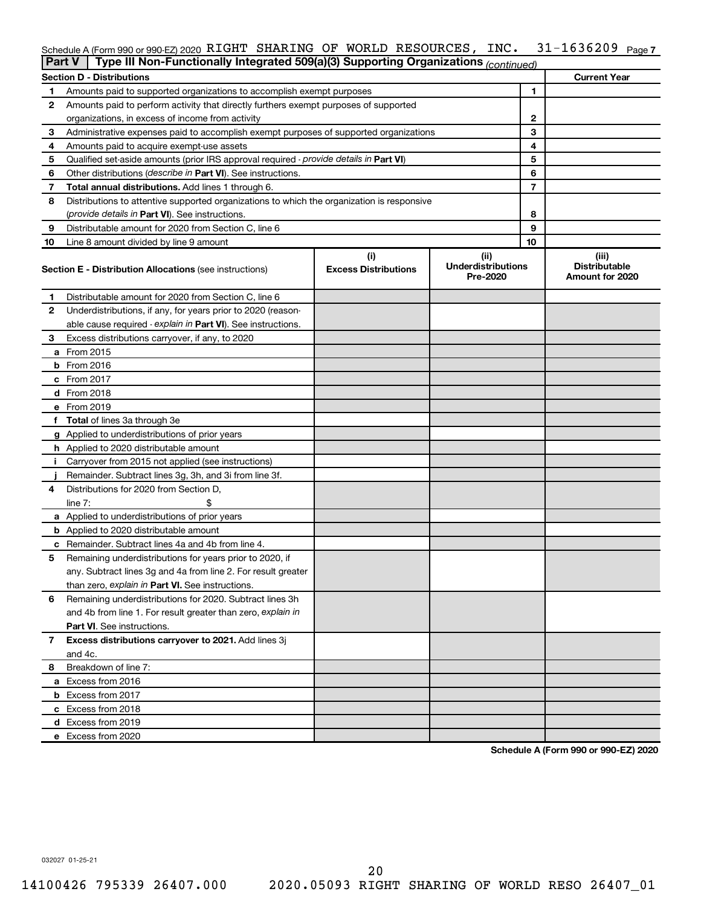Schedule A (Form 990 or 990-EZ) 2020 RIGHT SHARING OF WORLD RESOURCES, INC. 31-1636209 Page 7

**Part V | Type III Non-Functionally Integrated 509(a)(3) Supporting Organizations** *(continued)*

| **Section D - Distributions** | | | **Current Year** |
|---|---|---|---|
| 1 | Amounts paid to supported organizations to accomplish exempt purposes | 1 | |
| 2 | Amounts paid to perform activity that directly furthers exempt purposes of supported organizations, in excess of income from activity | 2 | |
| 3 | Administrative expenses paid to accomplish exempt purposes of supported organizations | 3 | |
| 4 | Amounts paid to acquire exempt-use assets | 4 | |
| 5 | Qualified set-aside amounts (prior IRS approval required - *provide details in* **Part VI**) | 5 | |
| 6 | Other distributions (*describe in* **Part VI**). See instructions. | 6 | |
| 7 | **Total annual distributions.** Add lines 1 through 6. | 7 | |
| 8 | Distributions to attentive supported organizations to which the organization is responsive (*provide details in* **Part VI**). See instructions. | 8 | |
| 9 | Distributable amount for 2020 from Section C, line 6 | 9 | |
| 10 | Line 8 amount divided by line 9 amount | 10 | |

| **Section E - Distribution Allocations** (see instructions) | (i) **Excess Distributions** | (ii) **Underdistributions Pre-2020** | (iii) **Distributable Amount for 2020** |
|---|---|---|---|
| **1** Distributable amount for 2020 from Section C, line 6 | | | |
| **2** Underdistributions, if any, for years prior to 2020 (reasonable cause required - *explain in* **Part VI**). See instructions. | | | |
| **3** Excess distributions carryover, if any, to 2020 | | | |
| **a** From 2015 | | | |
| **b** From 2016 | | | |
| **c** From 2017 | | | |
| **d** From 2018 | | | |
| **e** From 2019 | | | |
| **f** **Total** of lines 3a through 3e | | | |
| **g** Applied to underdistributions of prior years | | | |
| **h** Applied to 2020 distributable amount | | | |
| **i** Carryover from 2015 not applied (see instructions) | | | |
| **j** Remainder. Subtract lines 3g, 3h, and 3i from line 3f. | | | |
| **4** Distributions for 2020 from Section D, line 7: $ | | | |
| **a** Applied to underdistributions of prior years | | | |
| **b** Applied to 2020 distributable amount | | | |
| **c** Remainder. Subtract lines 4a and 4b from line 4. | | | |
| **5** Remaining underdistributions for years prior to 2020, if any. Subtract lines 3g and 4a from line 2. For result greater than zero, *explain in* **Part VI.** See instructions. | | | |
| **6** Remaining underdistributions for 2020. Subtract lines 3h and 4b from line 1. For result greater than zero, *explain in* **Part VI**. See instructions. | | | |
| **7** **Excess distributions carryover to 2021.** Add lines 3j and 4c. | | | |
| **8** Breakdown of line 7: | | | |
| **a** Excess from 2016 | | | |
| **b** Excess from 2017 | | | |
| **c** Excess from 2018 | | | |
| **d** Excess from 2019 | | | |
| **e** Excess from 2020 | | | |

**Schedule A (Form 990 or 990-EZ) 2020**

032027 01-25-21

14100426 795339 26407.000 2020.05093 RIGHT SHARING OF WORLD RESO 26407_01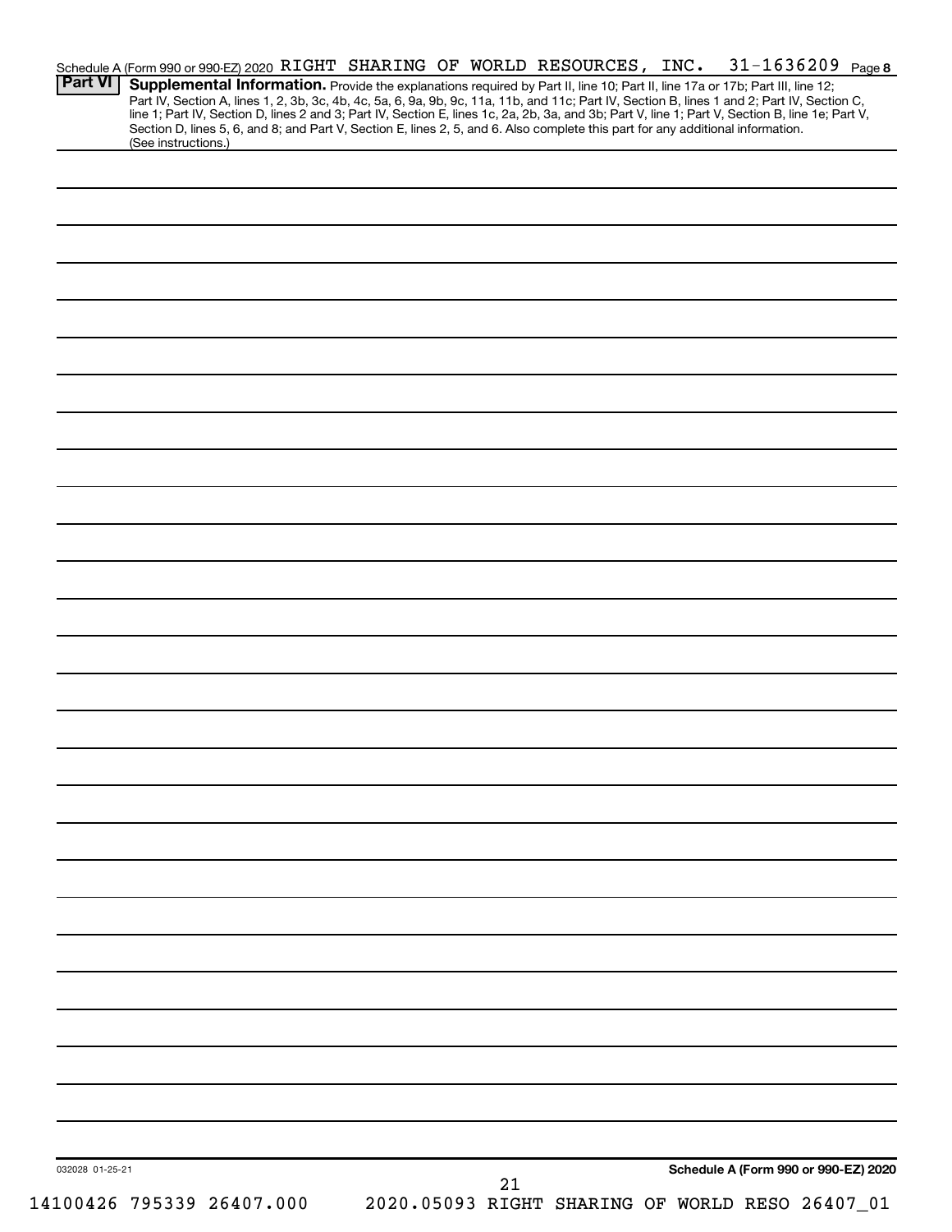Schedule A (Form 990 or 990-EZ) 2020 RIGHT SHARING OF WORLD RESOURCES, INC. 31-1636209 Page 8

**Part VI** **Supplemental Information.** Provide the explanations required by Part II, line 10; Part II, line 17a or 17b; Part III, line 12; Part IV, Section A, lines 1, 2, 3b, 3c, 4b, 4c, 5a, 6, 9a, 9b, 9c, 11a, 11b, and 11c; Part IV, Section B, lines 1 and 2; Part IV, Section C, line 1; Part IV, Section D, lines 2 and 3; Part IV, Section E, lines 1c, 2a, 2b, 3a, and 3b; Part V, line 1; Part V, Section B, line 1e; Part V, Section D, lines 5, 6, and 8; and Part V, Section E, lines 2, 5, and 6. Also complete this part for any additional information. (See instructions.)

032028 01-25-21

**Schedule A (Form 990 or 990-EZ) 2020**

14100426 795339 26407.000 2020.05093 RIGHT SHARING OF WORLD RESO 26407_01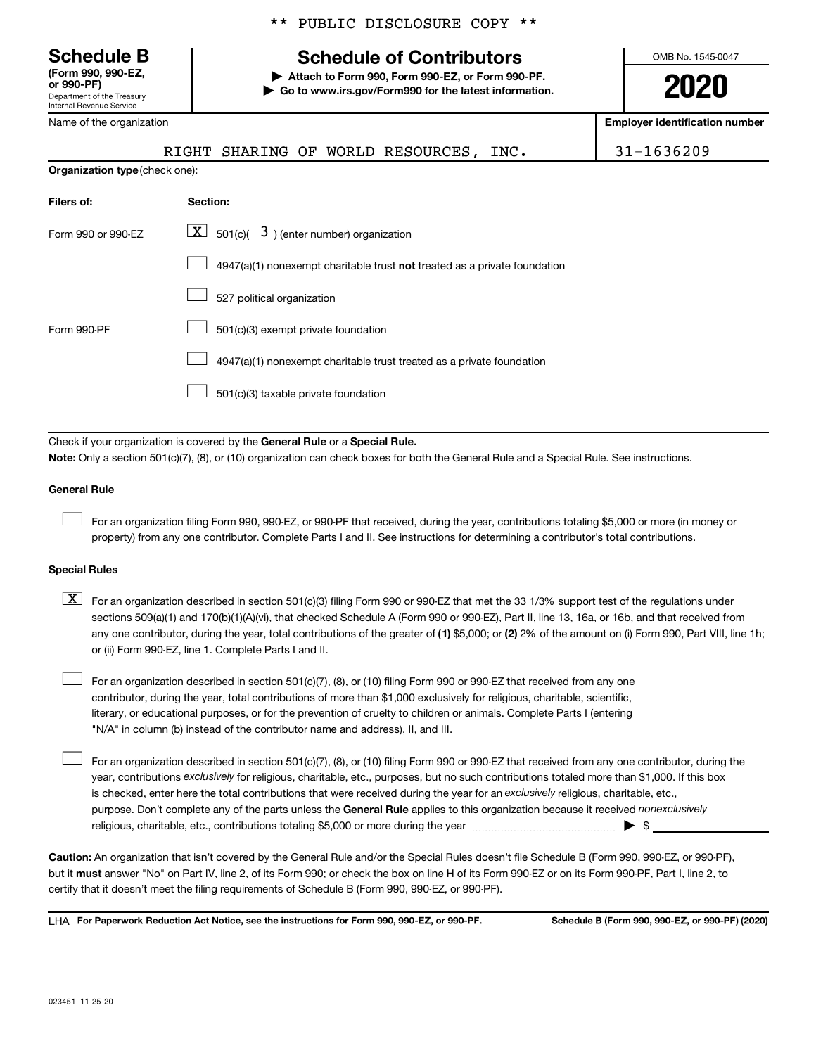** PUBLIC DISCLOSURE COPY **

# Schedule B

**(Form 990, 990-EZ, or 990-PF)**
Department of the Treasury
Internal Revenue Service

## Schedule of Contributors

**▶ Attach to Form 990, Form 990-EZ, or Form 990-PF.**
**▶ Go to www.irs.gov/Form990 for the latest information.**

OMB No. 1545-0047

**2020**

| Name of the organization | Employer identification number |
|---|---|
| RIGHT SHARING OF WORLD RESOURCES, INC. | 31-1636209 |

**Organization type** (check one):

| Filers of: | Section: |
|---|---|
| Form 990 or 990-EZ | [X] 501(c)( 3 ) (enter number) organization |
| | [ ] 4947(a)(1) nonexempt charitable trust **not** treated as a private foundation |
| | [ ] 527 political organization |
| Form 990-PF | [ ] 501(c)(3) exempt private foundation |
| | [ ] 4947(a)(1) nonexempt charitable trust treated as a private foundation |
| | [ ] 501(c)(3) taxable private foundation |

Check if your organization is covered by the **General Rule** or a **Special Rule.**

**Note:** Only a section 501(c)(7), (8), or (10) organization can check boxes for both the General Rule and a Special Rule. See instructions.

**General Rule**

[ ] For an organization filing Form 990, 990-EZ, or 990-PF that received, during the year, contributions totaling $5,000 or more (in money or property) from any one contributor. Complete Parts I and II. See instructions for determining a contributor's total contributions.

**Special Rules**

[X] For an organization described in section 501(c)(3) filing Form 990 or 990-EZ that met the 33 1/3% support test of the regulations under sections 509(a)(1) and 170(b)(1)(A)(vi), that checked Schedule A (Form 990 or 990-EZ), Part II, line 13, 16a, or 16b, and that received from any one contributor, during the year, total contributions of the greater of **(1)** $5,000; or **(2)** 2% of the amount on (i) Form 990, Part VIII, line 1h; or (ii) Form 990-EZ, line 1. Complete Parts I and II.

[ ] For an organization described in section 501(c)(7), (8), or (10) filing Form 990 or 990-EZ that received from any one contributor, during the year, total contributions of more than $1,000 exclusively for religious, charitable, scientific, literary, or educational purposes, or for the prevention of cruelty to children or animals. Complete Parts I (entering "N/A" in column (b) instead of the contributor name and address), II, and III.

[ ] For an organization described in section 501(c)(7), (8), or (10) filing Form 990 or 990-EZ that received from any one contributor, during the year, contributions *exclusively* for religious, charitable, etc., purposes, but no such contributions totaled more than $1,000. If this box is checked, enter here the total contributions that were received during the year for an *exclusively* religious, charitable, etc., purpose. Don't complete any of the parts unless the **General Rule** applies to this organization because it received *nonexclusively* religious, charitable, etc., contributions totaling $5,000 or more during the year ▶ $ ____________

**Caution:** An organization that isn't covered by the General Rule and/or the Special Rules doesn't file Schedule B (Form 990, 990-EZ, or 990-PF), but it **must** answer "No" on Part IV, line 2, of its Form 990; or check the box on line H of its Form 990-EZ or on its Form 990-PF, Part I, line 2, to certify that it doesn't meet the filing requirements of Schedule B (Form 990, 990-EZ, or 990-PF).

LHA **For Paperwork Reduction Act Notice, see the instructions for Form 990, 990-EZ, or 990-PF.** **Schedule B (Form 990, 990-EZ, or 990-PF) (2020)**

023451 11-25-20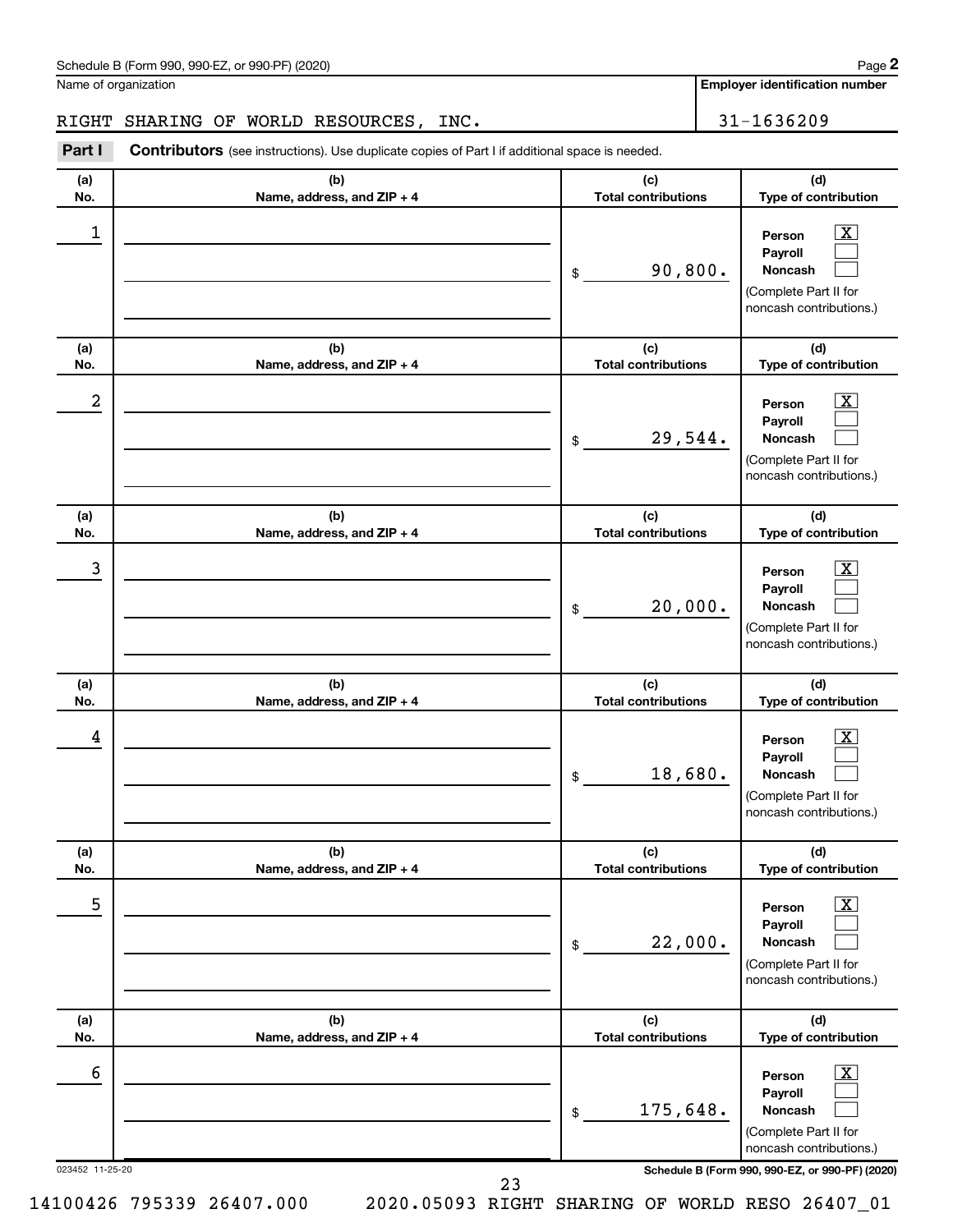Schedule B (Form 990, 990-EZ, or 990-PF) (2020) Page **2**

Name of organization | **Employer identification number**

RIGHT SHARING OF WORLD RESOURCES, INC. | 31-1636209

**Part I** **Contributors** (see instructions). Use duplicate copies of Part I if additional space is needed.

| (a) No. | (b) Name, address, and ZIP + 4 | (c) Total contributions | (d) Type of contribution |
|---|---|---|---|
| 1 | | $ 90,800. | Person [X] Payroll [ ] Noncash [ ] (Complete Part II for noncash contributions.) |
| 2 | | $ 29,544. | Person [X] Payroll [ ] Noncash [ ] (Complete Part II for noncash contributions.) |
| 3 | | $ 20,000. | Person [X] Payroll [ ] Noncash [ ] (Complete Part II for noncash contributions.) |
| 4 | | $ 18,680. | Person [X] Payroll [ ] Noncash [ ] (Complete Part II for noncash contributions.) |
| 5 | | $ 22,000. | Person [X] Payroll [ ] Noncash [ ] (Complete Part II for noncash contributions.) |
| 6 | | $ 175,648. | Person [X] Payroll [ ] Noncash [ ] (Complete Part II for noncash contributions.) |

023452 11-25-20 **Schedule B (Form 990, 990-EZ, or 990-PF) (2020)**

14100426 795339 26407.000 2020.05093 RIGHT SHARING OF WORLD RESO 26407_01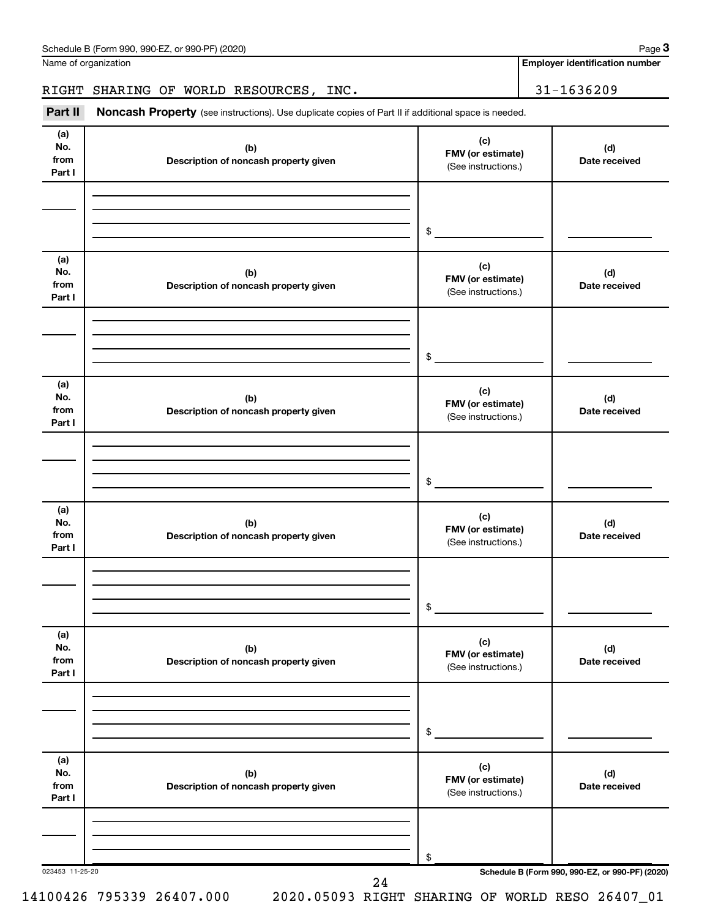Name of organization

RIGHT SHARING OF WORLD RESOURCES, INC.

Employer identification number

31-1636209

**Part II** **Noncash Property** (see instructions). Use duplicate copies of Part II if additional space is needed.

| (a) No. from Part I | (b) Description of noncash property given | (c) FMV (or estimate) (See instructions.) | (d) Date received |
|---|---|---|---|
| | | $ | |

| (a) No. from Part I | (b) Description of noncash property given | (c) FMV (or estimate) (See instructions.) | (d) Date received |
|---|---|---|---|
| | | $ | |

| (a) No. from Part I | (b) Description of noncash property given | (c) FMV (or estimate) (See instructions.) | (d) Date received |
|---|---|---|---|
| | | $ | |

| (a) No. from Part I | (b) Description of noncash property given | (c) FMV (or estimate) (See instructions.) | (d) Date received |
|---|---|---|---|
| | | $ | |

| (a) No. from Part I | (b) Description of noncash property given | (c) FMV (or estimate) (See instructions.) | (d) Date received |
|---|---|---|---|
| | | $ | |

| (a) No. from Part I | (b) Description of noncash property given | (c) FMV (or estimate) (See instructions.) | (d) Date received |
|---|---|---|---|
| | | $ | |

023453 11-25-20

14100426 795339 26407.000 2020.05093 RIGHT SHARING OF WORLD RESO 26407_01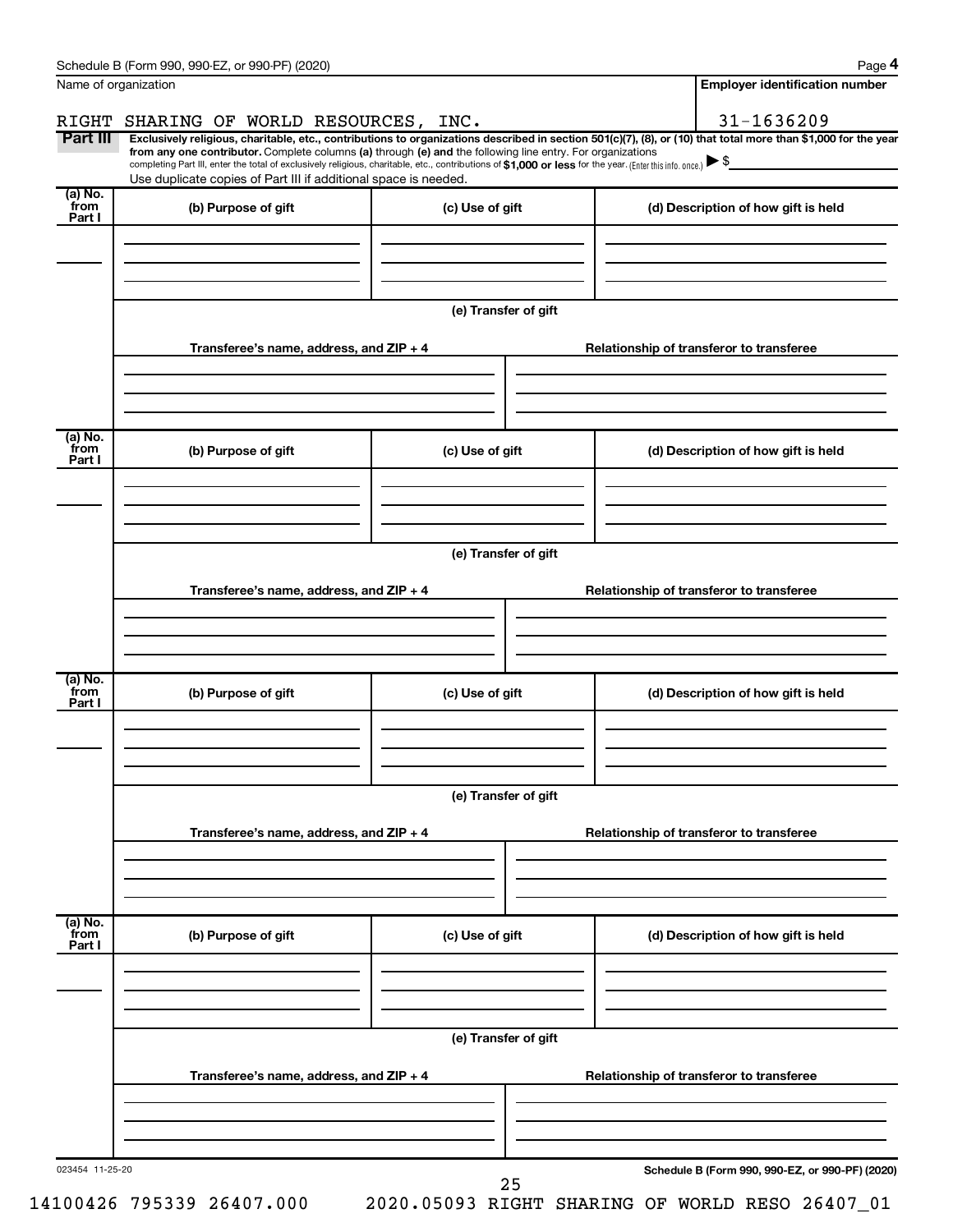Schedule B (Form 990, 990-EZ, or 990-PF) (2020)

Name of organization: RIGHT SHARING OF WORLD RESOURCES, INC.

Employer identification number: 31-1636209

**Part III** **Exclusively religious, charitable, etc., contributions to organizations described in section 501(c)(7), (8), or (10) that total more than $1,000 for the year from any one contributor.** Complete columns **(a)** through **(e)** and the following line entry. For organizations completing Part III, enter the total of exclusively religious, charitable, etc., contributions of **$1,000 or less** for the year. (Enter this info. once.) ▶ $

Use duplicate copies of Part III if additional space is needed.

| (a) No. from Part I | (b) Purpose of gift | (c) Use of gift | (d) Description of how gift is held |
|---|---|---|---|
| | | | |

(e) Transfer of gift

| Transferee's name, address, and ZIP + 4 | Relationship of transferor to transferee |
|---|---|
| | |

| (a) No. from Part I | (b) Purpose of gift | (c) Use of gift | (d) Description of how gift is held |
|---|---|---|---|
| | | | |

(e) Transfer of gift

| Transferee's name, address, and ZIP + 4 | Relationship of transferor to transferee |
|---|---|
| | |

| (a) No. from Part I | (b) Purpose of gift | (c) Use of gift | (d) Description of how gift is held |
|---|---|---|---|
| | | | |

(e) Transfer of gift

| Transferee's name, address, and ZIP + 4 | Relationship of transferor to transferee |
|---|---|
| | |

| (a) No. from Part I | (b) Purpose of gift | (c) Use of gift | (d) Description of how gift is held |
|---|---|---|---|
| | | | |

(e) Transfer of gift

| Transferee's name, address, and ZIP + 4 | Relationship of transferor to transferee |
|---|---|
| | |

023454 11-25-20

Schedule B (Form 990, 990-EZ, or 990-PF) (2020)

14100426 795339 26407.000 2020.05093 RIGHT SHARING OF WORLD RESO 26407_01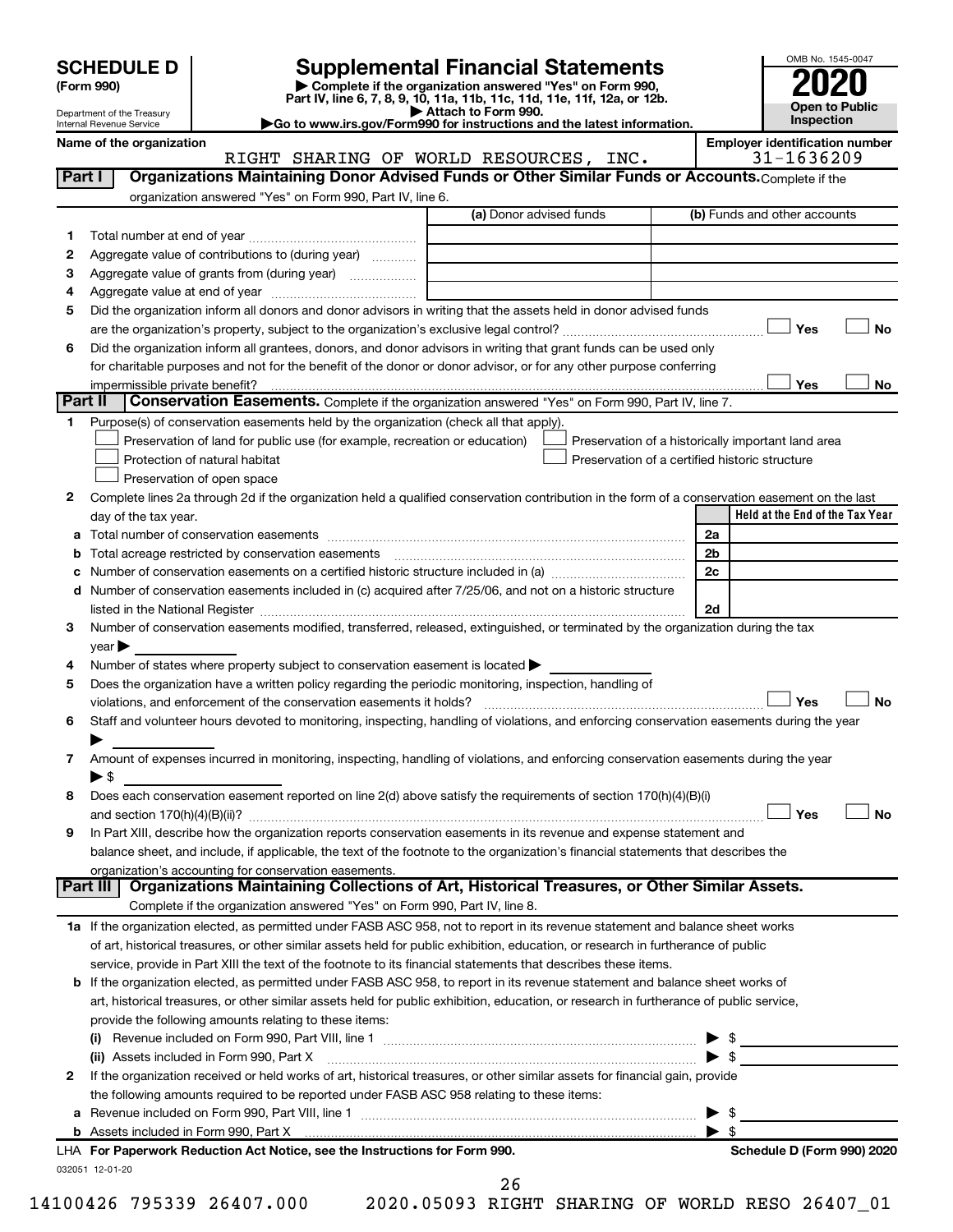# SCHEDULE D (Form 990)

Department of the Treasury
Internal Revenue Service

## Supplemental Financial Statements

▶ Complete if the organization answered "Yes" on Form 990, Part IV, line 6, 7, 8, 9, 10, 11a, 11b, 11c, 11d, 11e, 11f, 12a, or 12b.
▶ Attach to Form 990.
▶Go to www.irs.gov/Form990 for instructions and the latest information.

OMB No. 1545-0047

**2020**

**Open to Public Inspection**

Name of the organization: RIGHT SHARING OF WORLD RESOURCES, INC.

Employer identification number: 31-1636209

### Part I — Organizations Maintaining Donor Advised Funds or Other Similar Funds or Accounts.
Complete if the organization answered "Yes" on Form 990, Part IV, line 6.

| | | (a) Donor advised funds | (b) Funds and other accounts |
|---|---|---|---|
| 1 | Total number at end of year | | |
| 2 | Aggregate value of contributions to (during year) | | |
| 3 | Aggregate value of grants from (during year) | | |
| 4 | Aggregate value at end of year | | |

5 Did the organization inform all donors and donor advisors in writing that the assets held in donor advised funds are the organization's property, subject to the organization's exclusive legal control? ☐ Yes ☐ No

6 Did the organization inform all grantees, donors, and donor advisors in writing that grant funds can be used only for charitable purposes and not for the benefit of the donor or donor advisor, or for any other purpose conferring impermissible private benefit? ☐ Yes ☐ No

### Part II — Conservation Easements.
Complete if the organization answered "Yes" on Form 990, Part IV, line 7.

1 Purpose(s) of conservation easements held by the organization (check all that apply).

- ☐ Preservation of land for public use (for example, recreation or education)
- ☐ Protection of natural habitat
- ☐ Preservation of open space
- ☐ Preservation of a historically important land area
- ☐ Preservation of a certified historic structure

2 Complete lines 2a through 2d if the organization held a qualified conservation contribution in the form of a conservation easement on the last day of the tax year.

| | | | Held at the End of the Tax Year |
|---|---|---|---|
| a | Total number of conservation easements | 2a | |
| b | Total acreage restricted by conservation easements | 2b | |
| c | Number of conservation easements on a certified historic structure included in (a) | 2c | |
| d | Number of conservation easements included in (c) acquired after 7/25/06, and not on a historic structure listed in the National Register | 2d | |

3 Number of conservation easements modified, transferred, released, extinguished, or terminated by the organization during the tax year ▶

4 Number of states where property subject to conservation easement is located ▶

5 Does the organization have a written policy regarding the periodic monitoring, inspection, handling of violations, and enforcement of the conservation easements it holds? ☐ Yes ☐ No

6 Staff and volunteer hours devoted to monitoring, inspecting, handling of violations, and enforcing conservation easements during the year ▶

7 Amount of expenses incurred in monitoring, inspecting, handling of violations, and enforcing conservation easements during the year ▶ $

8 Does each conservation easement reported on line 2(d) above satisfy the requirements of section 170(h)(4)(B)(i) and section 170(h)(4)(B)(ii)? ☐ Yes ☐ No

9 In Part XIII, describe how the organization reports conservation easements in its revenue and expense statement and balance sheet, and include, if applicable, the text of the footnote to the organization's financial statements that describes the organization's accounting for conservation easements.

### Part III — Organizations Maintaining Collections of Art, Historical Treasures, or Other Similar Assets.
Complete if the organization answered "Yes" on Form 990, Part IV, line 8.

1a If the organization elected, as permitted under FASB ASC 958, not to report in its revenue statement and balance sheet works of art, historical treasures, or other similar assets held for public exhibition, education, or research in furtherance of public service, provide in Part XIII the text of the footnote to its financial statements that describes these items.

b If the organization elected, as permitted under FASB ASC 958, to report in its revenue statement and balance sheet works of art, historical treasures, or other similar assets held for public exhibition, education, or research in furtherance of public service, provide the following amounts relating to these items:

(i) Revenue included on Form 990, Part VIII, line 1 ▶ $

(ii) Assets included in Form 990, Part X ▶ $

2 If the organization received or held works of art, historical treasures, or other similar assets for financial gain, provide the following amounts required to be reported under FASB ASC 958 relating to these items:

a Revenue included on Form 990, Part VIII, line 1 ▶ $

b Assets included in Form 990, Part X ▶ $

LHA For Paperwork Reduction Act Notice, see the Instructions for Form 990. — Schedule D (Form 990) 2020

032051 12-01-20

14100426 795339 26407.000 2020.05093 RIGHT SHARING OF WORLD RESO 26407_01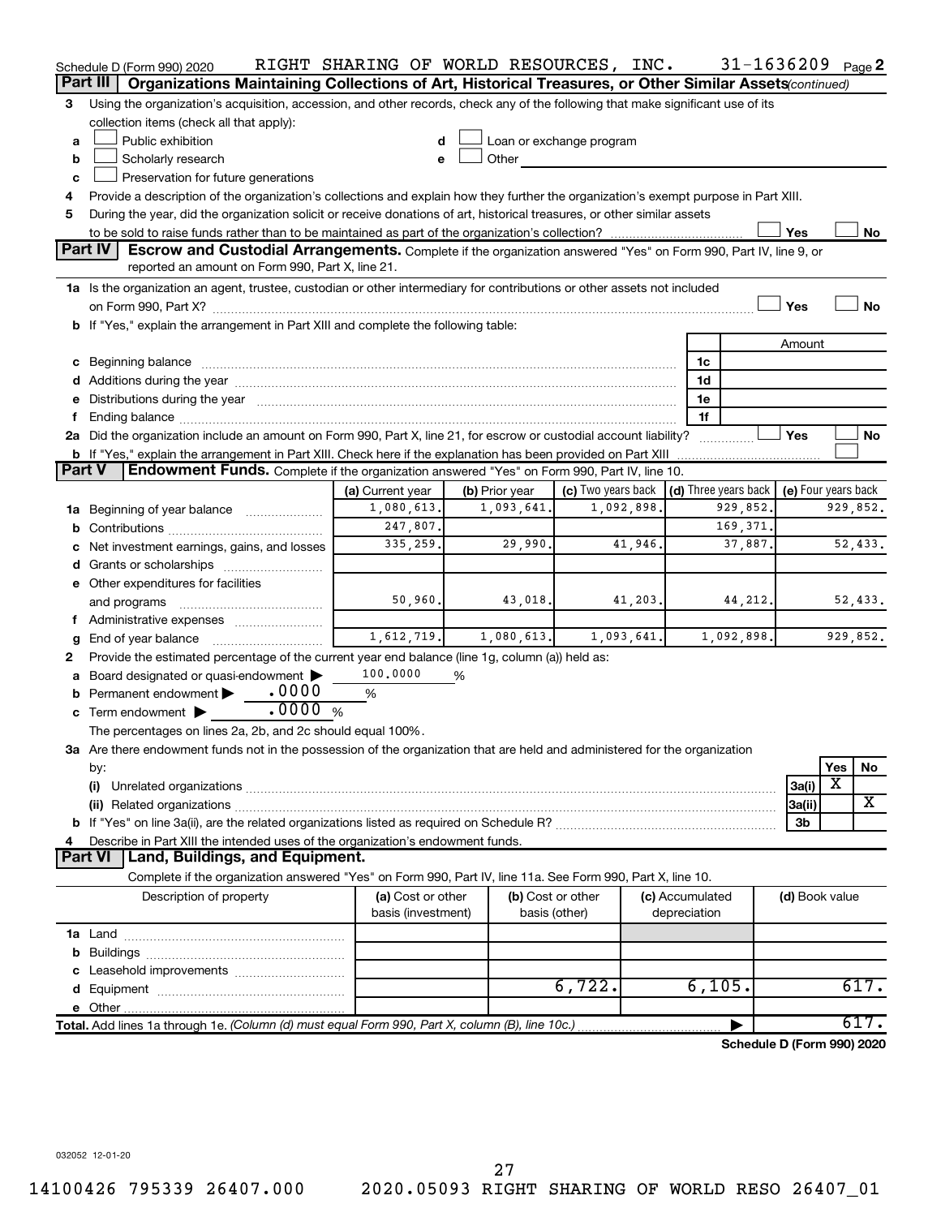Schedule D (Form 990) 2020 RIGHT SHARING OF WORLD RESOURCES, INC. 31-1636209 Page 2

## Part III Organizations Maintaining Collections of Art, Historical Treasures, or Other Similar Assets *(continued)*

3 Using the organization's acquisition, accession, and other records, check any of the following that make significant use of its collection items (check all that apply):

- a ☐ Public exhibition
- b ☐ Scholarly research
- c ☐ Preservation for future generations
- d ☐ Loan or exchange program
- e ☐ Other

4 Provide a description of the organization's collections and explain how they further the organization's exempt purpose in Part XIII.

5 During the year, did the organization solicit or receive donations of art, historical treasures, or other similar assets to be sold to raise funds rather than to be maintained as part of the organization's collection? ☐ Yes ☐ No

## Part IV Escrow and Custodial Arrangements.

Complete if the organization answered "Yes" on Form 990, Part IV, line 9, or reported an amount on Form 990, Part X, line 21.

1a Is the organization an agent, trustee, custodian or other intermediary for contributions or other assets not included on Form 990, Part X? ☐ Yes ☐ No

b If "Yes," explain the arrangement in Part XIII and complete the following table:

| | | Amount |
|---|---|---|
| c Beginning balance | 1c | |
| d Additions during the year | 1d | |
| e Distributions during the year | 1e | |
| f Ending balance | 1f | |

2a Did the organization include an amount on Form 990, Part X, line 21, for escrow or custodial account liability? ☐ Yes ☐ No

b If "Yes," explain the arrangement in Part XIII. Check here if the explanation has been provided on Part XIII ☐

## Part V Endowment Funds.

Complete if the organization answered "Yes" on Form 990, Part IV, line 10.

| | (a) Current year | (b) Prior year | (c) Two years back | (d) Three years back | (e) Four years back |
|---|---|---|---|---|---|
| 1a Beginning of year balance | 1,080,613. | 1,093,641. | 1,092,898. | 929,852. | 929,852. |
| b Contributions | 247,807. | | | 169,371. | |
| c Net investment earnings, gains, and losses | 335,259. | 29,990. | 41,946. | 37,887. | 52,433. |
| d Grants or scholarships | | | | | |
| e Other expenditures for facilities and programs | 50,960. | 43,018. | 41,203. | 44,212. | 52,433. |
| f Administrative expenses | | | | | |
| g End of year balance | 1,612,719. | 1,080,613. | 1,093,641. | 1,092,898. | 929,852. |

2 Provide the estimated percentage of the current year end balance (line 1g, column (a)) held as:

- a Board designated or quasi-endowment ▶ 100.0000 %
- b Permanent endowment ▶ .0000 %
- c Term endowment ▶ .0000 %

The percentages on lines 2a, 2b, and 2c should equal 100%.

3a Are there endowment funds not in the possession of the organization that are held and administered for the organization by:

| | | Yes | No |
|---|---|---|---|
| (i) Unrelated organizations | 3a(i) | X | |
| (ii) Related organizations | 3a(ii) | | X |
| b If "Yes" on line 3a(ii), are the related organizations listed as required on Schedule R? | 3b | | |

4 Describe in Part XIII the intended uses of the organization's endowment funds.

## Part VI Land, Buildings, and Equipment.

Complete if the organization answered "Yes" on Form 990, Part IV, line 11a. See Form 990, Part X, line 10.

| Description of property | (a) Cost or other basis (investment) | (b) Cost or other basis (other) | (c) Accumulated depreciation | (d) Book value |
|---|---|---|---|---|
| 1a Land | | | | |
| b Buildings | | | | |
| c Leasehold improvements | | | | |
| d Equipment | | 6,722. | 6,105. | 617. |
| e Other | | | | |
| **Total.** Add lines 1a through 1e. *(Column (d) must equal Form 990, Part X, column (B), line 10c.)* ▶ | | | | 617. |

**Schedule D (Form 990) 2020**

032052 12-01-20

14100426 795339 26407.000 2020.05093 RIGHT SHARING OF WORLD RESO 26407_01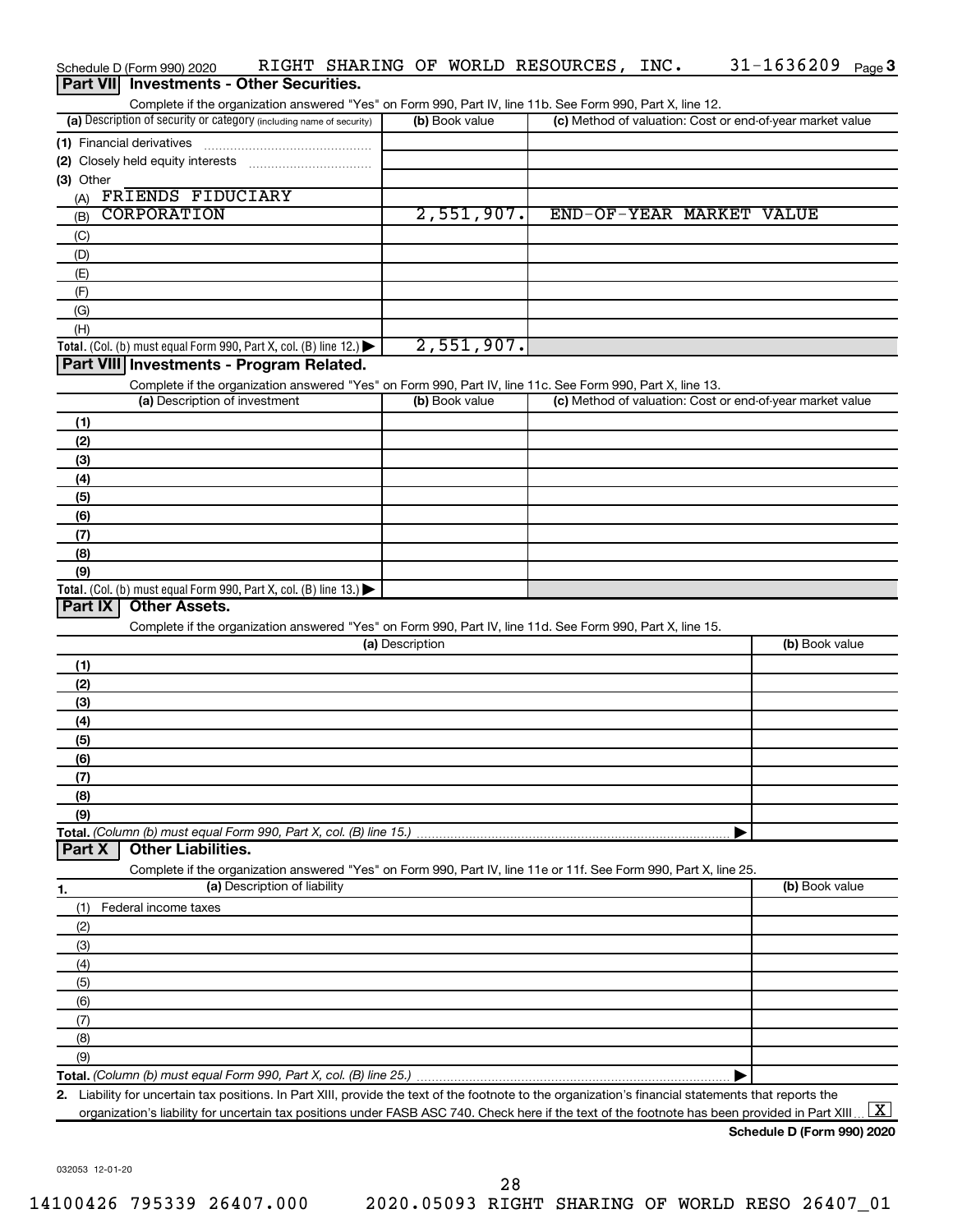Schedule D (Form 990) 2020 RIGHT SHARING OF WORLD RESOURCES, INC. 31-1636209 Page 3

## Part VII Investments - Other Securities.

Complete if the organization answered "Yes" on Form 990, Part IV, line 11b. See Form 990, Part X, line 12.

| (a) Description of security or category (including name of security) | (b) Book value | (c) Method of valuation: Cost or end-of-year market value |
|---|---|---|
| (1) Financial derivatives | | |
| (2) Closely held equity interests | | |
| (3) Other | | |
| (A) FRIENDS FIDUCIARY | | |
| (B) CORPORATION | 2,551,907. | END-OF-YEAR MARKET VALUE |
| (C) | | |
| (D) | | |
| (E) | | |
| (F) | | |
| (G) | | |
| (H) | | |
| **Total.** (Col. (b) must equal Form 990, Part X, col. (B) line 12.) | 2,551,907. | |

## Part VIII Investments - Program Related.

Complete if the organization answered "Yes" on Form 990, Part IV, line 11c. See Form 990, Part X, line 13.

| (a) Description of investment | (b) Book value | (c) Method of valuation: Cost or end-of-year market value |
|---|---|---|
| (1) | | |
| (2) | | |
| (3) | | |
| (4) | | |
| (5) | | |
| (6) | | |
| (7) | | |
| (8) | | |
| (9) | | |
| **Total.** (Col. (b) must equal Form 990, Part X, col. (B) line 13.) | | |

## Part IX Other Assets.

Complete if the organization answered "Yes" on Form 990, Part IV, line 11d. See Form 990, Part X, line 15.

| (a) Description | (b) Book value |
|---|---|
| (1) | |
| (2) | |
| (3) | |
| (4) | |
| (5) | |
| (6) | |
| (7) | |
| (8) | |
| (9) | |
| **Total.** *(Column (b) must equal Form 990, Part X, col. (B) line 15.)* | |

## Part X Other Liabilities.

Complete if the organization answered "Yes" on Form 990, Part IV, line 11e or 11f. See Form 990, Part X, line 25.

| 1. (a) Description of liability | (b) Book value |
|---|---|
| (1) Federal income taxes | |
| (2) | |
| (3) | |
| (4) | |
| (5) | |
| (6) | |
| (7) | |
| (8) | |
| (9) | |
| **Total.** *(Column (b) must equal Form 990, Part X, col. (B) line 25.)* | |

2. Liability for uncertain tax positions. In Part XIII, provide the text of the footnote to the organization's financial statements that reports the organization's liability for uncertain tax positions under FASB ASC 740. Check here if the text of the footnote has been provided in Part XIII [X]

Schedule D (Form 990) 2020

032053 12-01-20

14100426 795339 26407.000 2020.05093 RIGHT SHARING OF WORLD RESO 26407_01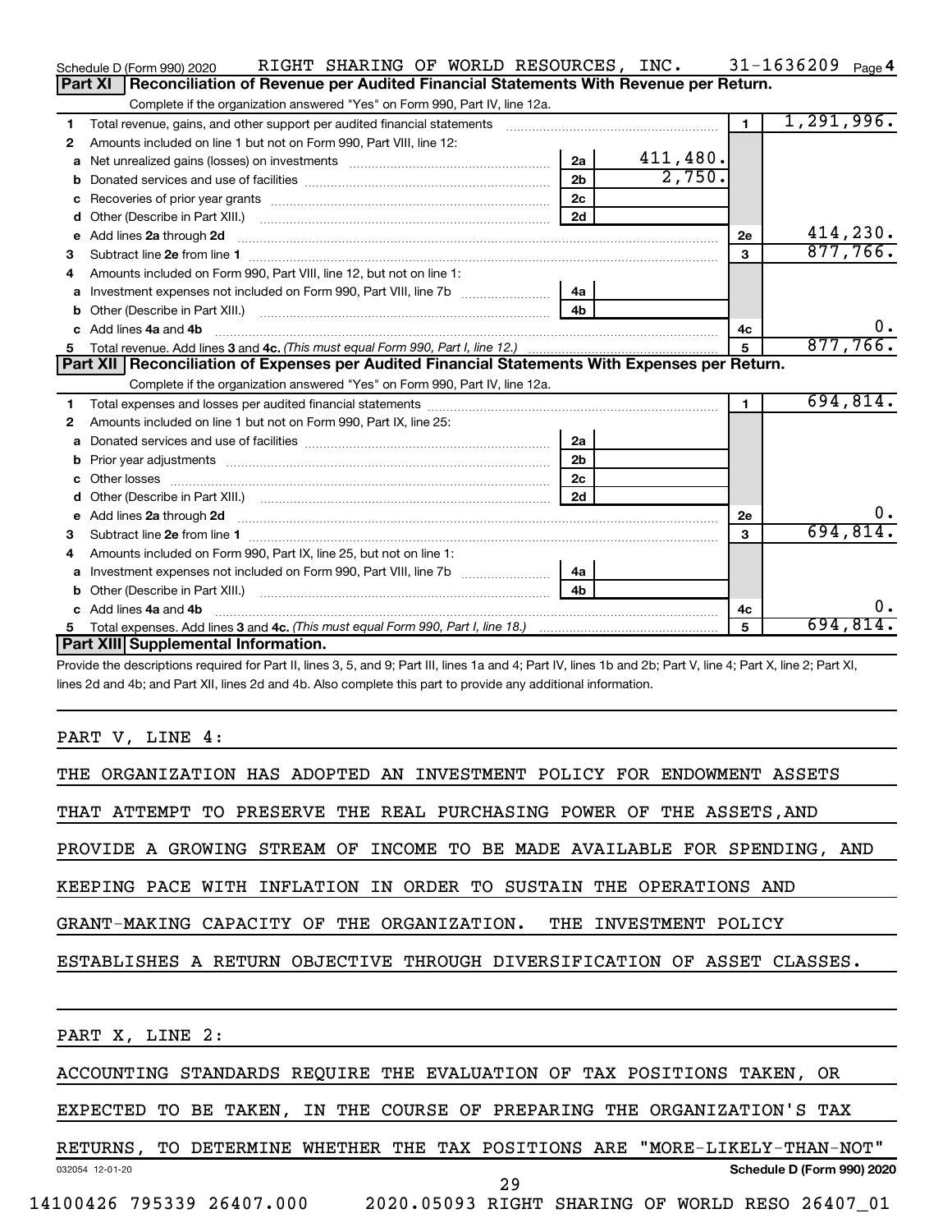Schedule D (Form 990) 2020 RIGHT SHARING OF WORLD RESOURCES, INC. 31-1636209 Page 4

## Part XI Reconciliation of Revenue per Audited Financial Statements With Revenue per Return.

Complete if the organization answered "Yes" on Form 990, Part IV, line 12a.

| | | | | | |
|---|---|---|---|---|---|
| 1 | Total revenue, gains, and other support per audited financial statements | | | 1 | 1,291,996. |
| 2 | Amounts included on line 1 but not on Form 990, Part VIII, line 12: | | | | |
| a | Net unrealized gains (losses) on investments | 2a | 411,480. | | |
| b | Donated services and use of facilities | 2b | 2,750. | | |
| c | Recoveries of prior year grants | 2c | | | |
| d | Other (Describe in Part XIII.) | 2d | | | |
| e | Add lines 2a through 2d | | | 2e | 414,230. |
| 3 | Subtract line 2e from line 1 | | | 3 | 877,766. |
| 4 | Amounts included on Form 990, Part VIII, line 12, but not on line 1: | | | | |
| a | Investment expenses not included on Form 990, Part VIII, line 7b | 4a | | | |
| b | Other (Describe in Part XIII.) | 4b | | | |
| c | Add lines 4a and 4b | | | 4c | 0. |
| 5 | Total revenue. Add lines 3 and 4c. *(This must equal Form 990, Part I, line 12.)* | | | 5 | 877,766. |

## Part XII Reconciliation of Expenses per Audited Financial Statements With Expenses per Return.

Complete if the organization answered "Yes" on Form 990, Part IV, line 12a.

| | | | | | |
|---|---|---|---|---|---|
| 1 | Total expenses and losses per audited financial statements | | | 1 | 694,814. |
| 2 | Amounts included on line 1 but not on Form 990, Part IX, line 25: | | | | |
| a | Donated services and use of facilities | 2a | | | |
| b | Prior year adjustments | 2b | | | |
| c | Other losses | 2c | | | |
| d | Other (Describe in Part XIII.) | 2d | | | |
| e | Add lines 2a through 2d | | | 2e | 0. |
| 3 | Subtract line 2e from line 1 | | | 3 | 694,814. |
| 4 | Amounts included on Form 990, Part IX, line 25, but not on line 1: | | | | |
| a | Investment expenses not included on Form 990, Part VIII, line 7b | 4a | | | |
| b | Other (Describe in Part XIII.) | 4b | | | |
| c | Add lines 4a and 4b | | | 4c | 0. |
| 5 | Total expenses. Add lines 3 and 4c. *(This must equal Form 990, Part I, line 18.)* | | | 5 | 694,814. |

## Part XIII Supplemental Information.

Provide the descriptions required for Part II, lines 3, 5, and 9; Part III, lines 1a and 4; Part IV, lines 1b and 2b; Part V, line 4; Part X, line 2; Part XI, lines 2d and 4b; and Part XII, lines 2d and 4b. Also complete this part to provide any additional information.

PART V, LINE 4:

THE ORGANIZATION HAS ADOPTED AN INVESTMENT POLICY FOR ENDOWMENT ASSETS THAT ATTEMPT TO PRESERVE THE REAL PURCHASING POWER OF THE ASSETS,AND PROVIDE A GROWING STREAM OF INCOME TO BE MADE AVAILABLE FOR SPENDING, AND KEEPING PACE WITH INFLATION IN ORDER TO SUSTAIN THE OPERATIONS AND GRANT-MAKING CAPACITY OF THE ORGANIZATION. THE INVESTMENT POLICY ESTABLISHES A RETURN OBJECTIVE THROUGH DIVERSIFICATION OF ASSET CLASSES.

PART X, LINE 2:

ACCOUNTING STANDARDS REQUIRE THE EVALUATION OF TAX POSITIONS TAKEN, OR EXPECTED TO BE TAKEN, IN THE COURSE OF PREPARING THE ORGANIZATION'S TAX RETURNS, TO DETERMINE WHETHER THE TAX POSITIONS ARE "MORE-LIKELY-THAN-NOT"

032054 12-01-20 Schedule D (Form 990) 2020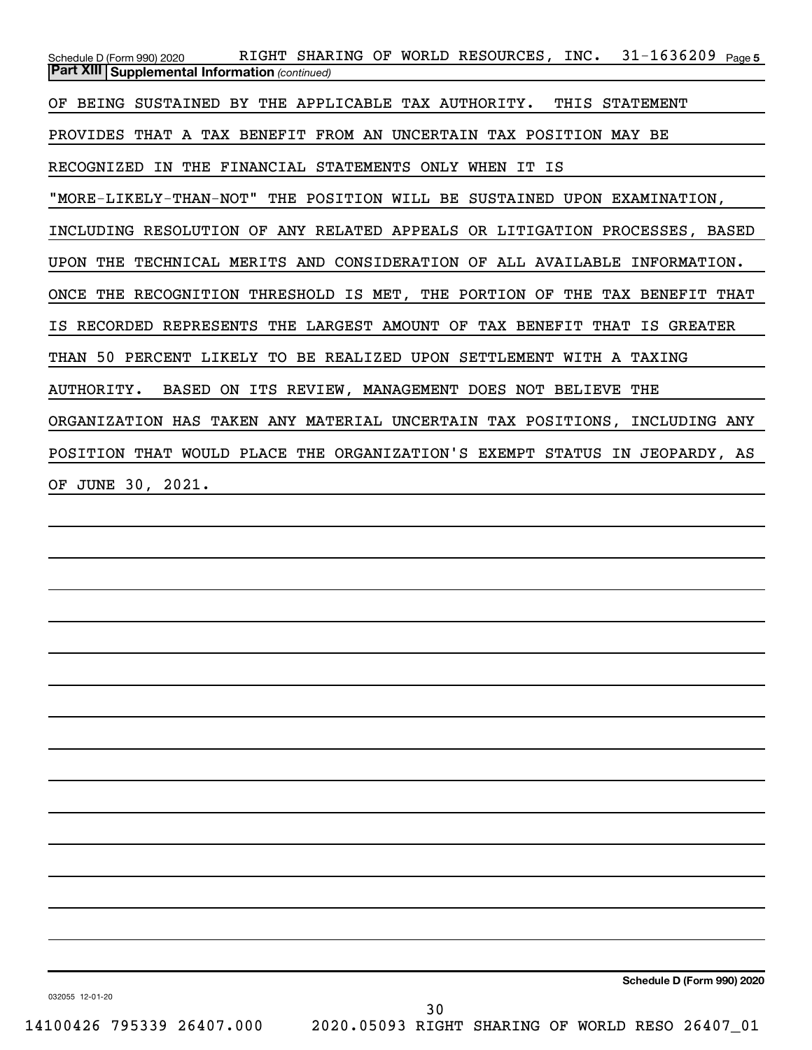Schedule D (Form 990) 2020 RIGHT SHARING OF WORLD RESOURCES, INC. 31-1636209 Page 5

**Part XIII Supplemental Information** *(continued)*

OF BEING SUSTAINED BY THE APPLICABLE TAX AUTHORITY. THIS STATEMENT PROVIDES THAT A TAX BENEFIT FROM AN UNCERTAIN TAX POSITION MAY BE RECOGNIZED IN THE FINANCIAL STATEMENTS ONLY WHEN IT IS "MORE-LIKELY-THAN-NOT" THE POSITION WILL BE SUSTAINED UPON EXAMINATION, INCLUDING RESOLUTION OF ANY RELATED APPEALS OR LITIGATION PROCESSES, BASED UPON THE TECHNICAL MERITS AND CONSIDERATION OF ALL AVAILABLE INFORMATION. ONCE THE RECOGNITION THRESHOLD IS MET, THE PORTION OF THE TAX BENEFIT THAT IS RECORDED REPRESENTS THE LARGEST AMOUNT OF TAX BENEFIT THAT IS GREATER THAN 50 PERCENT LIKELY TO BE REALIZED UPON SETTLEMENT WITH A TAXING AUTHORITY. BASED ON ITS REVIEW, MANAGEMENT DOES NOT BELIEVE THE ORGANIZATION HAS TAKEN ANY MATERIAL UNCERTAIN TAX POSITIONS, INCLUDING ANY POSITION THAT WOULD PLACE THE ORGANIZATION'S EXEMPT STATUS IN JEOPARDY, AS OF JUNE 30, 2021.

Schedule D (Form 990) 2020

032055 12-01-20

14100426 795339 26407.000 2020.05093 RIGHT SHARING OF WORLD RESO 26407_01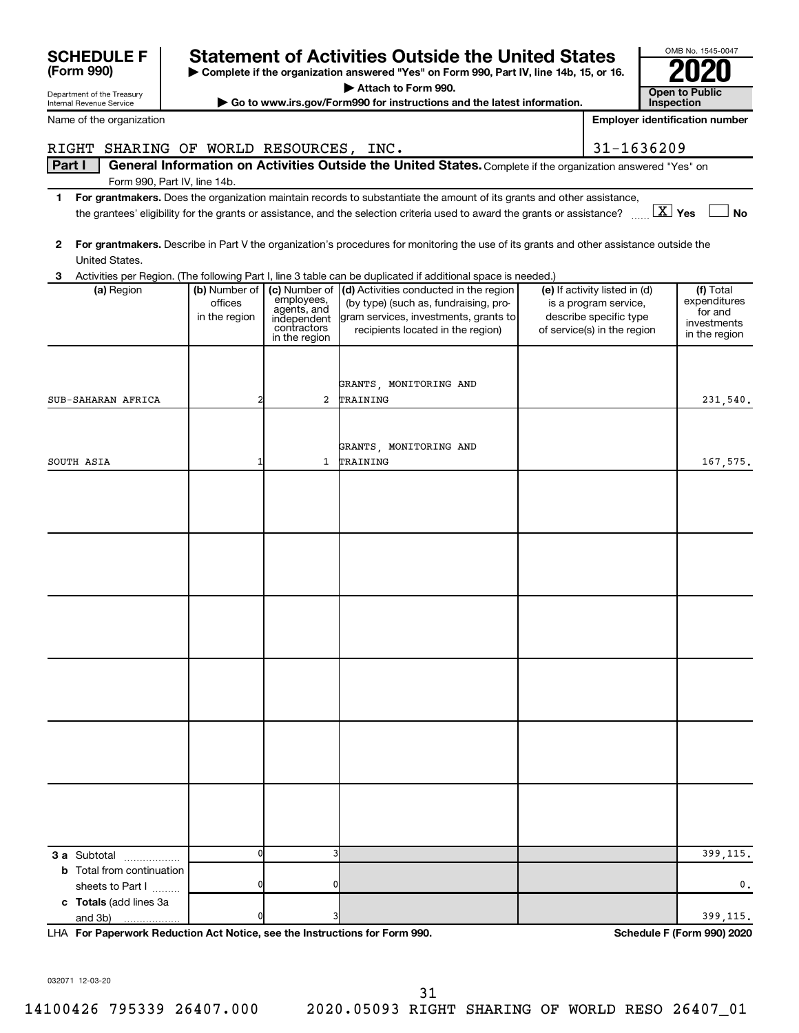**SCHEDULE F (Form 990)**

Department of the Treasury
Internal Revenue Service

# Statement of Activities Outside the United States

▶ Complete if the organization answered "Yes" on Form 990, Part IV, line 14b, 15, or 16.
▶ Attach to Form 990.
▶ Go to www.irs.gov/Form990 for instructions and the latest information.

OMB No. 1545-0047
**2020**
**Open to Public Inspection**

Name of the organization: RIGHT SHARING OF WORLD RESOURCES, INC.

Employer identification number: 31-1636209

**Part I — General Information on Activities Outside the United States.** Complete if the organization answered "Yes" on Form 990, Part IV, line 14b.

**1** **For grantmakers.** Does the organization maintain records to substantiate the amount of its grants and other assistance, the grantees' eligibility for the grants or assistance, and the selection criteria used to award the grants or assistance? [X] Yes [ ] No

**2** **For grantmakers.** Describe in Part V the organization's procedures for monitoring the use of its grants and other assistance outside the United States.

**3** Activities per Region. (The following Part I, line 3 table can be duplicated if additional space is needed.)

| (a) Region | (b) Number of offices in the region | (c) Number of employees, agents, and independent contractors in the region | (d) Activities conducted in the region (by type) (such as, fundraising, program services, investments, grants to recipients located in the region) | (e) If activity listed in (d) is a program service, describe specific type of service(s) in the region | (f) Total expenditures for and investments in the region |
|---|---|---|---|---|---|
| SUB-SAHARAN AFRICA | 2 | 2 | GRANTS, MONITORING AND TRAINING | | 231,540. |
| SOUTH ASIA | 1 | 1 | GRANTS, MONITORING AND TRAINING | | 167,575. |
| | | | | | |
| | | | | | |
| | | | | | |
| | | | | | |
| | | | | | |
| | | | | | |
| **3 a** Subtotal | 0 | 3 | | | 399,115. |
| **b** Total from continuation sheets to Part I | 0 | 0 | | | 0. |
| **c Totals** (add lines 3a and 3b) | 0 | 3 | | | 399,115. |

LHA **For Paperwork Reduction Act Notice, see the Instructions for Form 990.** **Schedule F (Form 990) 2020**

032071 12-03-20

14100426 795339 26407.000 2020.05093 RIGHT SHARING OF WORLD RESO 26407_01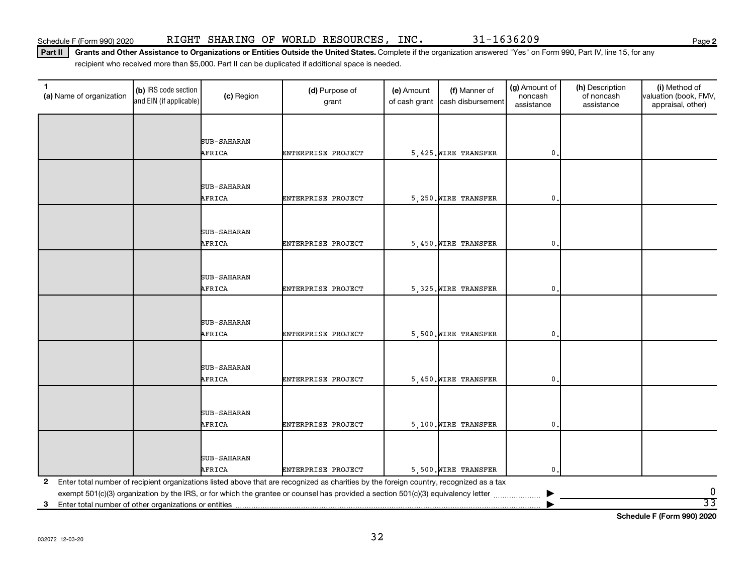Schedule F (Form 990) 2020 RIGHT SHARING OF WORLD RESOURCES, INC. 31-1636209 Page **2**

**Part II** **Grants and Other Assistance to Organizations or Entities Outside the United States.** Complete if the organization answered "Yes" on Form 990, Part IV, line 15, for any recipient who received more than $5,000. Part II can be duplicated if additional space is needed.

| 1 (a) Name of organization | (b) IRS code section and EIN (if applicable) | (c) Region | (d) Purpose of grant | (e) Amount of cash grant | (f) Manner of cash disbursement | (g) Amount of noncash assistance | (h) Description of noncash assistance | (i) Method of valuation (book, FMV, appraisal, other) |
|---|---|---|---|---|---|---|---|---|
| | | SUB-SAHARAN AFRICA | ENTERPRISE PROJECT | 5,425. | WIRE TRANSFER | 0. | | |
| | | SUB-SAHARAN AFRICA | ENTERPRISE PROJECT | 5,250. | WIRE TRANSFER | 0. | | |
| | | SUB-SAHARAN AFRICA | ENTERPRISE PROJECT | 5,450. | WIRE TRANSFER | 0. | | |
| | | SUB-SAHARAN AFRICA | ENTERPRISE PROJECT | 5,325. | WIRE TRANSFER | 0. | | |
| | | SUB-SAHARAN AFRICA | ENTERPRISE PROJECT | 5,500. | WIRE TRANSFER | 0. | | |
| | | SUB-SAHARAN AFRICA | ENTERPRISE PROJECT | 5,450. | WIRE TRANSFER | 0. | | |
| | | SUB-SAHARAN AFRICA | ENTERPRISE PROJECT | 5,100. | WIRE TRANSFER | 0. | | |
| | | SUB-SAHARAN AFRICA | ENTERPRISE PROJECT | 5,500. | WIRE TRANSFER | 0. | | |

**2** Enter total number of recipient organizations listed above that are recognized as charities by the foreign country, recognized as a tax exempt 501(c)(3) organization by the IRS, or for which the grantee or counsel has provided a section 501(c)(3) equivalency letter ▶ 0

**3** Enter total number of other organizations or entities ▶ 33

**Schedule F (Form 990) 2020**

032072 12-03-20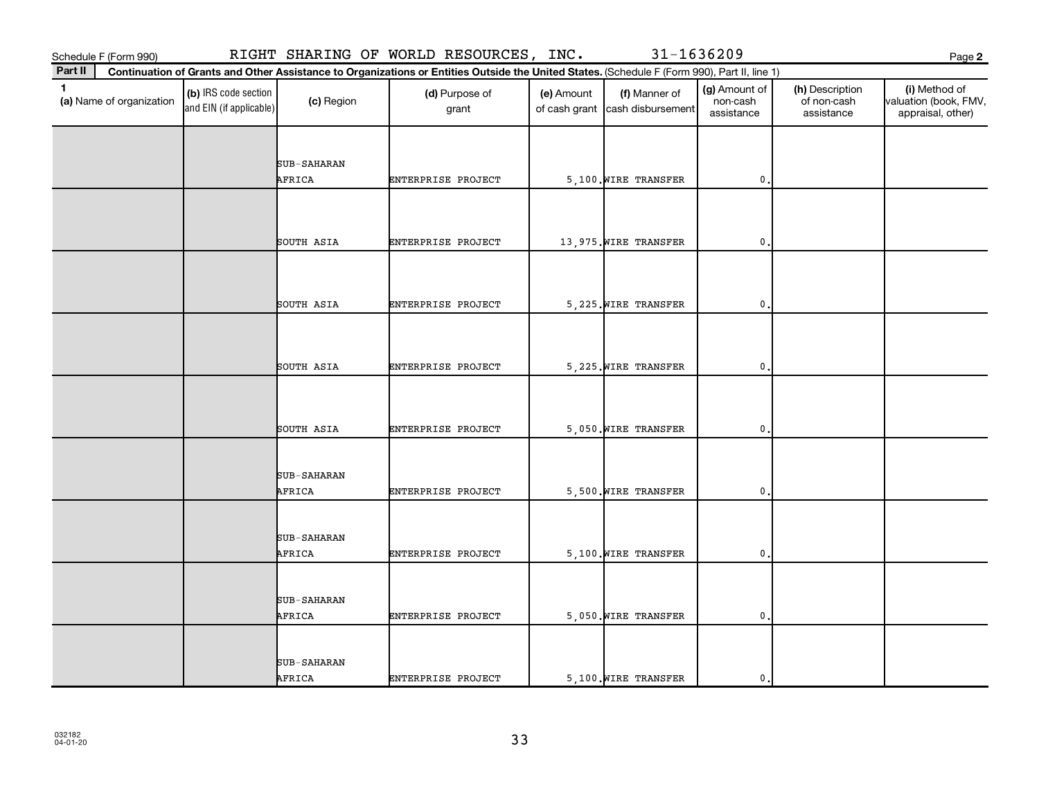Schedule F (Form 990) RIGHT SHARING OF WORLD RESOURCES, INC. 31-1636209

**Part II** Continuation of Grants and Other Assistance to Organizations or Entities Outside the United States. (Schedule F (Form 990), Part II, line 1)

| 1 (a) Name of organization | (b) IRS code section and EIN (if applicable) | (c) Region | (d) Purpose of grant | (e) Amount of cash grant | (f) Manner of cash disbursement | (g) Amount of non-cash assistance | (h) Description of non-cash assistance | (i) Method of valuation (book, FMV, appraisal, other) |
|---|---|---|---|---|---|---|---|---|
| | | SUB-SAHARAN AFRICA | ENTERPRISE PROJECT | 5,100. | WIRE TRANSFER | 0. | | |
| | | SOUTH ASIA | ENTERPRISE PROJECT | 13,975. | WIRE TRANSFER | 0. | | |
| | | SOUTH ASIA | ENTERPRISE PROJECT | 5,225. | WIRE TRANSFER | 0. | | |
| | | SOUTH ASIA | ENTERPRISE PROJECT | 5,225. | WIRE TRANSFER | 0. | | |
| | | SOUTH ASIA | ENTERPRISE PROJECT | 5,050. | WIRE TRANSFER | 0. | | |
| | | SUB-SAHARAN AFRICA | ENTERPRISE PROJECT | 5,500. | WIRE TRANSFER | 0. | | |
| | | SUB-SAHARAN AFRICA | ENTERPRISE PROJECT | 5,100. | WIRE TRANSFER | 0. | | |
| | | SUB-SAHARAN AFRICA | ENTERPRISE PROJECT | 5,050. | WIRE TRANSFER | 0. | | |
| | | SUB-SAHARAN AFRICA | ENTERPRISE PROJECT | 5,100. | WIRE TRANSFER | 0. | | |

032182 04-01-20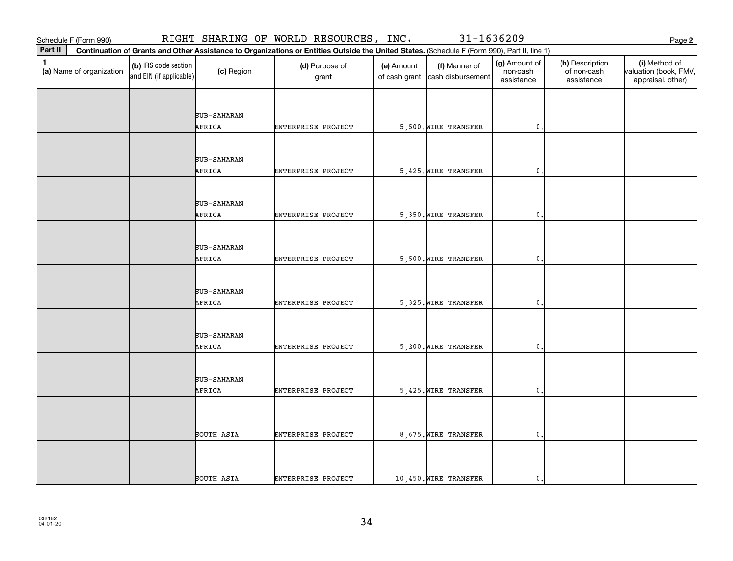Schedule F (Form 990) RIGHT SHARING OF WORLD RESOURCES, INC. 31-1636209

**Part II** **Continuation of Grants and Other Assistance to Organizations or Entities Outside the United States.** (Schedule F (Form 990), Part II, line 1)

| 1 (a) Name of organization | (b) IRS code section and EIN (if applicable) | (c) Region | (d) Purpose of grant | (e) Amount of cash grant | (f) Manner of cash disbursement | (g) Amount of non-cash assistance | (h) Description of non-cash assistance | (i) Method of valuation (book, FMV, appraisal, other) |
|---|---|---|---|---|---|---|---|---|
| | | SUB-SAHARAN AFRICA | ENTERPRISE PROJECT | 5,500. | WIRE TRANSFER | 0. | | |
| | | SUB-SAHARAN AFRICA | ENTERPRISE PROJECT | 5,425. | WIRE TRANSFER | 0. | | |
| | | SUB-SAHARAN AFRICA | ENTERPRISE PROJECT | 5,350. | WIRE TRANSFER | 0. | | |
| | | SUB-SAHARAN AFRICA | ENTERPRISE PROJECT | 5,500. | WIRE TRANSFER | 0. | | |
| | | SUB-SAHARAN AFRICA | ENTERPRISE PROJECT | 5,325. | WIRE TRANSFER | 0. | | |
| | | SUB-SAHARAN AFRICA | ENTERPRISE PROJECT | 5,200. | WIRE TRANSFER | 0. | | |
| | | SUB-SAHARAN AFRICA | ENTERPRISE PROJECT | 5,425. | WIRE TRANSFER | 0. | | |
| | | SOUTH ASIA | ENTERPRISE PROJECT | 8,675. | WIRE TRANSFER | 0. | | |
| | | SOUTH ASIA | ENTERPRISE PROJECT | 10,450. | WIRE TRANSFER | 0. | | |

032182 04-01-20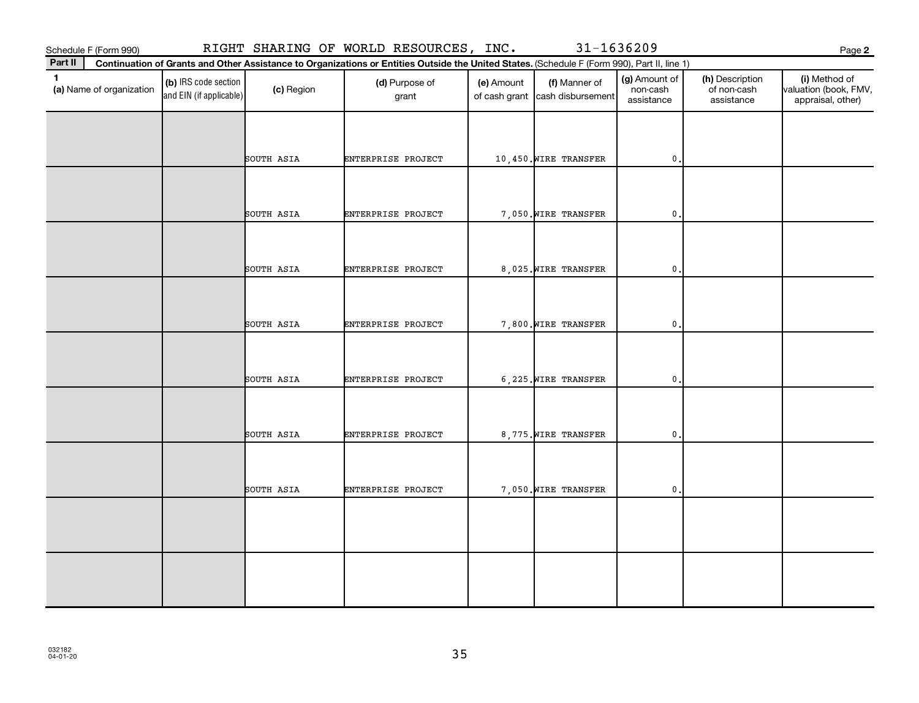Schedule F (Form 990) RIGHT SHARING OF WORLD RESOURCES, INC. 31-1636209 Page 2

**Part II** Continuation of Grants and Other Assistance to Organizations or Entities Outside the United States. (Schedule F (Form 990), Part II, line 1)

| 1 (a) Name of organization | (b) IRS code section and EIN (if applicable) | (c) Region | (d) Purpose of grant | (e) Amount of cash grant | (f) Manner of cash disbursement | (g) Amount of non-cash assistance | (h) Description of non-cash assistance | (i) Method of valuation (book, FMV, appraisal, other) |
|---|---|---|---|---|---|---|---|---|
| | | SOUTH ASIA | ENTERPRISE PROJECT | 10,450. | WIRE TRANSFER | 0. | | |
| | | SOUTH ASIA | ENTERPRISE PROJECT | 7,050. | WIRE TRANSFER | 0. | | |
| | | SOUTH ASIA | ENTERPRISE PROJECT | 8,025. | WIRE TRANSFER | 0. | | |
| | | SOUTH ASIA | ENTERPRISE PROJECT | 7,800. | WIRE TRANSFER | 0. | | |
| | | SOUTH ASIA | ENTERPRISE PROJECT | 6,225. | WIRE TRANSFER | 0. | | |
| | | SOUTH ASIA | ENTERPRISE PROJECT | 8,775. | WIRE TRANSFER | 0. | | |
| | | SOUTH ASIA | ENTERPRISE PROJECT | 7,050. | WIRE TRANSFER | 0. | | |
| | | | | | | | | |
| | | | | | | | | |

032182 04-01-20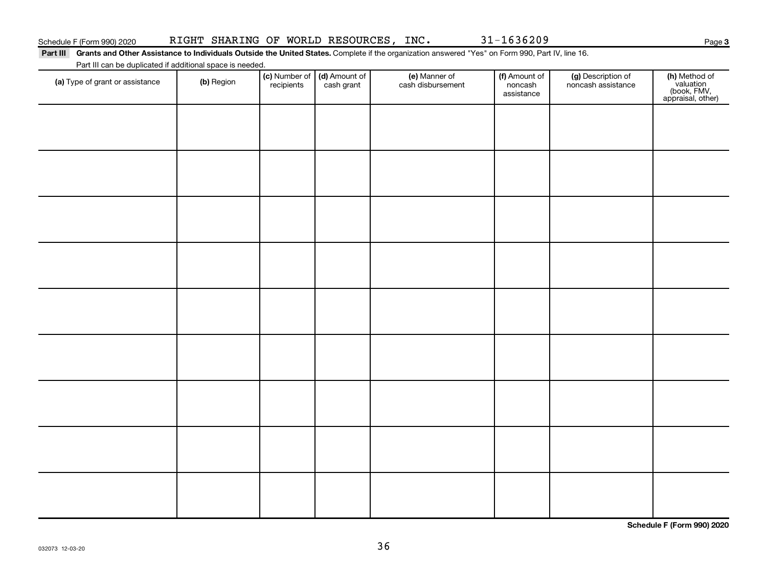Schedule F (Form 990) 2020 RIGHT SHARING OF WORLD RESOURCES, INC. 31-1636209 Page 3

**Part III Grants and Other Assistance to Individuals Outside the United States.** Complete if the organization answered "Yes" on Form 990, Part IV, line 16.

Part III can be duplicated if additional space is needed.

| (a) Type of grant or assistance | (b) Region | (c) Number of recipients | (d) Amount of cash grant | (e) Manner of cash disbursement | (f) Amount of noncash assistance | (g) Description of noncash assistance | (h) Method of valuation (book, FMV, appraisal, other) |
|---|---|---|---|---|---|---|---|
| | | | | | | | |
| | | | | | | | |
| | | | | | | | |
| | | | | | | | |
| | | | | | | | |
| | | | | | | | |
| | | | | | | | |
| | | | | | | | |
| | | | | | | | |

**Schedule F (Form 990) 2020**

032073 12-03-20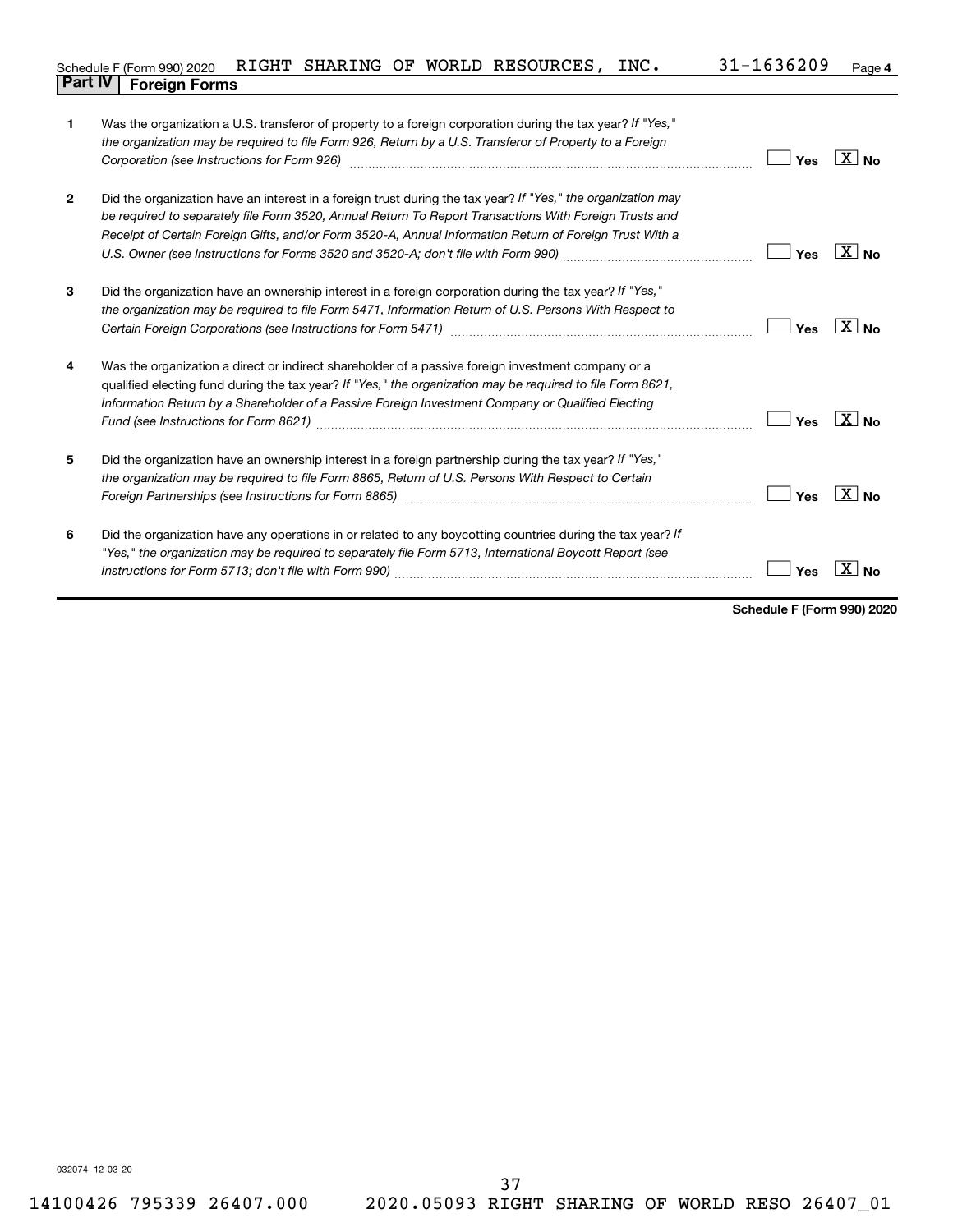Schedule F (Form 990) 2020 RIGHT SHARING OF WORLD RESOURCES, INC. 31-1636209

## Part IV Foreign Forms

| | | Yes | No |
|---|---|---|---|
| 1 | Was the organization a U.S. transferor of property to a foreign corporation during the tax year? *If "Yes," the organization may be required to file Form 926, Return by a U.S. Transferor of Property to a Foreign Corporation (see Instructions for Form 926)* | | X |
| 2 | Did the organization have an interest in a foreign trust during the tax year? *If "Yes," the organization may be required to separately file Form 3520, Annual Return To Report Transactions With Foreign Trusts and Receipt of Certain Foreign Gifts, and/or Form 3520-A, Annual Information Return of Foreign Trust With a U.S. Owner (see Instructions for Forms 3520 and 3520-A; don't file with Form 990)* | | X |
| 3 | Did the organization have an ownership interest in a foreign corporation during the tax year? *If "Yes," the organization may be required to file Form 5471, Information Return of U.S. Persons With Respect to Certain Foreign Corporations (see Instructions for Form 5471)* | | X |
| 4 | Was the organization a direct or indirect shareholder of a passive foreign investment company or a qualified electing fund during the tax year? *If "Yes," the organization may be required to file Form 8621, Information Return by a Shareholder of a Passive Foreign Investment Company or Qualified Electing Fund (see Instructions for Form 8621)* | | X |
| 5 | Did the organization have an ownership interest in a foreign partnership during the tax year? *If "Yes," the organization may be required to file Form 8865, Return of U.S. Persons With Respect to Certain Foreign Partnerships (see Instructions for Form 8865)* | | X |
| 6 | Did the organization have any operations in or related to any boycotting countries during the tax year? *If "Yes," the organization may be required to separately file Form 5713, International Boycott Report (see Instructions for Form 5713; don't file with Form 990)* | | X |

**Schedule F (Form 990) 2020**

032074 12-03-20

14100426 795339 26407.000 2020.05093 RIGHT SHARING OF WORLD RESO 26407_01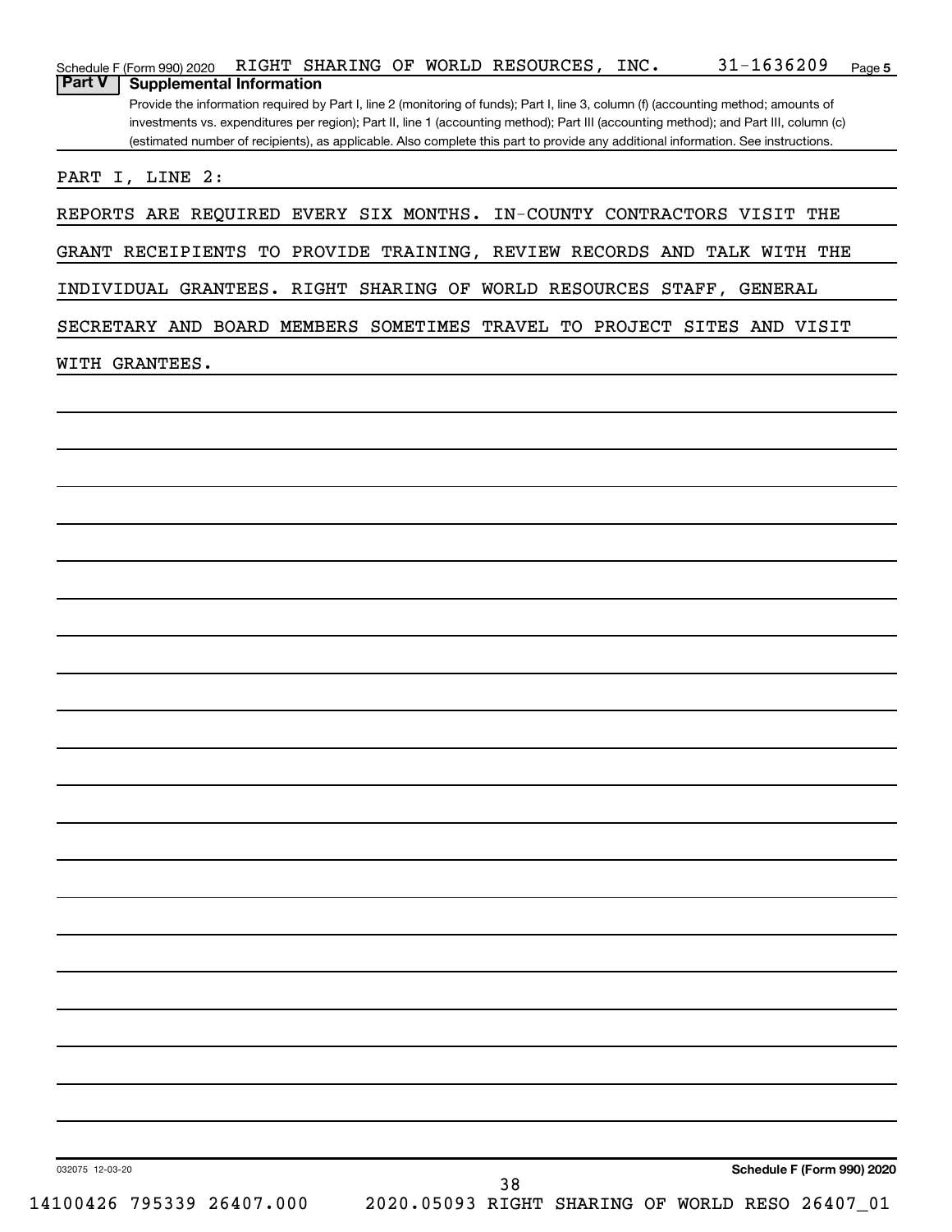Schedule F (Form 990) 2020 RIGHT SHARING OF WORLD RESOURCES, INC. 31-1636209 Page 5

## Part V Supplemental Information

Provide the information required by Part I, line 2 (monitoring of funds); Part I, line 3, column (f) (accounting method; amounts of investments vs. expenditures per region); Part II, line 1 (accounting method); Part III (accounting method); and Part III, column (c) (estimated number of recipients), as applicable. Also complete this part to provide any additional information. See instructions.

PART I, LINE 2:

REPORTS ARE REQUIRED EVERY SIX MONTHS. IN-COUNTY CONTRACTORS VISIT THE GRANT RECEIPIENTS TO PROVIDE TRAINING, REVIEW RECORDS AND TALK WITH THE INDIVIDUAL GRANTEES. RIGHT SHARING OF WORLD RESOURCES STAFF, GENERAL SECRETARY AND BOARD MEMBERS SOMETIMES TRAVEL TO PROJECT SITES AND VISIT WITH GRANTEES.

032075 12-03-20 Schedule F (Form 990) 2020

14100426 795339 26407.000 2020.05093 RIGHT SHARING OF WORLD RESO 26407_01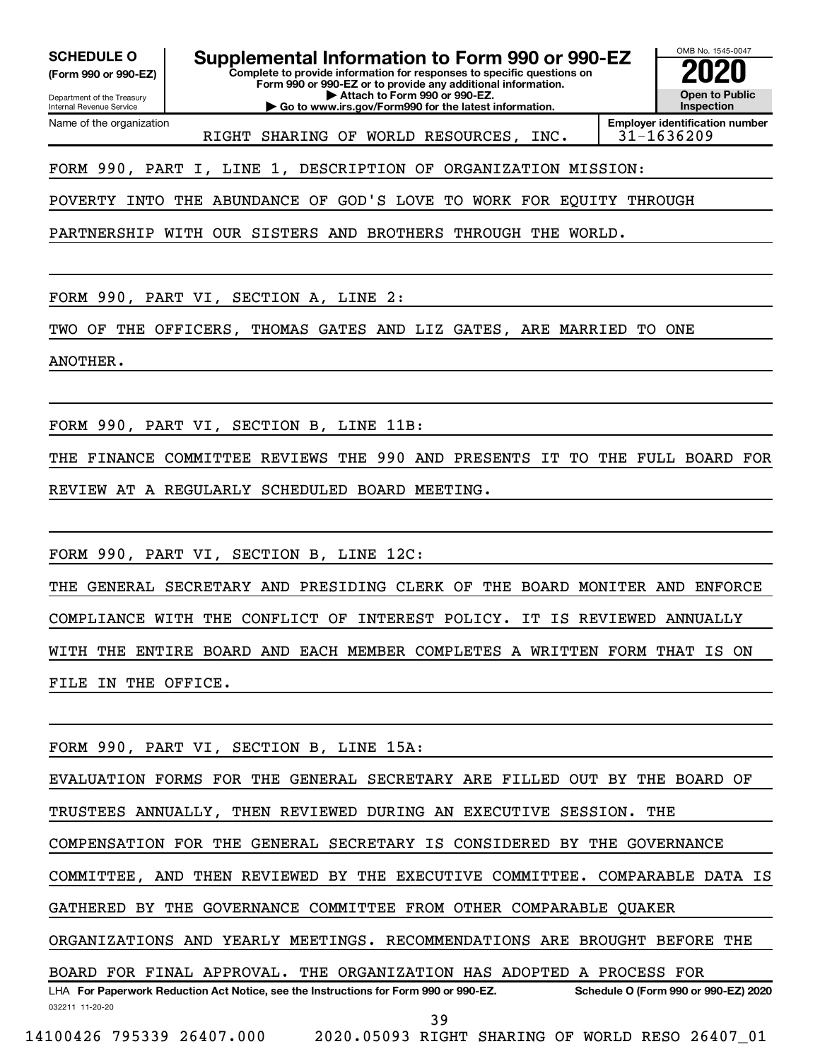**SCHEDULE O** (Form 990 or 990-EZ)

Department of the Treasury
Internal Revenue Service

# Supplemental Information to Form 990 or 990-EZ

**Complete to provide information for responses to specific questions on Form 990 or 990-EZ or to provide any additional information.**
**▶ Attach to Form 990 or 990-EZ.**
**▶ Go to www.irs.gov/Form990 for the latest information.**

OMB No. 1545-0047

**2020**

**Open to Public Inspection**

Name of the organization: RIGHT SHARING OF WORLD RESOURCES, INC.

**Employer identification number:** 31-1636209

FORM 990, PART I, LINE 1, DESCRIPTION OF ORGANIZATION MISSION:

POVERTY INTO THE ABUNDANCE OF GOD'S LOVE TO WORK FOR EQUITY THROUGH PARTNERSHIP WITH OUR SISTERS AND BROTHERS THROUGH THE WORLD.

FORM 990, PART VI, SECTION A, LINE 2:

TWO OF THE OFFICERS, THOMAS GATES AND LIZ GATES, ARE MARRIED TO ONE ANOTHER.

FORM 990, PART VI, SECTION B, LINE 11B:

THE FINANCE COMMITTEE REVIEWS THE 990 AND PRESENTS IT TO THE FULL BOARD FOR REVIEW AT A REGULARLY SCHEDULED BOARD MEETING.

FORM 990, PART VI, SECTION B, LINE 12C:

THE GENERAL SECRETARY AND PRESIDING CLERK OF THE BOARD MONITER AND ENFORCE COMPLIANCE WITH THE CONFLICT OF INTEREST POLICY. IT IS REVIEWED ANNUALLY WITH THE ENTIRE BOARD AND EACH MEMBER COMPLETES A WRITTEN FORM THAT IS ON FILE IN THE OFFICE.

FORM 990, PART VI, SECTION B, LINE 15A:

EVALUATION FORMS FOR THE GENERAL SECRETARY ARE FILLED OUT BY THE BOARD OF TRUSTEES ANNUALLY, THEN REVIEWED DURING AN EXECUTIVE SESSION. THE COMPENSATION FOR THE GENERAL SECRETARY IS CONSIDERED BY THE GOVERNANCE COMMITTEE, AND THEN REVIEWED BY THE EXECUTIVE COMMITTEE. COMPARABLE DATA IS GATHERED BY THE GOVERNANCE COMMITTEE FROM OTHER COMPARABLE QUAKER ORGANIZATIONS AND YEARLY MEETINGS. RECOMMENDATIONS ARE BROUGHT BEFORE THE BOARD FOR FINAL APPROVAL. THE ORGANIZATION HAS ADOPTED A PROCESS FOR

LHA **For Paperwork Reduction Act Notice, see the Instructions for Form 990 or 990-EZ.** **Schedule O (Form 990 or 990-EZ) 2020**

032211 11-20-20

14100426 795339 26407.000 2020.05093 RIGHT SHARING OF WORLD RESO 26407_01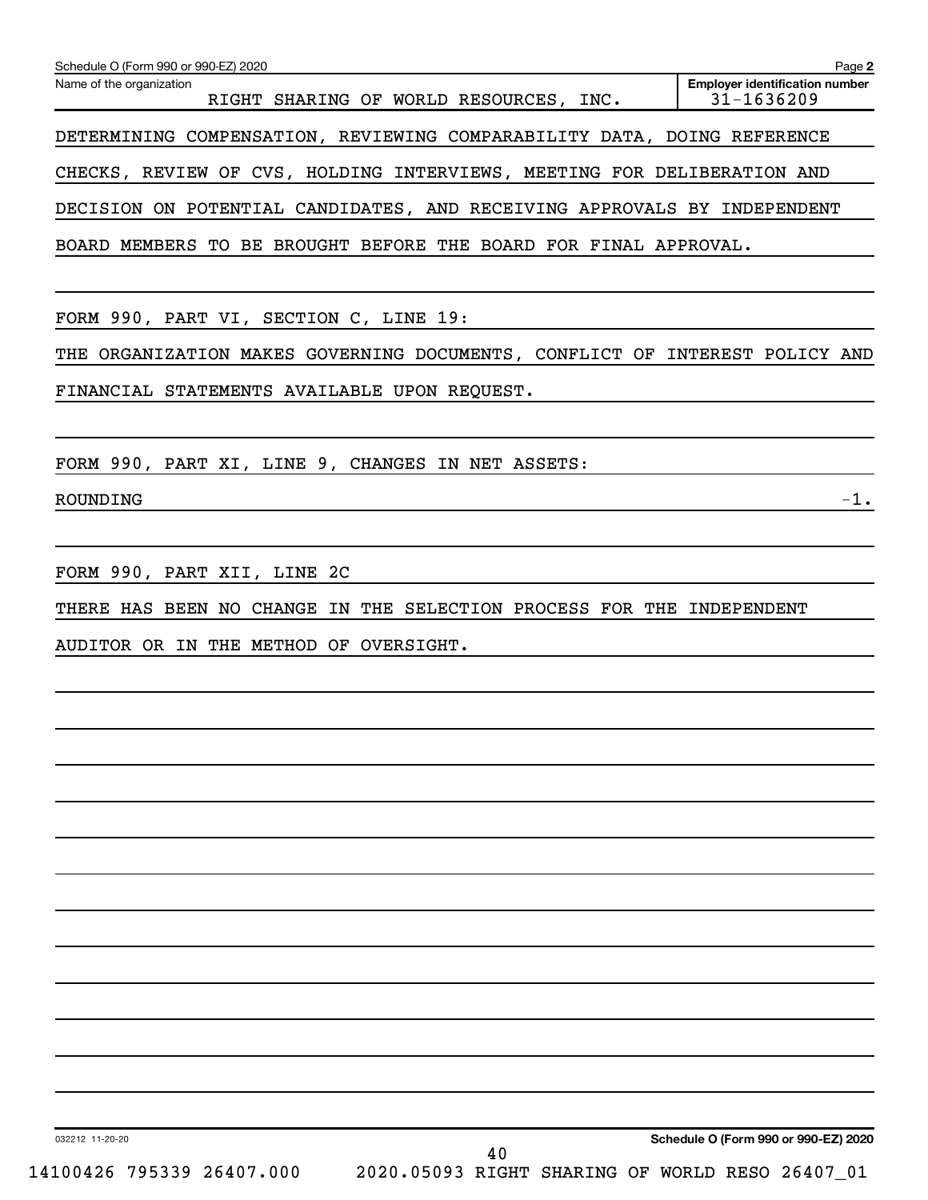Schedule O (Form 990 or 990-EZ) 2020 Page **2**

Name of the organization: RIGHT SHARING OF WORLD RESOURCES, INC.

**Employer identification number**: 31-1636209

DETERMINING COMPENSATION, REVIEWING COMPARABILITY DATA, DOING REFERENCE CHECKS, REVIEW OF CVS, HOLDING INTERVIEWS, MEETING FOR DELIBERATION AND DECISION ON POTENTIAL CANDIDATES, AND RECEIVING APPROVALS BY INDEPENDENT BOARD MEMBERS TO BE BROUGHT BEFORE THE BOARD FOR FINAL APPROVAL.

FORM 990, PART VI, SECTION C, LINE 19:

THE ORGANIZATION MAKES GOVERNING DOCUMENTS, CONFLICT OF INTEREST POLICY AND FINANCIAL STATEMENTS AVAILABLE UPON REQUEST.

FORM 990, PART XI, LINE 9, CHANGES IN NET ASSETS:

| ROUNDING | -1. |
|---|---|

FORM 990, PART XII, LINE 2C

THERE HAS BEEN NO CHANGE IN THE SELECTION PROCESS FOR THE INDEPENDENT AUDITOR OR IN THE METHOD OF OVERSIGHT.

032212 11-20-20 **Schedule O (Form 990 or 990-EZ) 2020**

14100426 795339 26407.000 2020.05093 RIGHT SHARING OF WORLD RESO 26407_01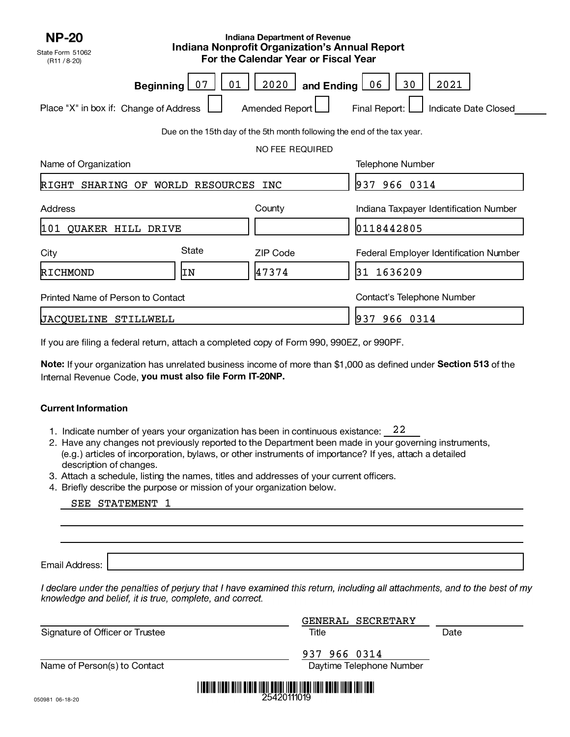**NP-20**
State Form 51062
(R11 / 8-20)

# Indiana Department of Revenue
## Indiana Nonprofit Organization's Annual Report
## For the Calendar Year or Fiscal Year

**Beginning** 07 | 01 | 2020 **and Ending** 06 | 30 | 2021

Place "X" in box if: Change of Address ☐ Amended Report ☐ Final Report: ☐ Indicate Date Closed ______

Due on the 15th day of the 5th month following the end of the tax year.

NO FEE REQUIRED

| Name of Organization | | | Telephone Number |
|---|---|---|---|
| RIGHT SHARING OF WORLD RESOURCES INC | | | 937 966 0314 |
| **Address** | | **County** | **Indiana Taxpayer Identification Number** |
| 101 QUAKER HILL DRIVE | | | 0118442805 |
| **City** | **State** | **ZIP Code** | **Federal Employer Identification Number** |
| RICHMOND | IN | 47374 | 31 1636209 |
| **Printed Name of Person to Contact** | | | **Contact's Telephone Number** |
| JACQUELINE STILLWELL | | | 937 966 0314 |

If you are filing a federal return, attach a completed copy of Form 990, 990EZ, or 990PF.

**Note:** If your organization has unrelated business income of more than $1,000 as defined under **Section 513** of the Internal Revenue Code, **you must also file Form IT-20NP.**

### Current Information

1. Indicate number of years your organization has been in continuous existance: 22
2. Have any changes not previously reported to the Department been made in your governing instruments, (e.g.) articles of incorporation, bylaws, or other instruments of importance? If yes, attach a detailed description of changes.
3. Attach a schedule, listing the names, titles and addresses of your current officers.
4. Briefly describe the purpose or mission of your organization below.

SEE STATEMENT 1

Email Address: ______

*I declare under the penalties of perjury that I have examined this return, including all attachments, and to the best of my knowledge and belief, it is true, complete, and correct.*

| Signature of Officer or Trustee | Title: GENERAL SECRETARY | Date |
|---|---|---|
| Name of Person(s) to Contact | Daytime Telephone Number: 937 966 0314 | |

25420111019

050981 06-18-20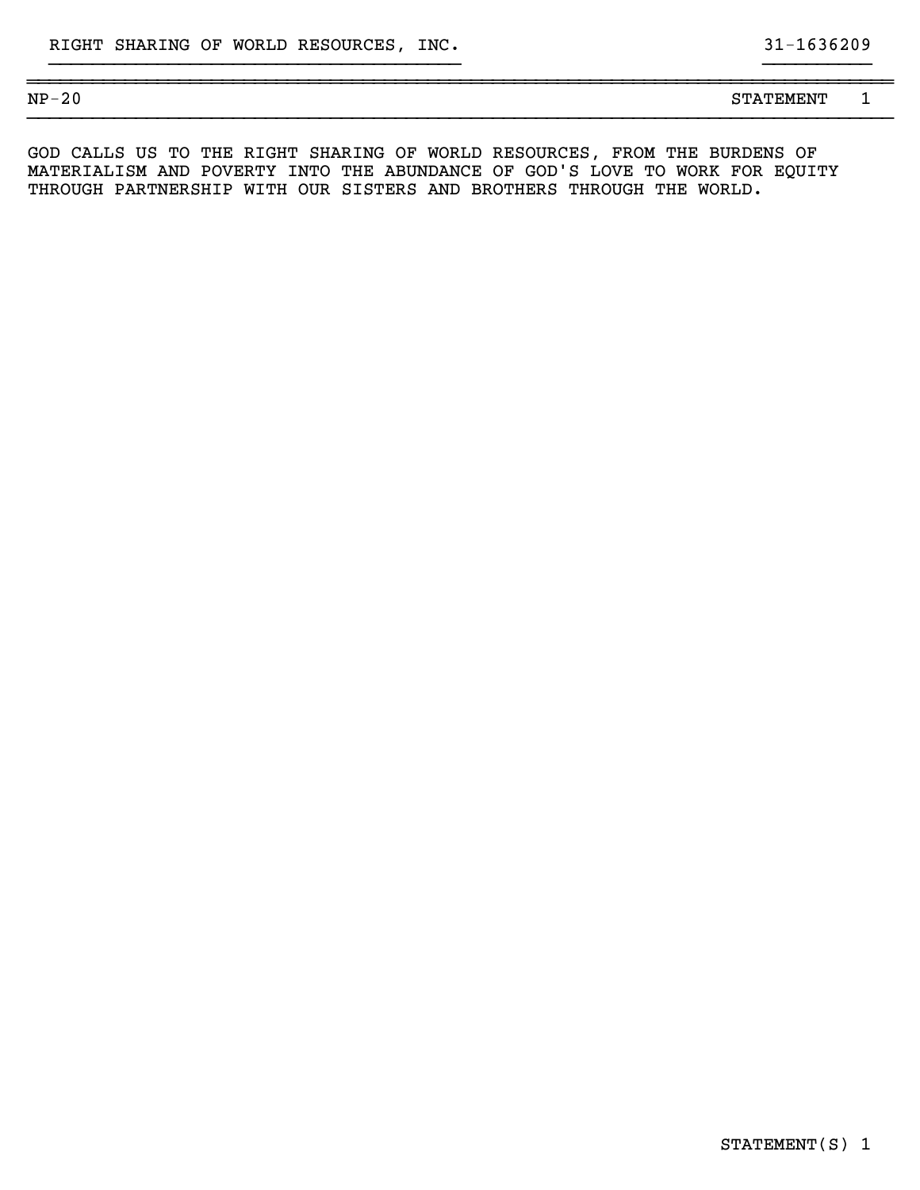RIGHT SHARING OF WORLD RESOURCES, INC. 31-1636209

NP-20 STATEMENT 1

GOD CALLS US TO THE RIGHT SHARING OF WORLD RESOURCES, FROM THE BURDENS OF MATERIALISM AND POVERTY INTO THE ABUNDANCE OF GOD'S LOVE TO WORK FOR EQUITY THROUGH PARTNERSHIP WITH OUR SISTERS AND BROTHERS THROUGH THE WORLD.

STATEMENT(S) 1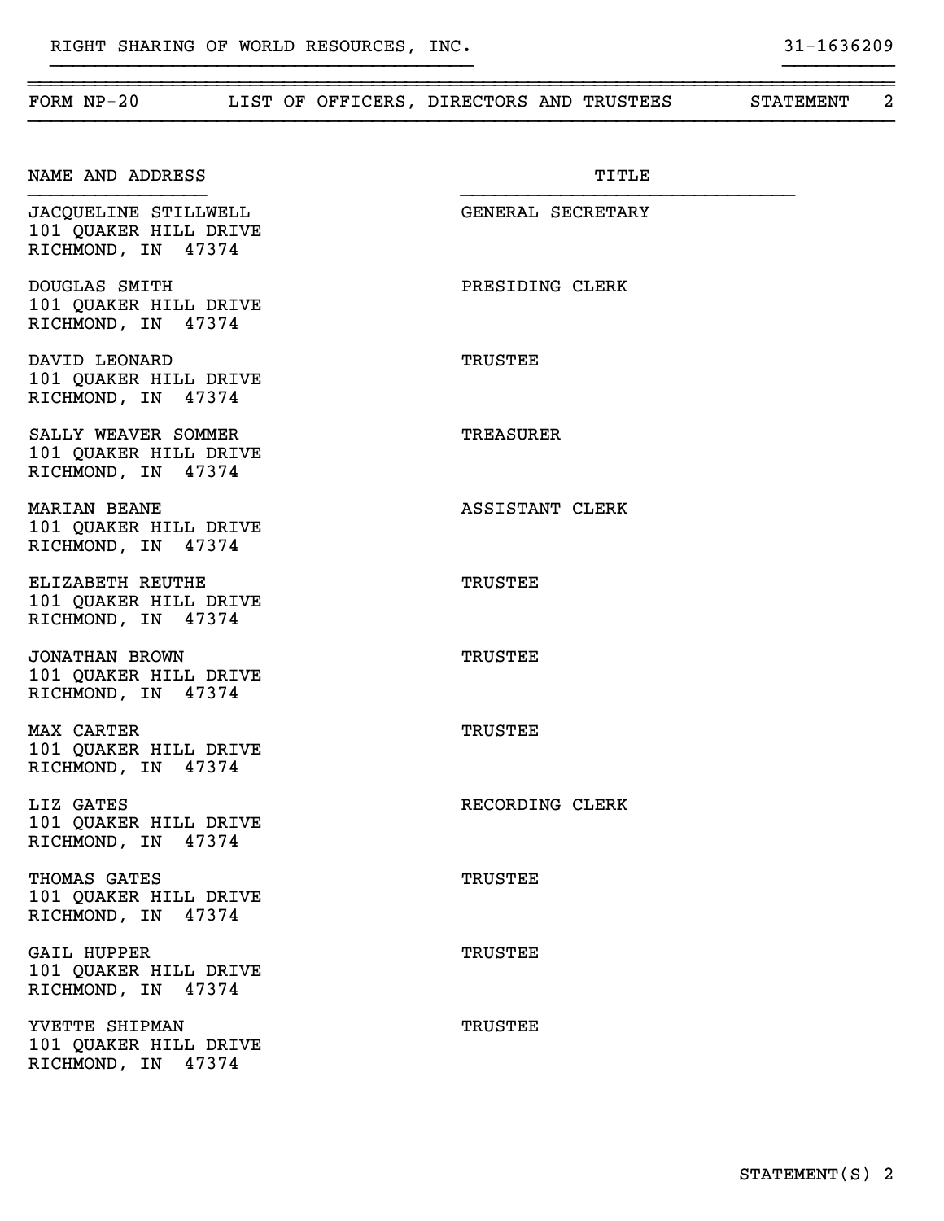RIGHT SHARING OF WORLD RESOURCES, INC. 31-1636209

## FORM NP-20 LIST OF OFFICERS, DIRECTORS AND TRUSTEES STATEMENT 2

| NAME AND ADDRESS | TITLE |
|---|---|
| JACQUELINE STILLWELL<br>101 QUAKER HILL DRIVE<br>RICHMOND, IN 47374 | GENERAL SECRETARY |
| DOUGLAS SMITH<br>101 QUAKER HILL DRIVE<br>RICHMOND, IN 47374 | PRESIDING CLERK |
| DAVID LEONARD<br>101 QUAKER HILL DRIVE<br>RICHMOND, IN 47374 | TRUSTEE |
| SALLY WEAVER SOMMER<br>101 QUAKER HILL DRIVE<br>RICHMOND, IN 47374 | TREASURER |
| MARIAN BEANE<br>101 QUAKER HILL DRIVE<br>RICHMOND, IN 47374 | ASSISTANT CLERK |
| ELIZABETH REUTHE<br>101 QUAKER HILL DRIVE<br>RICHMOND, IN 47374 | TRUSTEE |
| JONATHAN BROWN<br>101 QUAKER HILL DRIVE<br>RICHMOND, IN 47374 | TRUSTEE |
| MAX CARTER<br>101 QUAKER HILL DRIVE<br>RICHMOND, IN 47374 | TRUSTEE |
| LIZ GATES<br>101 QUAKER HILL DRIVE<br>RICHMOND, IN 47374 | RECORDING CLERK |
| THOMAS GATES<br>101 QUAKER HILL DRIVE<br>RICHMOND, IN 47374 | TRUSTEE |
| GAIL HUPPER<br>101 QUAKER HILL DRIVE<br>RICHMOND, IN 47374 | TRUSTEE |
| YVETTE SHIPMAN<br>101 QUAKER HILL DRIVE<br>RICHMOND, IN 47374 | TRUSTEE |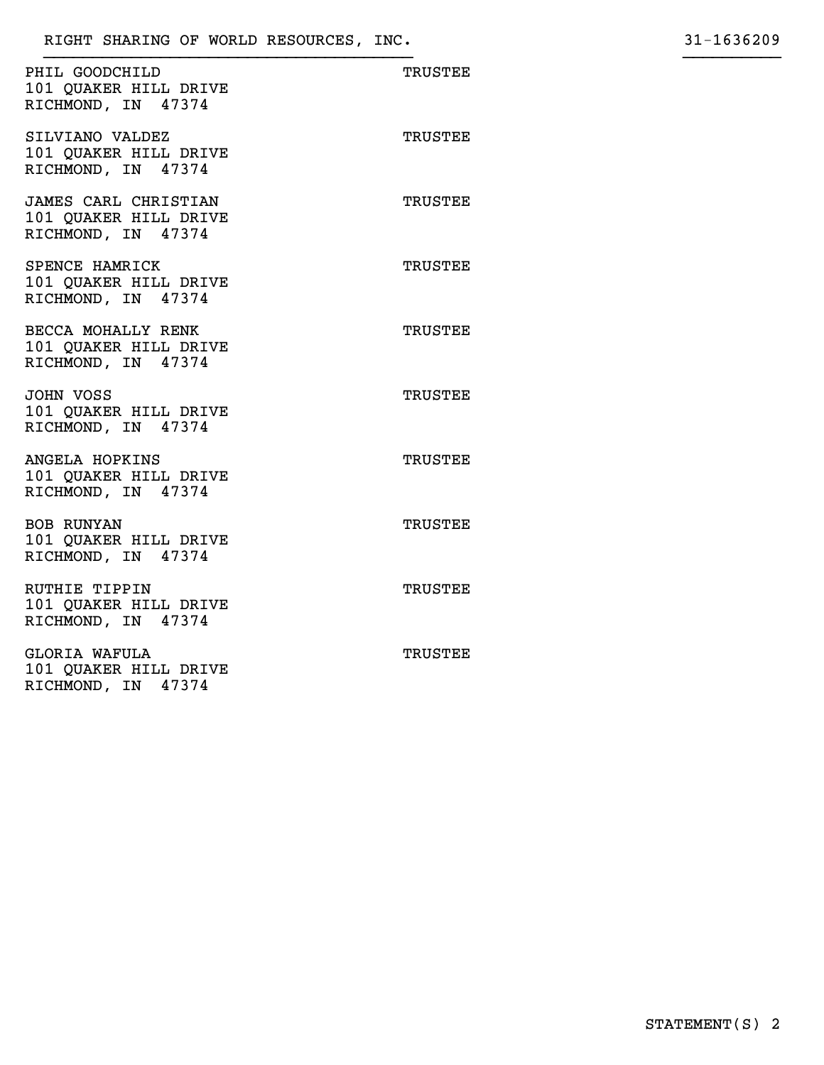RIGHT SHARING OF WORLD RESOURCES, INC. 31-1636209

| | |
|---|---|
| PHIL GOODCHILD<br>101 QUAKER HILL DRIVE<br>RICHMOND, IN 47374 | TRUSTEE |
| SILVIANO VALDEZ<br>101 QUAKER HILL DRIVE<br>RICHMOND, IN 47374 | TRUSTEE |
| JAMES CARL CHRISTIAN<br>101 QUAKER HILL DRIVE<br>RICHMOND, IN 47374 | TRUSTEE |
| SPENCE HAMRICK<br>101 QUAKER HILL DRIVE<br>RICHMOND, IN 47374 | TRUSTEE |
| BECCA MOHALLY RENK<br>101 QUAKER HILL DRIVE<br>RICHMOND, IN 47374 | TRUSTEE |
| JOHN VOSS<br>101 QUAKER HILL DRIVE<br>RICHMOND, IN 47374 | TRUSTEE |
| ANGELA HOPKINS<br>101 QUAKER HILL DRIVE<br>RICHMOND, IN 47374 | TRUSTEE |
| BOB RUNYAN<br>101 QUAKER HILL DRIVE<br>RICHMOND, IN 47374 | TRUSTEE |
| RUTHIE TIPPIN<br>101 QUAKER HILL DRIVE<br>RICHMOND, IN 47374 | TRUSTEE |
| GLORIA WAFULA<br>101 QUAKER HILL DRIVE<br>RICHMOND, IN 47374 | TRUSTEE |

STATEMENT(S) 2